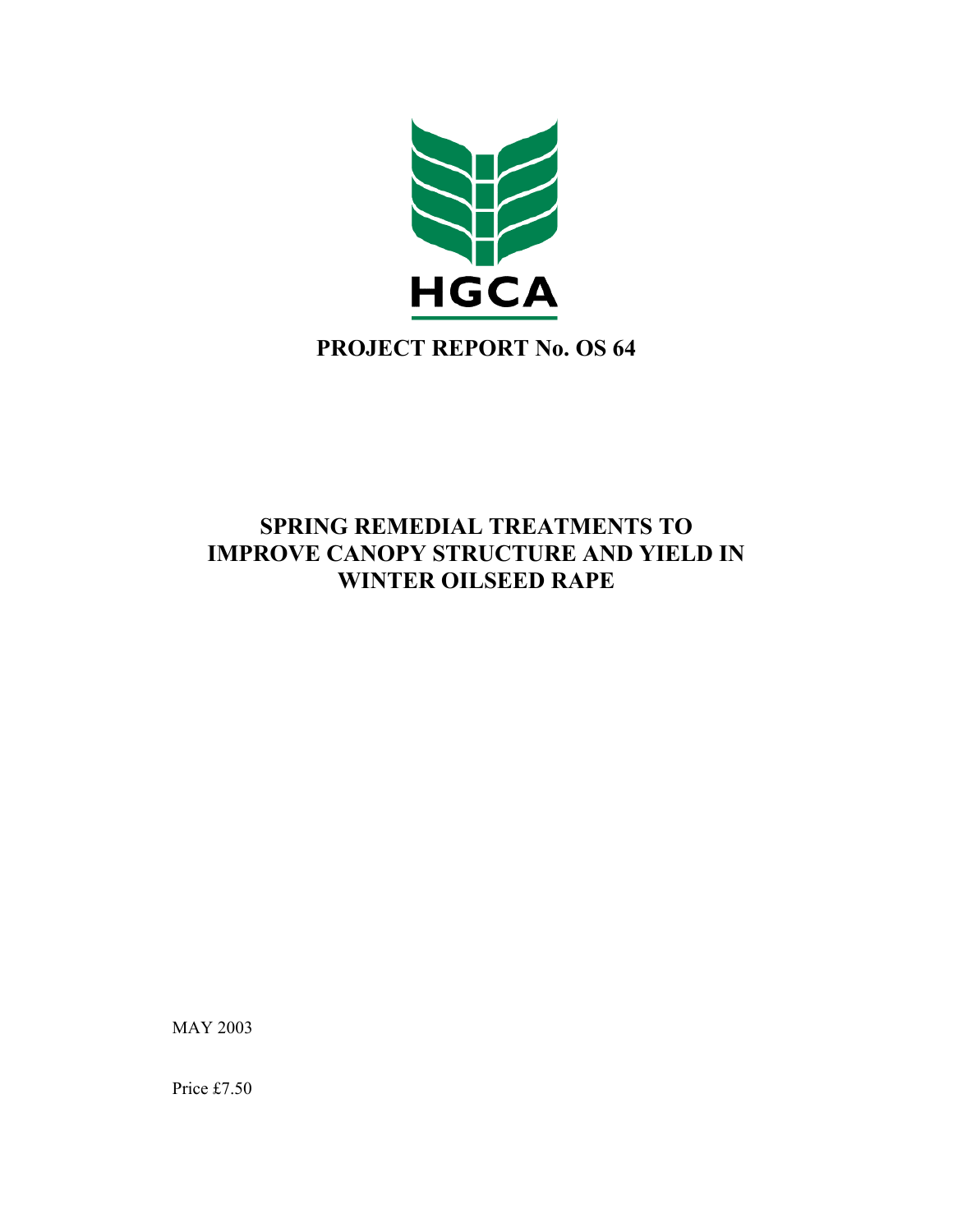HGCA

# PROJECT REPORT No. OS 64

## SPRING REMEDIAL TREATMENTS TO IMPROVE CANOPY STRUCTURE AND YIELD IN WINTER OILSEED RAPE

MAY 2003

Price £7.50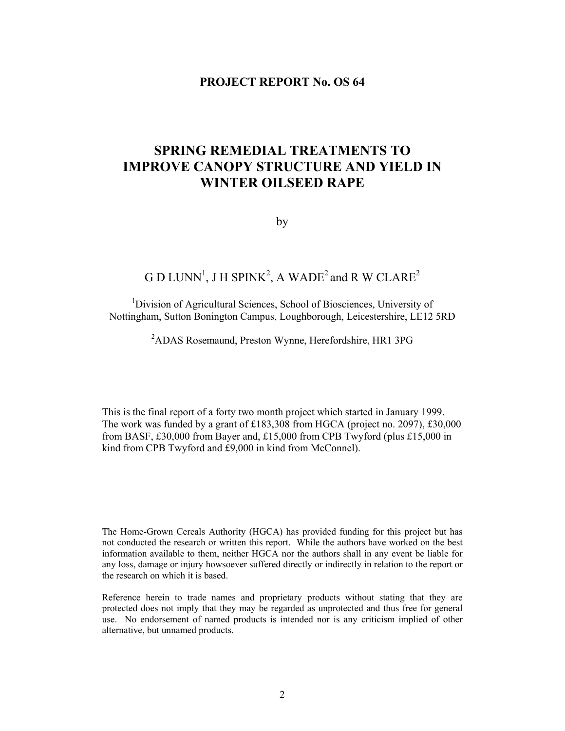**PROJECT REPORT No. OS 64**

# SPRING REMEDIAL TREATMENTS TO IMPROVE CANOPY STRUCTURE AND YIELD IN WINTER OILSEED RAPE

by

G D LUNN[1], J H SPINK[2], A WADE[2] and R W CLARE[2]

[1]Division of Agricultural Sciences, School of Biosciences, University of Nottingham, Sutton Bonington Campus, Loughborough, Leicestershire, LE12 5RD

[2]ADAS Rosemaund, Preston Wynne, Herefordshire, HR1 3PG

This is the final report of a forty two month project which started in January 1999. The work was funded by a grant of £183,308 from HGCA (project no. 2097), £30,000 from BASF, £30,000 from Bayer and, £15,000 from CPB Twyford (plus £15,000 in kind from CPB Twyford and £9,000 in kind from McConnel).

The Home-Grown Cereals Authority (HGCA) has provided funding for this project but has not conducted the research or written this report. While the authors have worked on the best information available to them, neither HGCA nor the authors shall in any event be liable for any loss, damage or injury howsoever suffered directly or indirectly in relation to the report or the research on which it is based.

Reference herein to trade names and proprietary products without stating that they are protected does not imply that they may be regarded as unprotected and thus free for general use. No endorsement of named products is intended nor is any criticism implied of other alternative, but unnamed products.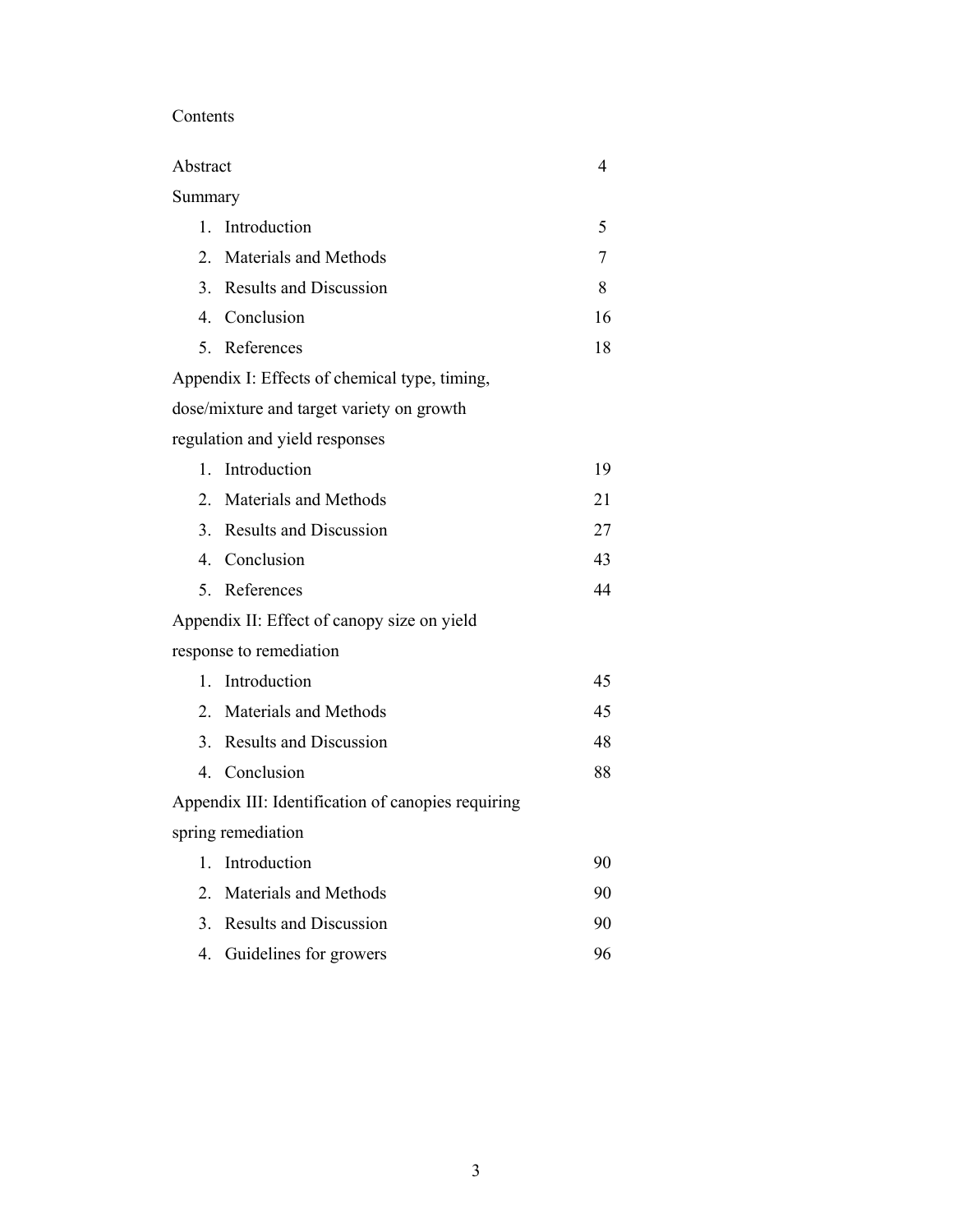# Contents

| | |
|---|---|
| Abstract | 4 |
| Summary | |
| 1. Introduction | 5 |
| 2. Materials and Methods | 7 |
| 3. Results and Discussion | 8 |
| 4. Conclusion | 16 |
| 5. References | 18 |
| Appendix I: Effects of chemical type, timing, dose/mixture and target variety on growth regulation and yield responses | |
| 1. Introduction | 19 |
| 2. Materials and Methods | 21 |
| 3. Results and Discussion | 27 |
| 4. Conclusion | 43 |
| 5. References | 44 |
| Appendix II: Effect of canopy size on yield response to remediation | |
| 1. Introduction | 45 |
| 2. Materials and Methods | 45 |
| 3. Results and Discussion | 48 |
| 4. Conclusion | 88 |
| Appendix III: Identification of canopies requiring spring remediation | |
| 1. Introduction | 90 |
| 2. Materials and Methods | 90 |
| 3. Results and Discussion | 90 |
| 4. Guidelines for growers | 96 |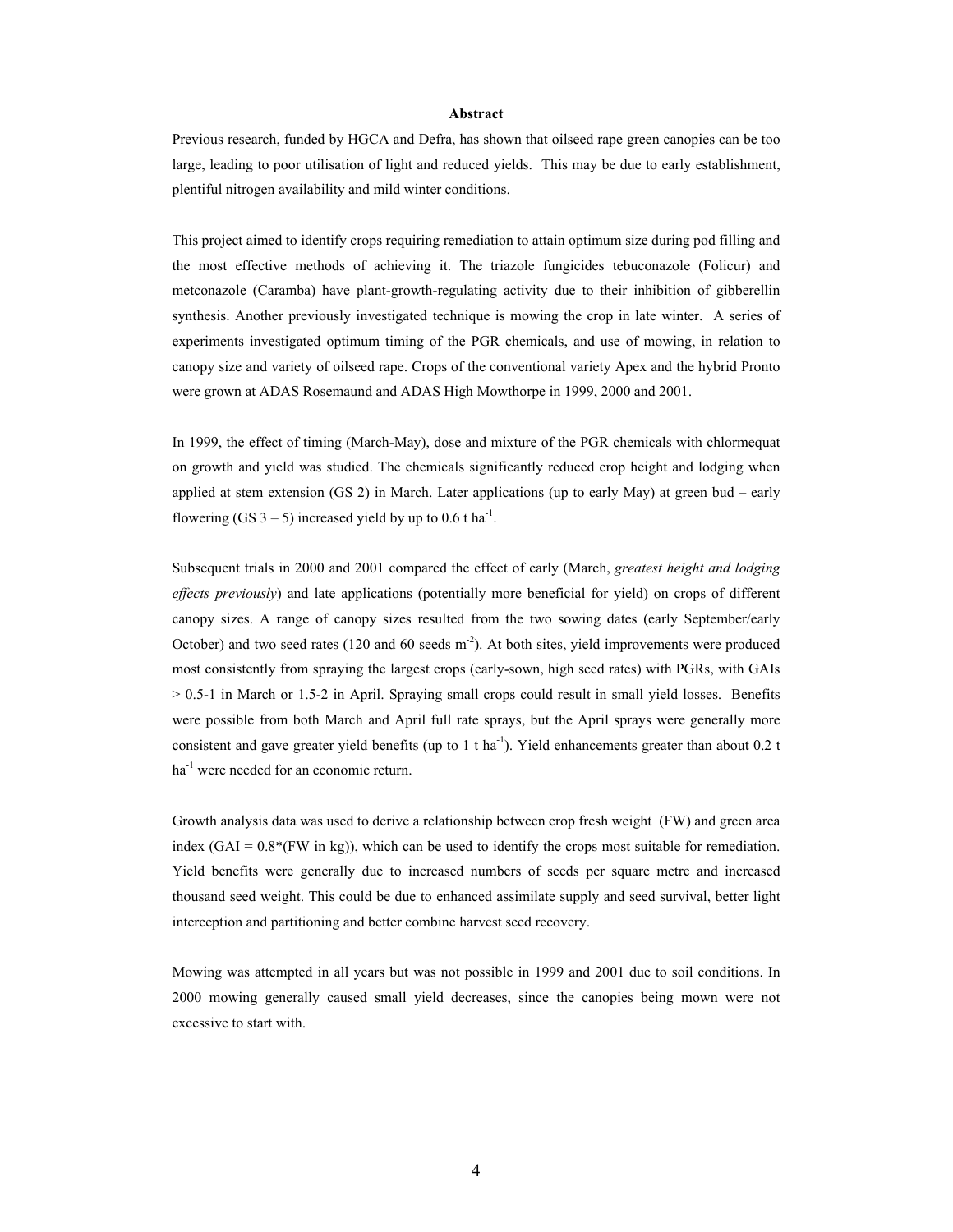## Abstract

Previous research, funded by HGCA and Defra, has shown that oilseed rape green canopies can be too large, leading to poor utilisation of light and reduced yields. This may be due to early establishment, plentiful nitrogen availability and mild winter conditions.

This project aimed to identify crops requiring remediation to attain optimum size during pod filling and the most effective methods of achieving it. The triazole fungicides tebuconazole (Folicur) and metconazole (Caramba) have plant-growth-regulating activity due to their inhibition of gibberellin synthesis. Another previously investigated technique is mowing the crop in late winter. A series of experiments investigated optimum timing of the PGR chemicals, and use of mowing, in relation to canopy size and variety of oilseed rape. Crops of the conventional variety Apex and the hybrid Pronto were grown at ADAS Rosemaund and ADAS High Mowthorpe in 1999, 2000 and 2001.

In 1999, the effect of timing (March-May), dose and mixture of the PGR chemicals with chlormequat on growth and yield was studied. The chemicals significantly reduced crop height and lodging when applied at stem extension (GS 2) in March. Later applications (up to early May) at green bud – early flowering (GS 3 – 5) increased yield by up to 0.6 t ha$^{-1}$.

Subsequent trials in 2000 and 2001 compared the effect of early (March, *greatest height and lodging effects previously*) and late applications (potentially more beneficial for yield) on crops of different canopy sizes. A range of canopy sizes resulted from the two sowing dates (early September/early October) and two seed rates (120 and 60 seeds m$^{-2}$). At both sites, yield improvements were produced most consistently from spraying the largest crops (early-sown, high seed rates) with PGRs, with GAIs > 0.5-1 in March or 1.5-2 in April. Spraying small crops could result in small yield losses. Benefits were possible from both March and April full rate sprays, but the April sprays were generally more consistent and gave greater yield benefits (up to 1 t ha$^{-1}$). Yield enhancements greater than about 0.2 t ha$^{-1}$ were needed for an economic return.

Growth analysis data was used to derive a relationship between crop fresh weight (FW) and green area index (GAI = 0.8*(FW in kg)), which can be used to identify the crops most suitable for remediation. Yield benefits were generally due to increased numbers of seeds per square metre and increased thousand seed weight. This could be due to enhanced assimilate supply and seed survival, better light interception and partitioning and better combine harvest seed recovery.

Mowing was attempted in all years but was not possible in 1999 and 2001 due to soil conditions. In 2000 mowing generally caused small yield decreases, since the canopies being mown were not excessive to start with.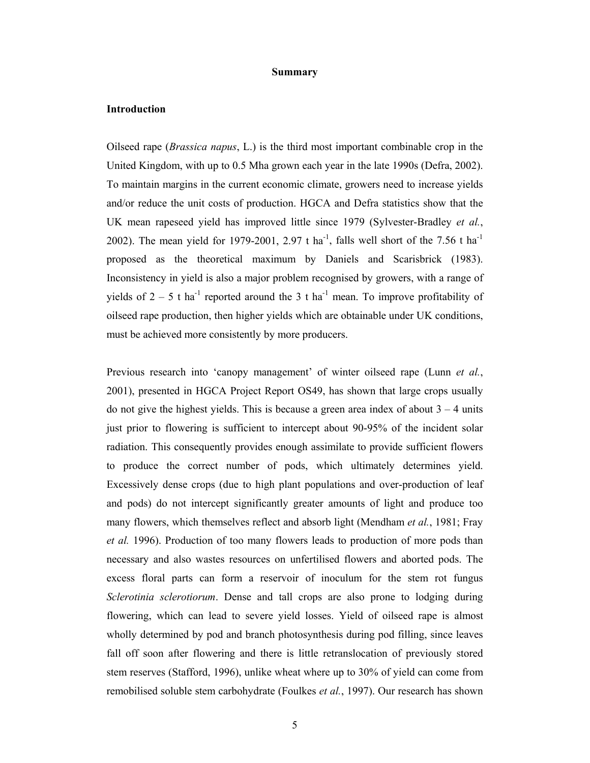## Summary

### Introduction

Oilseed rape (*Brassica napus*, L.) is the third most important combinable crop in the United Kingdom, with up to 0.5 Mha grown each year in the late 1990s (Defra, 2002). To maintain margins in the current economic climate, growers need to increase yields and/or reduce the unit costs of production. HGCA and Defra statistics show that the UK mean rapeseed yield has improved little since 1979 (Sylvester-Bradley *et al.*, 2002). The mean yield for 1979-2001, 2.97 t $ha^{-1}$, falls well short of the 7.56 t $ha^{-1}$ proposed as the theoretical maximum by Daniels and Scarisbrick (1983). Inconsistency in yield is also a major problem recognised by growers, with a range of yields of 2 – 5 t $ha^{-1}$ reported around the 3 t $ha^{-1}$ mean. To improve profitability of oilseed rape production, then higher yields which are obtainable under UK conditions, must be achieved more consistently by more producers.

Previous research into 'canopy management' of winter oilseed rape (Lunn *et al.*, 2001), presented in HGCA Project Report OS49, has shown that large crops usually do not give the highest yields. This is because a green area index of about 3 – 4 units just prior to flowering is sufficient to intercept about 90-95% of the incident solar radiation. This consequently provides enough assimilate to provide sufficient flowers to produce the correct number of pods, which ultimately determines yield. Excessively dense crops (due to high plant populations and over-production of leaf and pods) do not intercept significantly greater amounts of light and produce too many flowers, which themselves reflect and absorb light (Mendham *et al.*, 1981; Fray *et al.* 1996). Production of too many flowers leads to production of more pods than necessary and also wastes resources on unfertilised flowers and aborted pods. The excess floral parts can form a reservoir of inoculum for the stem rot fungus *Sclerotinia sclerotiorum*. Dense and tall crops are also prone to lodging during flowering, which can lead to severe yield losses. Yield of oilseed rape is almost wholly determined by pod and branch photosynthesis during pod filling, since leaves fall off soon after flowering and there is little retranslocation of previously stored stem reserves (Stafford, 1996), unlike wheat where up to 30% of yield can come from remobilised soluble stem carbohydrate (Foulkes *et al.*, 1997). Our research has shown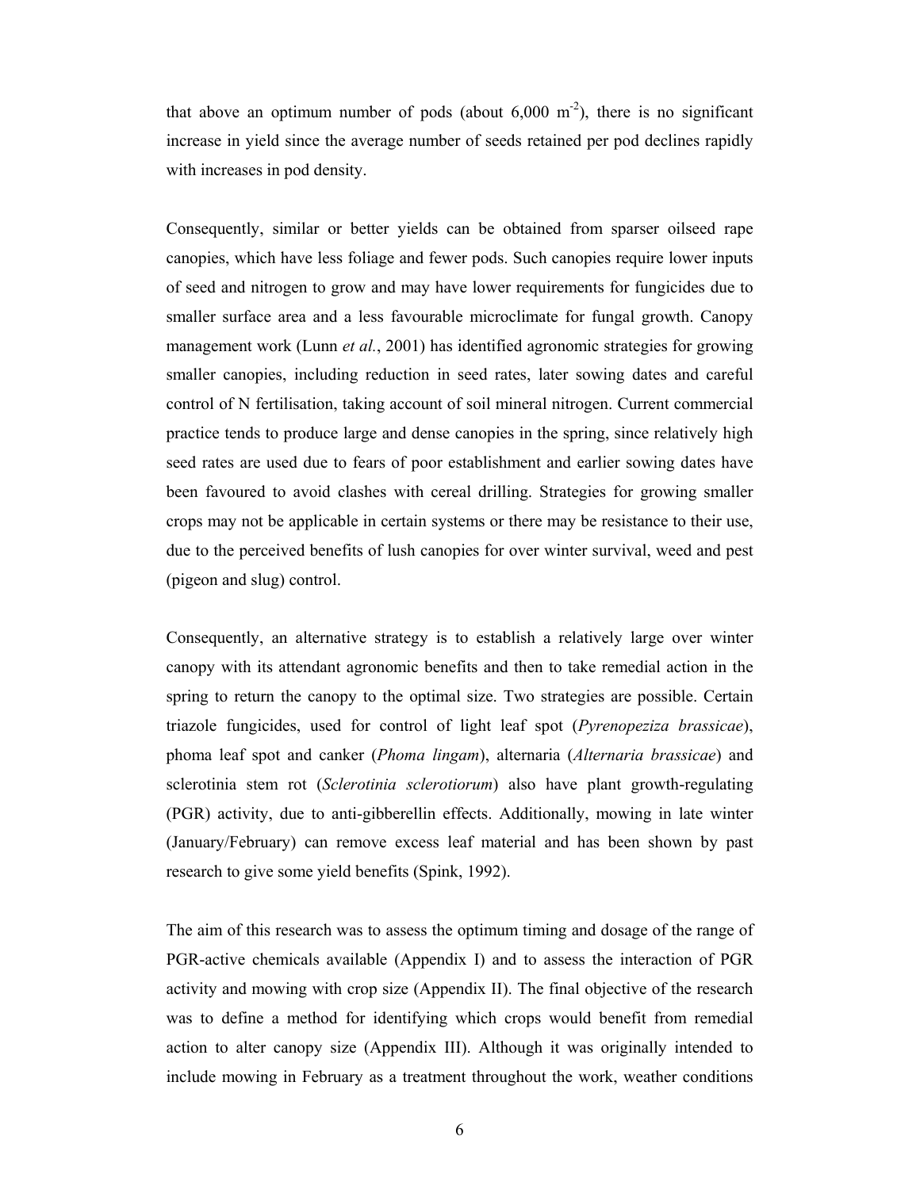that above an optimum number of pods (about 6,000 $m^{-2}$), there is no significant increase in yield since the average number of seeds retained per pod declines rapidly with increases in pod density.

Consequently, similar or better yields can be obtained from sparser oilseed rape canopies, which have less foliage and fewer pods. Such canopies require lower inputs of seed and nitrogen to grow and may have lower requirements for fungicides due to smaller surface area and a less favourable microclimate for fungal growth. Canopy management work (Lunn *et al.*, 2001) has identified agronomic strategies for growing smaller canopies, including reduction in seed rates, later sowing dates and careful control of N fertilisation, taking account of soil mineral nitrogen. Current commercial practice tends to produce large and dense canopies in the spring, since relatively high seed rates are used due to fears of poor establishment and earlier sowing dates have been favoured to avoid clashes with cereal drilling. Strategies for growing smaller crops may not be applicable in certain systems or there may be resistance to their use, due to the perceived benefits of lush canopies for over winter survival, weed and pest (pigeon and slug) control.

Consequently, an alternative strategy is to establish a relatively large over winter canopy with its attendant agronomic benefits and then to take remedial action in the spring to return the canopy to the optimal size. Two strategies are possible. Certain triazole fungicides, used for control of light leaf spot (*Pyrenopeziza brassicae*), phoma leaf spot and canker (*Phoma lingam*), alternaria (*Alternaria brassicae*) and sclerotinia stem rot (*Sclerotinia sclerotiorum*) also have plant growth-regulating (PGR) activity, due to anti-gibberellin effects. Additionally, mowing in late winter (January/February) can remove excess leaf material and has been shown by past research to give some yield benefits (Spink, 1992).

The aim of this research was to assess the optimum timing and dosage of the range of PGR-active chemicals available (Appendix I) and to assess the interaction of PGR activity and mowing with crop size (Appendix II). The final objective of the research was to define a method for identifying which crops would benefit from remedial action to alter canopy size (Appendix III). Although it was originally intended to include mowing in February as a treatment throughout the work, weather conditions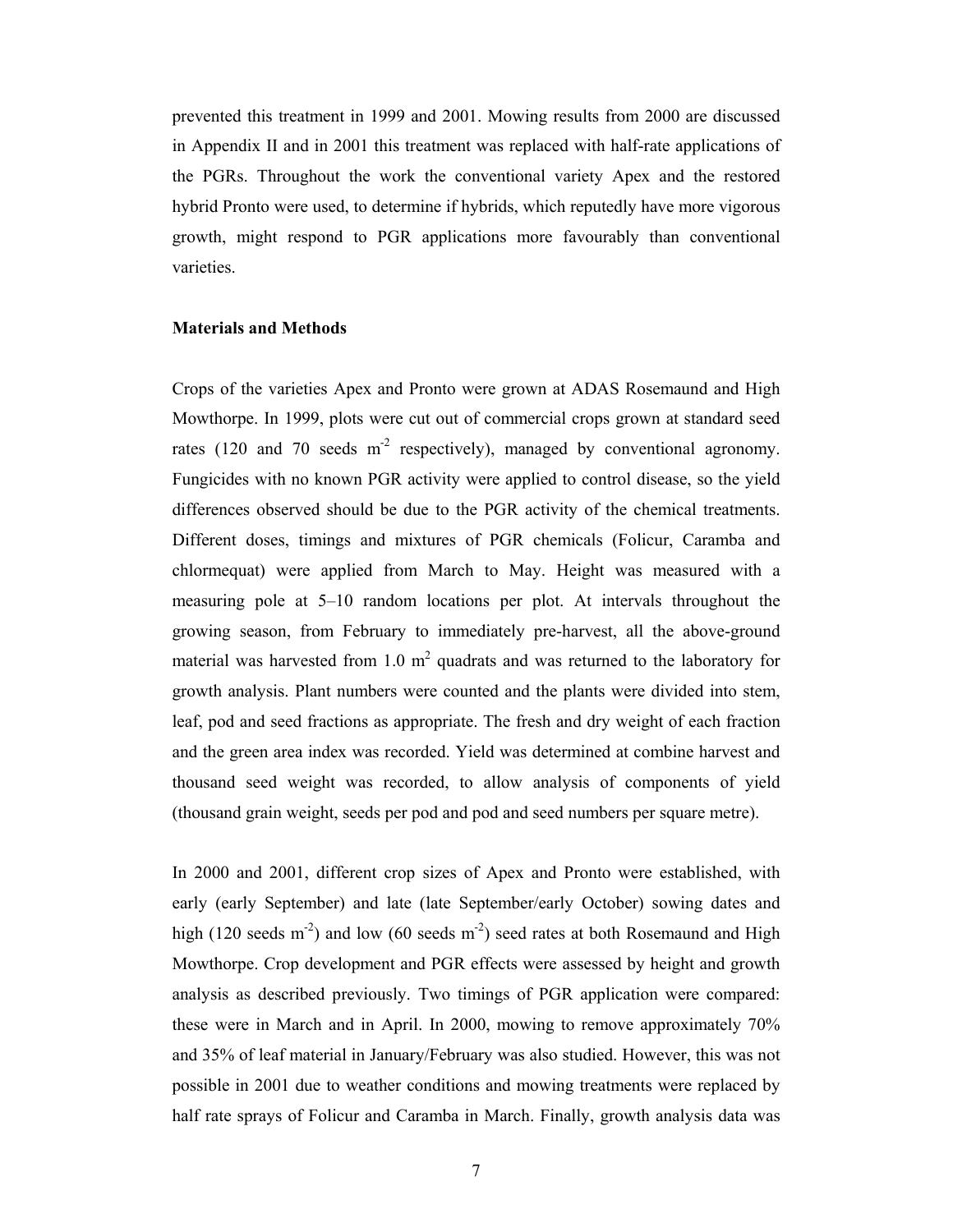prevented this treatment in 1999 and 2001. Mowing results from 2000 are discussed in Appendix II and in 2001 this treatment was replaced with half-rate applications of the PGRs. Throughout the work the conventional variety Apex and the restored hybrid Pronto were used, to determine if hybrids, which reputedly have more vigorous growth, might respond to PGR applications more favourably than conventional varieties.

**Materials and Methods**

Crops of the varieties Apex and Pronto were grown at ADAS Rosemaund and High Mowthorpe. In 1999, plots were cut out of commercial crops grown at standard seed rates (120 and 70 seeds $m^{-2}$ respectively), managed by conventional agronomy. Fungicides with no known PGR activity were applied to control disease, so the yield differences observed should be due to the PGR activity of the chemical treatments. Different doses, timings and mixtures of PGR chemicals (Folicur, Caramba and chlormequat) were applied from March to May. Height was measured with a measuring pole at 5–10 random locations per plot. At intervals throughout the growing season, from February to immediately pre-harvest, all the above-ground material was harvested from 1.0 $m^2$ quadrats and was returned to the laboratory for growth analysis. Plant numbers were counted and the plants were divided into stem, leaf, pod and seed fractions as appropriate. The fresh and dry weight of each fraction and the green area index was recorded. Yield was determined at combine harvest and thousand seed weight was recorded, to allow analysis of components of yield (thousand grain weight, seeds per pod and pod and seed numbers per square metre).

In 2000 and 2001, different crop sizes of Apex and Pronto were established, with early (early September) and late (late September/early October) sowing dates and high (120 seeds $m^{-2}$) and low (60 seeds $m^{-2}$) seed rates at both Rosemaund and High Mowthorpe. Crop development and PGR effects were assessed by height and growth analysis as described previously. Two timings of PGR application were compared: these were in March and in April. In 2000, mowing to remove approximately 70% and 35% of leaf material in January/February was also studied. However, this was not possible in 2001 due to weather conditions and mowing treatments were replaced by half rate sprays of Folicur and Caramba in March. Finally, growth analysis data was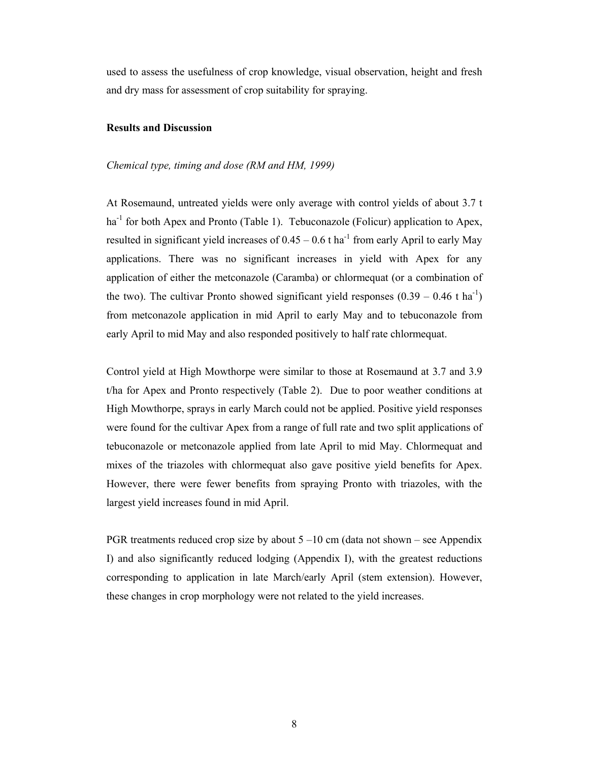used to assess the usefulness of crop knowledge, visual observation, height and fresh and dry mass for assessment of crop suitability for spraying.

**Results and Discussion**

*Chemical type, timing and dose (RM and HM, 1999)*

At Rosemaund, untreated yields were only average with control yields of about 3.7 t $ha^{-1}$ for both Apex and Pronto (Table 1). Tebuconazole (Folicur) application to Apex, resulted in significant yield increases of 0.45 – 0.6 t $ha^{-1}$ from early April to early May applications. There was no significant increases in yield with Apex for any application of either the metconazole (Caramba) or chlormequat (or a combination of the two). The cultivar Pronto showed significant yield responses (0.39 – 0.46 t $ha^{-1}$) from metconazole application in mid April to early May and to tebuconazole from early April to mid May and also responded positively to half rate chlormequat.

Control yield at High Mowthorpe were similar to those at Rosemaund at 3.7 and 3.9 t/ha for Apex and Pronto respectively (Table 2). Due to poor weather conditions at High Mowthorpe, sprays in early March could not be applied. Positive yield responses were found for the cultivar Apex from a range of full rate and two split applications of tebuconazole or metconazole applied from late April to mid May. Chlormequat and mixes of the triazoles with chlormequat also gave positive yield benefits for Apex. However, there were fewer benefits from spraying Pronto with triazoles, with the largest yield increases found in mid April.

PGR treatments reduced crop size by about 5 –10 cm (data not shown – see Appendix I) and also significantly reduced lodging (Appendix I), with the greatest reductions corresponding to application in late March/early April (stem extension). However, these changes in crop morphology were not related to the yield increases.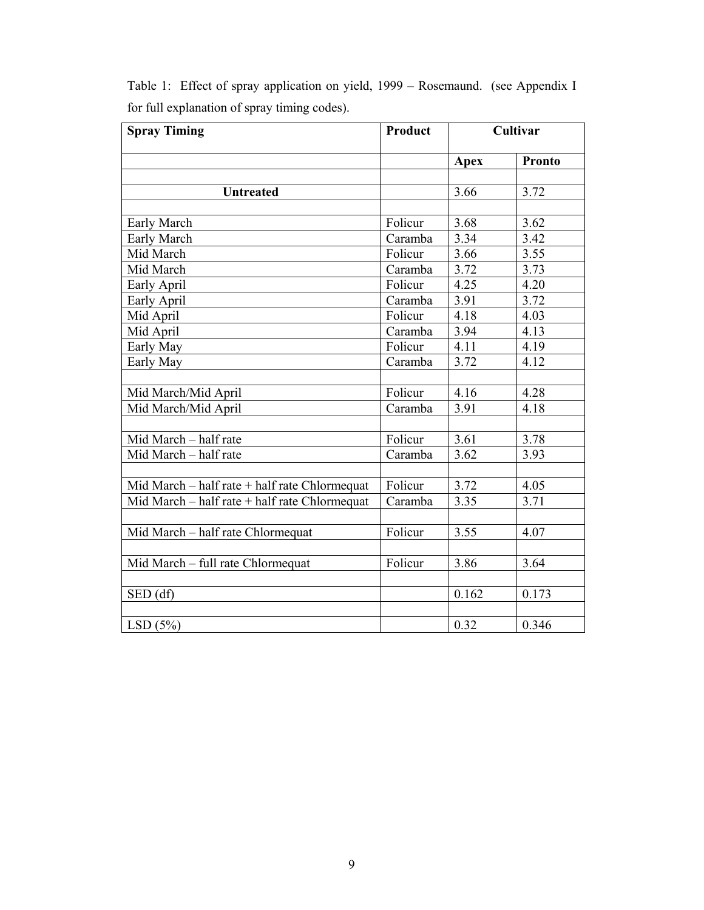Table 1: Effect of spray application on yield, 1999 – Rosemaund. (see Appendix I for full explanation of spray timing codes).

| **Spray Timing** | **Product** | **Cultivar** | |
|---|---|---|---|
| | | **Apex** | **Pronto** |
| | | | |
| **Untreated** | | 3.66 | 3.72 |
| | | | |
| Early March | Folicur | 3.68 | 3.62 |
| Early March | Caramba | 3.34 | 3.42 |
| Mid March | Folicur | 3.66 | 3.55 |
| Mid March | Caramba | 3.72 | 3.73 |
| Early April | Folicur | 4.25 | 4.20 |
| Early April | Caramba | 3.91 | 3.72 |
| Mid April | Folicur | 4.18 | 4.03 |
| Mid April | Caramba | 3.94 | 4.13 |
| Early May | Folicur | 4.11 | 4.19 |
| Early May | Caramba | 3.72 | 4.12 |
| | | | |
| Mid March/Mid April | Folicur | 4.16 | 4.28 |
| Mid March/Mid April | Caramba | 3.91 | 4.18 |
| | | | |
| Mid March – half rate | Folicur | 3.61 | 3.78 |
| Mid March – half rate | Caramba | 3.62 | 3.93 |
| | | | |
| Mid March – half rate + half rate Chlormequat | Folicur | 3.72 | 4.05 |
| Mid March – half rate + half rate Chlormequat | Caramba | 3.35 | 3.71 |
| | | | |
| Mid March – half rate Chlormequat | Folicur | 3.55 | 4.07 |
| | | | |
| Mid March – full rate Chlormequat | Folicur | 3.86 | 3.64 |
| | | | |
| SED (df) | | 0.162 | 0.173 |
| | | | |
| LSD (5%) | | 0.32 | 0.346 |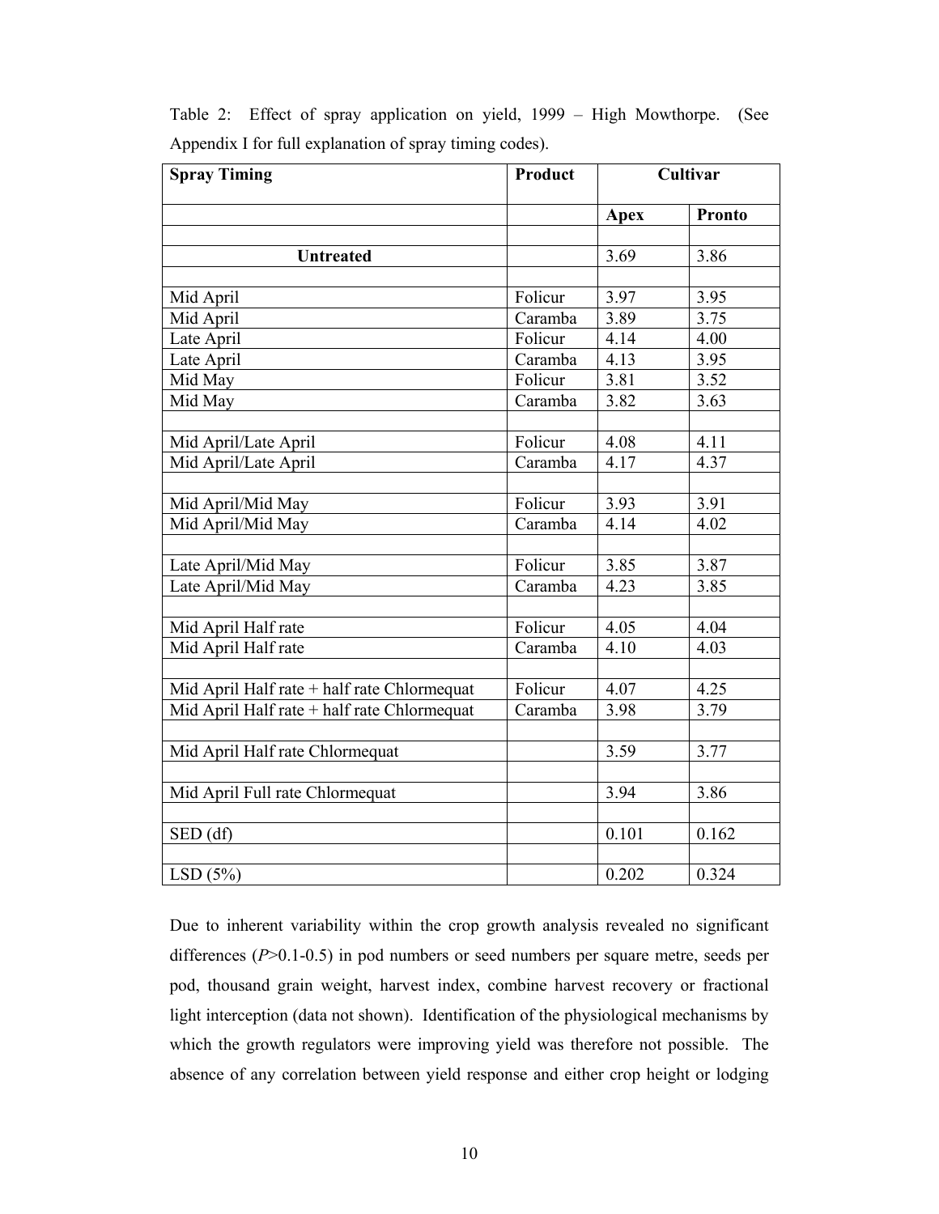Table 2: Effect of spray application on yield, 1999 – High Mowthorpe. (See Appendix I for full explanation of spray timing codes).

| Spray Timing | Product | Cultivar | |
|---|---|---|---|
| | | Apex | Pronto |
| | | | |
| **Untreated** | | 3.69 | 3.86 |
| | | | |
| Mid April | Folicur | 3.97 | 3.95 |
| Mid April | Caramba | 3.89 | 3.75 |
| Late April | Folicur | 4.14 | 4.00 |
| Late April | Caramba | 4.13 | 3.95 |
| Mid May | Folicur | 3.81 | 3.52 |
| Mid May | Caramba | 3.82 | 3.63 |
| | | | |
| Mid April/Late April | Folicur | 4.08 | 4.11 |
| Mid April/Late April | Caramba | 4.17 | 4.37 |
| | | | |
| Mid April/Mid May | Folicur | 3.93 | 3.91 |
| Mid April/Mid May | Caramba | 4.14 | 4.02 |
| | | | |
| Late April/Mid May | Folicur | 3.85 | 3.87 |
| Late April/Mid May | Caramba | 4.23 | 3.85 |
| | | | |
| Mid April Half rate | Folicur | 4.05 | 4.04 |
| Mid April Half rate | Caramba | 4.10 | 4.03 |
| | | | |
| Mid April Half rate + half rate Chlormequat | Folicur | 4.07 | 4.25 |
| Mid April Half rate + half rate Chlormequat | Caramba | 3.98 | 3.79 |
| | | | |
| Mid April Half rate Chlormequat | | 3.59 | 3.77 |
| | | | |
| Mid April Full rate Chlormequat | | 3.94 | 3.86 |
| | | | |
| SED (df) | | 0.101 | 0.162 |
| | | | |
| LSD (5%) | | 0.202 | 0.324 |

Due to inherent variability within the crop growth analysis revealed no significant differences ($P$>0.1-0.5) in pod numbers or seed numbers per square metre, seeds per pod, thousand grain weight, harvest index, combine harvest recovery or fractional light interception (data not shown). Identification of the physiological mechanisms by which the growth regulators were improving yield was therefore not possible. The absence of any correlation between yield response and either crop height or lodging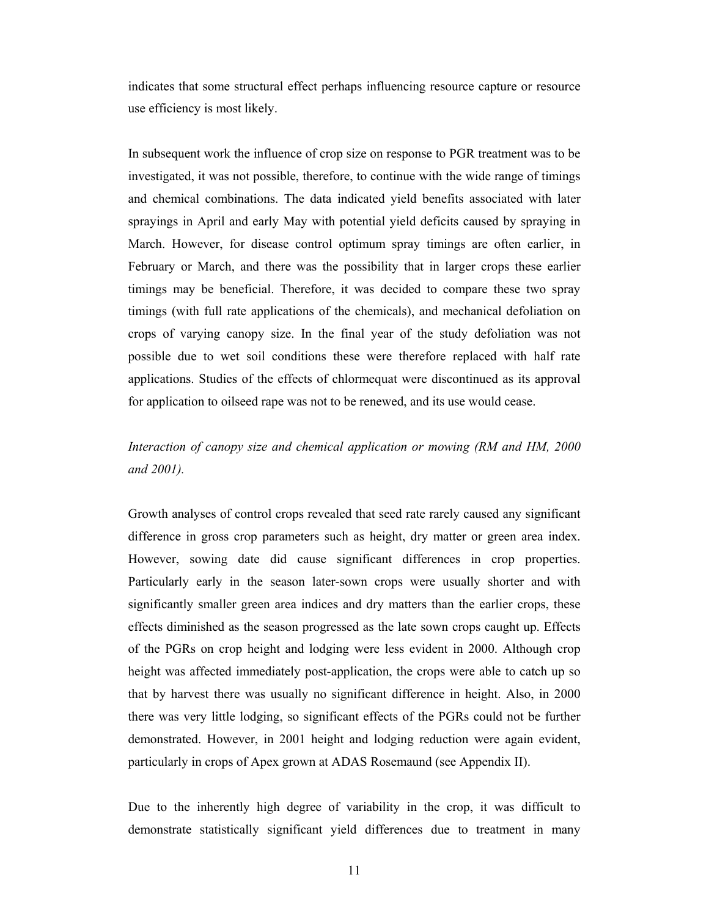indicates that some structural effect perhaps influencing resource capture or resource use efficiency is most likely.

In subsequent work the influence of crop size on response to PGR treatment was to be investigated, it was not possible, therefore, to continue with the wide range of timings and chemical combinations. The data indicated yield benefits associated with later sprayings in April and early May with potential yield deficits caused by spraying in March. However, for disease control optimum spray timings are often earlier, in February or March, and there was the possibility that in larger crops these earlier timings may be beneficial. Therefore, it was decided to compare these two spray timings (with full rate applications of the chemicals), and mechanical defoliation on crops of varying canopy size. In the final year of the study defoliation was not possible due to wet soil conditions these were therefore replaced with half rate applications. Studies of the effects of chlormequat were discontinued as its approval for application to oilseed rape was not to be renewed, and its use would cease.

*Interaction of canopy size and chemical application or mowing (RM and HM, 2000 and 2001).*

Growth analyses of control crops revealed that seed rate rarely caused any significant difference in gross crop parameters such as height, dry matter or green area index. However, sowing date did cause significant differences in crop properties. Particularly early in the season later-sown crops were usually shorter and with significantly smaller green area indices and dry matters than the earlier crops, these effects diminished as the season progressed as the late sown crops caught up. Effects of the PGRs on crop height and lodging were less evident in 2000. Although crop height was affected immediately post-application, the crops were able to catch up so that by harvest there was usually no significant difference in height. Also, in 2000 there was very little lodging, so significant effects of the PGRs could not be further demonstrated. However, in 2001 height and lodging reduction were again evident, particularly in crops of Apex grown at ADAS Rosemaund (see Appendix II).

Due to the inherently high degree of variability in the crop, it was difficult to demonstrate statistically significant yield differences due to treatment in many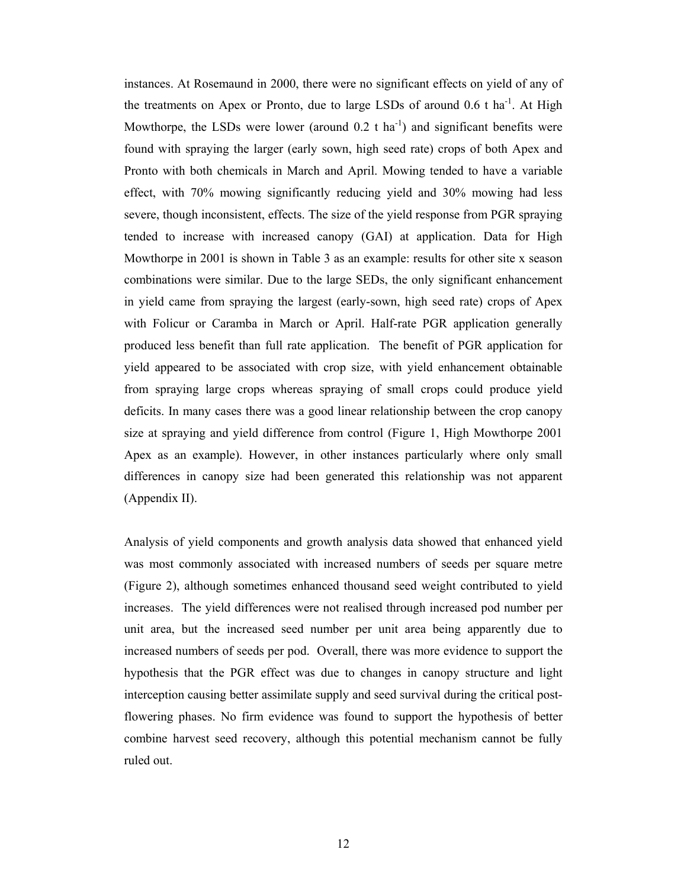instances. At Rosemaund in 2000, there were no significant effects on yield of any of the treatments on Apex or Pronto, due to large LSDs of around 0.6 t $ha^{-1}$. At High Mowthorpe, the LSDs were lower (around 0.2 t $ha^{-1}$) and significant benefits were found with spraying the larger (early sown, high seed rate) crops of both Apex and Pronto with both chemicals in March and April. Mowing tended to have a variable effect, with 70% mowing significantly reducing yield and 30% mowing had less severe, though inconsistent, effects. The size of the yield response from PGR spraying tended to increase with increased canopy (GAI) at application. Data for High Mowthorpe in 2001 is shown in Table 3 as an example: results for other site x season combinations were similar. Due to the large SEDs, the only significant enhancement in yield came from spraying the largest (early-sown, high seed rate) crops of Apex with Folicur or Caramba in March or April. Half-rate PGR application generally produced less benefit than full rate application. The benefit of PGR application for yield appeared to be associated with crop size, with yield enhancement obtainable from spraying large crops whereas spraying of small crops could produce yield deficits. In many cases there was a good linear relationship between the crop canopy size at spraying and yield difference from control (Figure 1, High Mowthorpe 2001 Apex as an example). However, in other instances particularly where only small differences in canopy size had been generated this relationship was not apparent (Appendix II).

Analysis of yield components and growth analysis data showed that enhanced yield was most commonly associated with increased numbers of seeds per square metre (Figure 2), although sometimes enhanced thousand seed weight contributed to yield increases. The yield differences were not realised through increased pod number per unit area, but the increased seed number per unit area being apparently due to increased numbers of seeds per pod. Overall, there was more evidence to support the hypothesis that the PGR effect was due to changes in canopy structure and light interception causing better assimilate supply and seed survival during the critical post-flowering phases. No firm evidence was found to support the hypothesis of better combine harvest seed recovery, although this potential mechanism cannot be fully ruled out.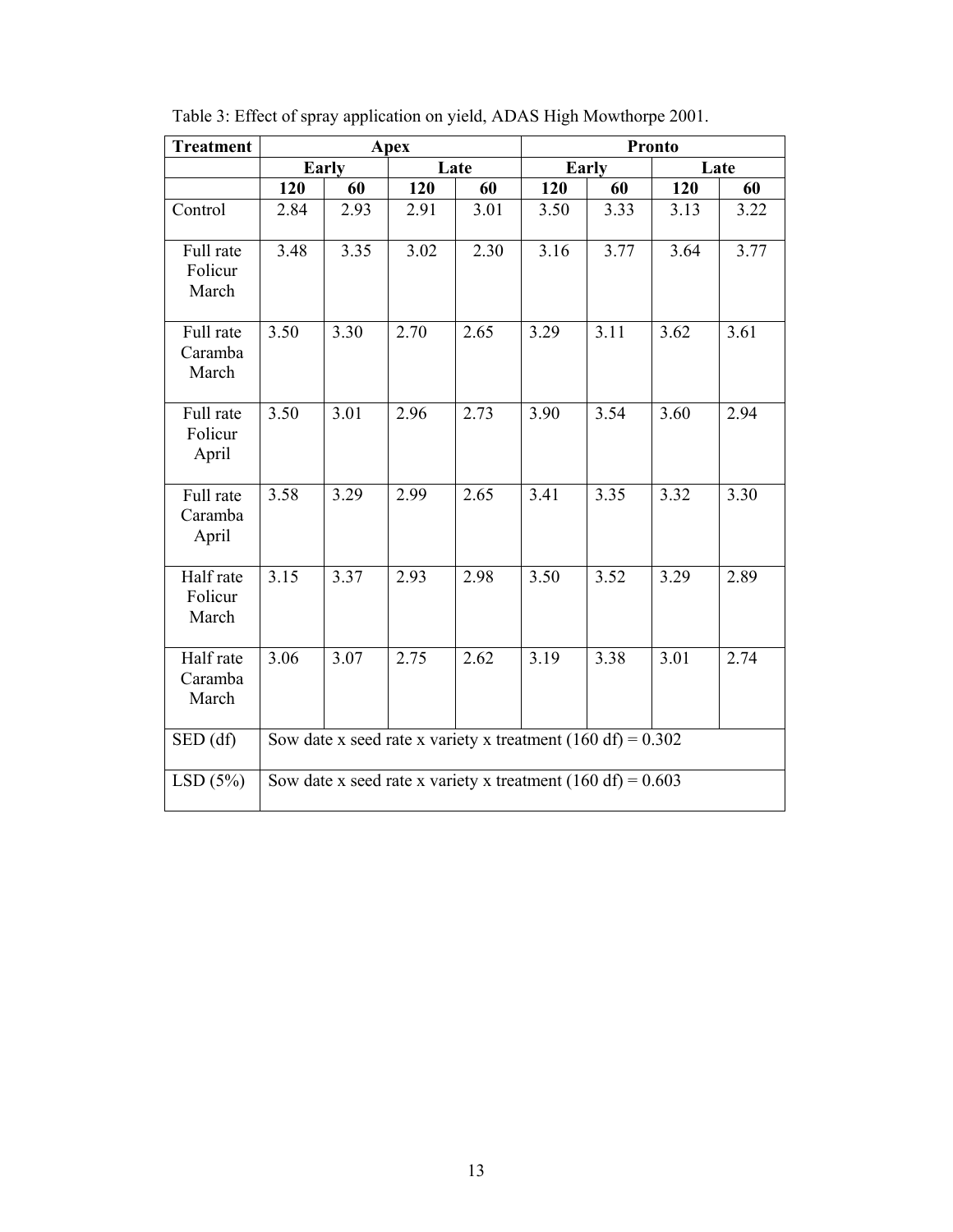Table 3: Effect of spray application on yield, ADAS High Mowthorpe 2001.

| Treatment | Apex | | | | Pronto | | | |
|---|---|---|---|---|---|---|---|---|
| | Early | | Late | | Early | | Late | |
| | 120 | 60 | 120 | 60 | 120 | 60 | 120 | 60 |
| Control | 2.84 | 2.93 | 2.91 | 3.01 | 3.50 | 3.33 | 3.13 | 3.22 |
| Full rate Folicur March | 3.48 | 3.35 | 3.02 | 2.30 | 3.16 | 3.77 | 3.64 | 3.77 |
| Full rate Caramba March | 3.50 | 3.30 | 2.70 | 2.65 | 3.29 | 3.11 | 3.62 | 3.61 |
| Full rate Folicur April | 3.50 | 3.01 | 2.96 | 2.73 | 3.90 | 3.54 | 3.60 | 2.94 |
| Full rate Caramba April | 3.58 | 3.29 | 2.99 | 2.65 | 3.41 | 3.35 | 3.32 | 3.30 |
| Half rate Folicur March | 3.15 | 3.37 | 2.93 | 2.98 | 3.50 | 3.52 | 3.29 | 2.89 |
| Half rate Caramba March | 3.06 | 3.07 | 2.75 | 2.62 | 3.19 | 3.38 | 3.01 | 2.74 |
| SED (df) | Sow date x seed rate x variety x treatment (160 df) = 0.302 | | | | | | | |
| LSD (5%) | Sow date x seed rate x variety x treatment (160 df) = 0.603 | | | | | | | |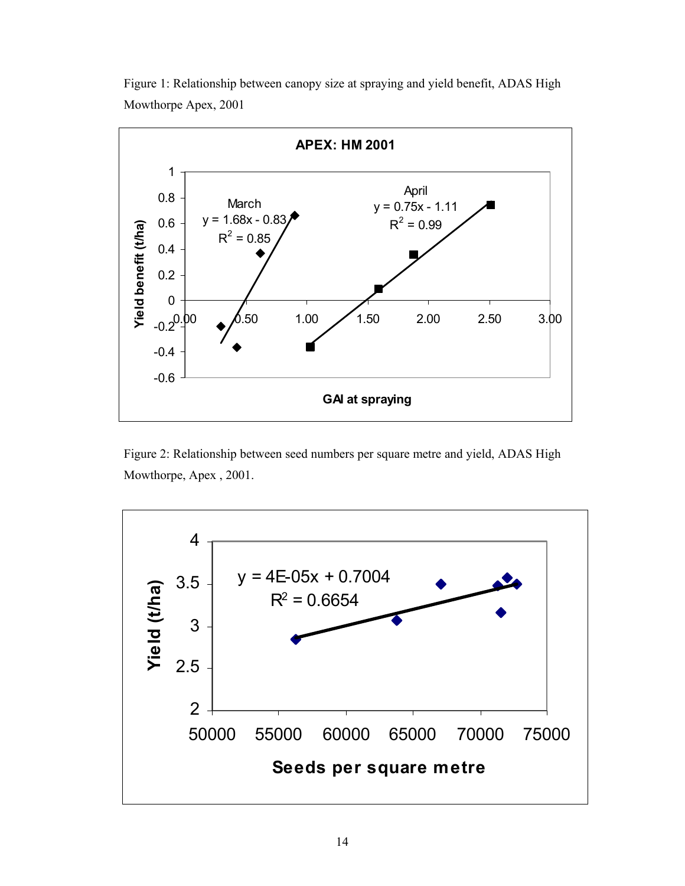Figure 1: Relationship between canopy size at spraying and yield benefit, ADAS High Mowthorpe Apex, 2001

**APEX: HM 2001**

March: $y = 1.68x - 0.83$, $R^2 = 0.85$

April: $y = 0.75x - 1.11$, $R^2 = 0.99$

Figure 2: Relationship between seed numbers per square metre and yield, ADAS High Mowthorpe, Apex , 2001.

$y = 4E\text{-}05x + 0.7004$

$R^2 = 0.6654$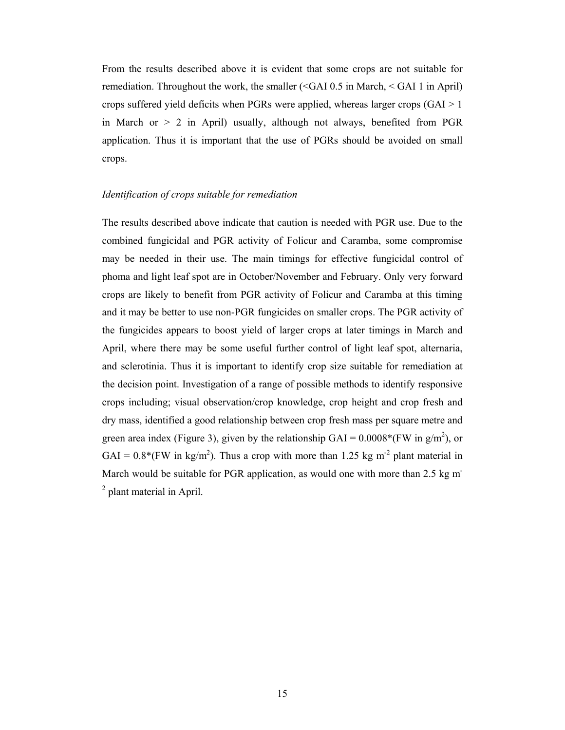From the results described above it is evident that some crops are not suitable for remediation. Throughout the work, the smaller (<GAI 0.5 in March, < GAI 1 in April) crops suffered yield deficits when PGRs were applied, whereas larger crops (GAI > 1 in March or > 2 in April) usually, although not always, benefited from PGR application. Thus it is important that the use of PGRs should be avoided on small crops.

*Identification of crops suitable for remediation*

The results described above indicate that caution is needed with PGR use. Due to the combined fungicidal and PGR activity of Folicur and Caramba, some compromise may be needed in their use. The main timings for effective fungicidal control of phoma and light leaf spot are in October/November and February. Only very forward crops are likely to benefit from PGR activity of Folicur and Caramba at this timing and it may be better to use non-PGR fungicides on smaller crops. The PGR activity of the fungicides appears to boost yield of larger crops at later timings in March and April, where there may be some useful further control of light leaf spot, alternaria, and sclerotinia. Thus it is important to identify crop size suitable for remediation at the decision point. Investigation of a range of possible methods to identify responsive crops including; visual observation/crop knowledge, crop height and crop fresh and dry mass, identified a good relationship between crop fresh mass per square metre and green area index (Figure 3), given by the relationship GAI = 0.0008*(FW in $g/m^2$), or GAI = 0.8*(FW in $kg/m^2$). Thus a crop with more than 1.25 kg $m^{-2}$ plant material in March would be suitable for PGR application, as would one with more than 2.5 kg $m^{-2}$ plant material in April.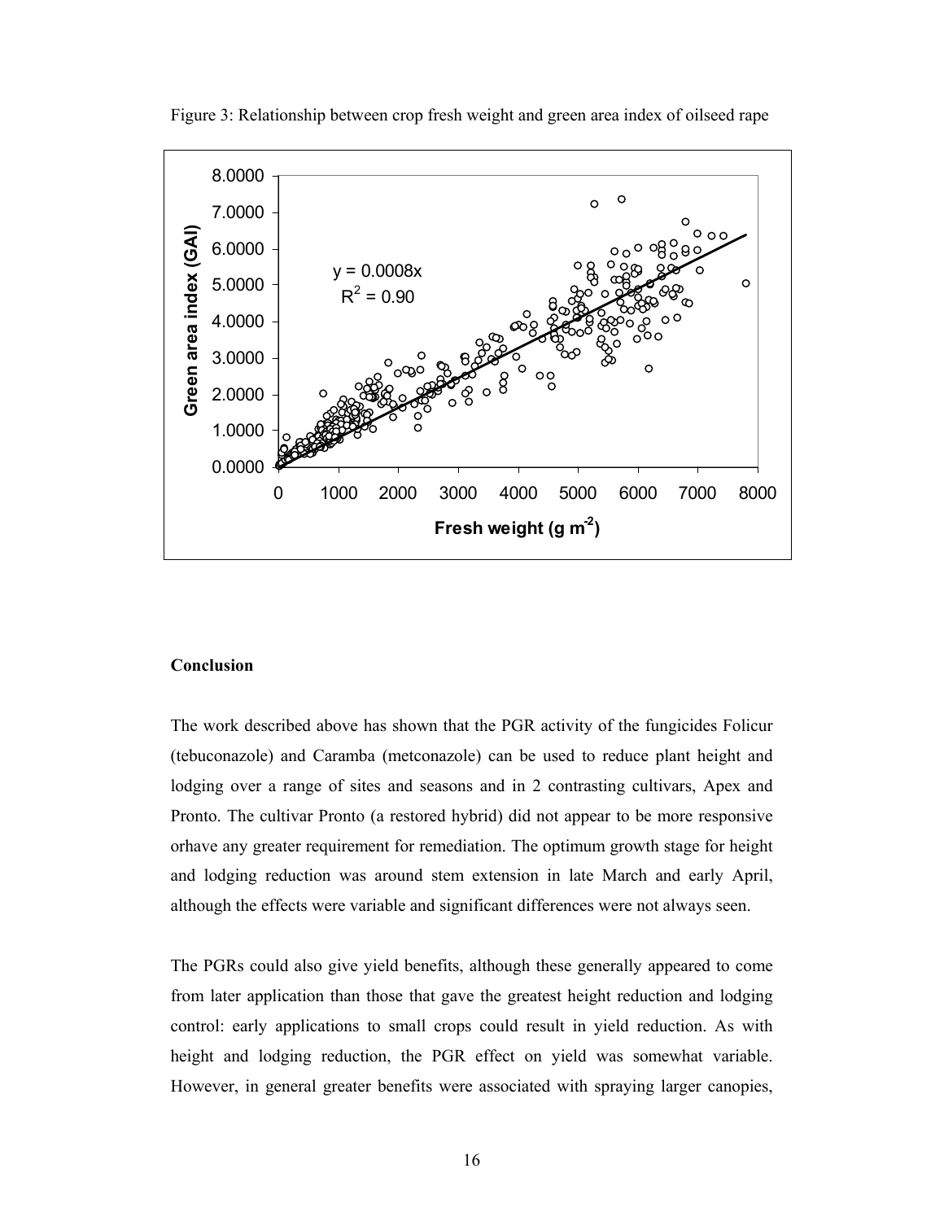Figure 3: Relationship between crop fresh weight and green area index of oilseed rape

## Conclusion

The work described above has shown that the PGR activity of the fungicides Folicur (tebuconazole) and Caramba (metconazole) can be used to reduce plant height and lodging over a range of sites and seasons and in 2 contrasting cultivars, Apex and Pronto. The cultivar Pronto (a restored hybrid) did not appear to be more responsive orhave any greater requirement for remediation. The optimum growth stage for height and lodging reduction was around stem extension in late March and early April, although the effects were variable and significant differences were not always seen.

The PGRs could also give yield benefits, although these generally appeared to come from later application than those that gave the greatest height reduction and lodging control: early applications to small crops could result in yield reduction. As with height and lodging reduction, the PGR effect on yield was somewhat variable. However, in general greater benefits were associated with spraying larger canopies,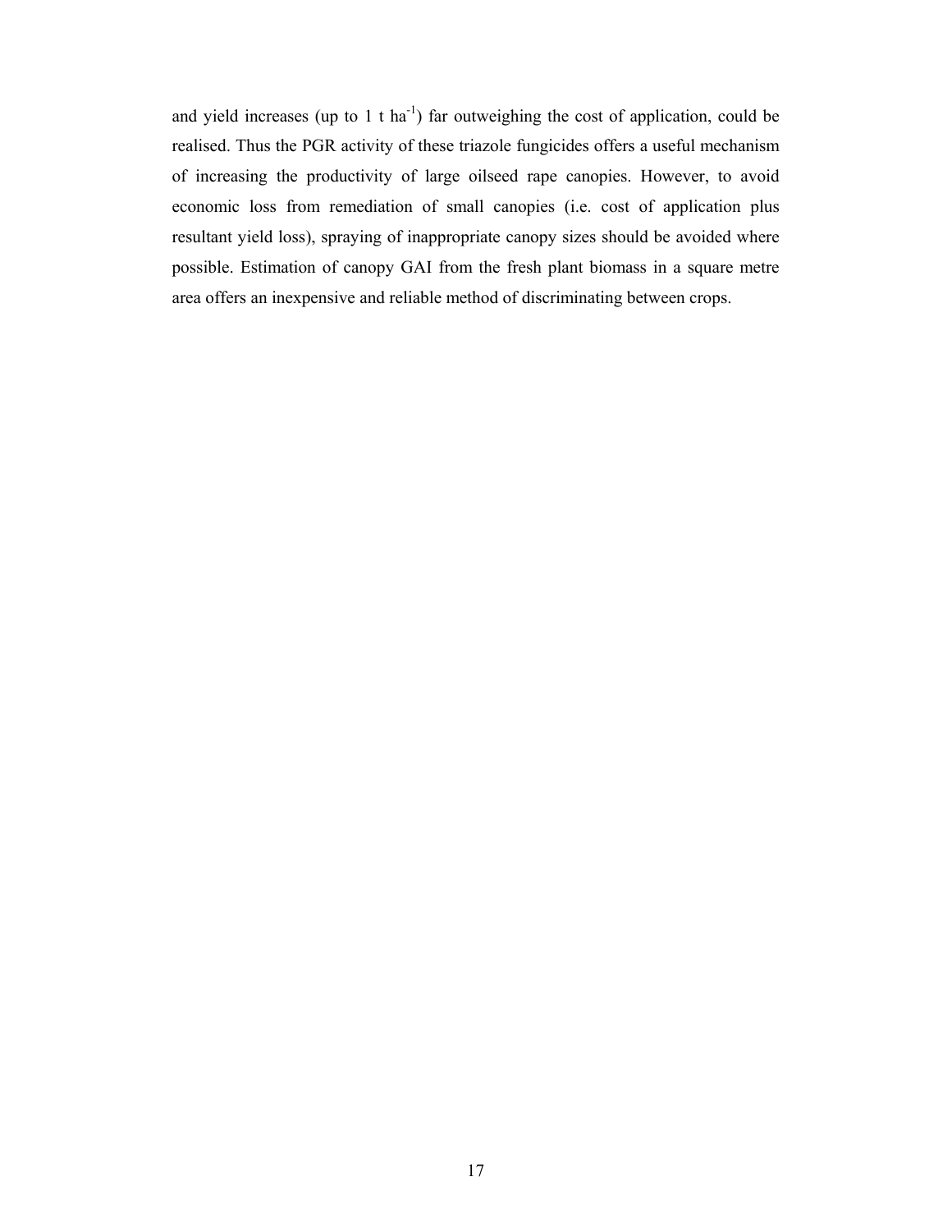and yield increases (up to 1 t $ha^{-1}$) far outweighing the cost of application, could be realised. Thus the PGR activity of these triazole fungicides offers a useful mechanism of increasing the productivity of large oilseed rape canopies. However, to avoid economic loss from remediation of small canopies (i.e. cost of application plus resultant yield loss), spraying of inappropriate canopy sizes should be avoided where possible. Estimation of canopy GAI from the fresh plant biomass in a square metre area offers an inexpensive and reliable method of discriminating between crops.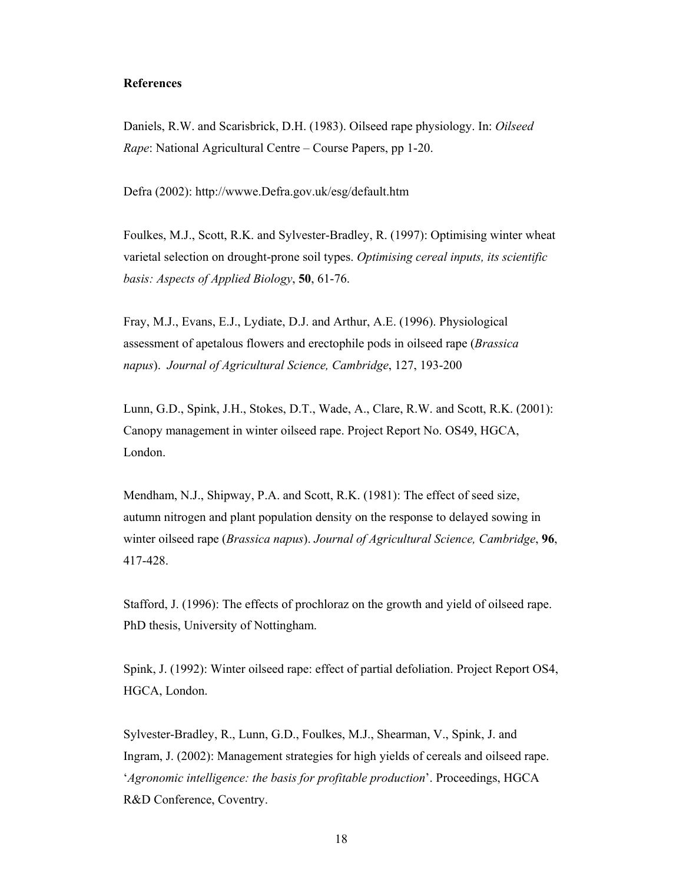**References**

Daniels, R.W. and Scarisbrick, D.H. (1983). Oilseed rape physiology. In: *Oilseed Rape*: National Agricultural Centre – Course Papers, pp 1-20.

Defra (2002): http://wwwe.Defra.gov.uk/esg/default.htm

Foulkes, M.J., Scott, R.K. and Sylvester-Bradley, R. (1997): Optimising winter wheat varietal selection on drought-prone soil types. *Optimising cereal inputs, its scientific basis: Aspects of Applied Biology*, **50**, 61-76.

Fray, M.J., Evans, E.J., Lydiate, D.J. and Arthur, A.E. (1996). Physiological assessment of apetalous flowers and erectophile pods in oilseed rape (*Brassica napus*). *Journal of Agricultural Science, Cambridge*, 127, 193-200

Lunn, G.D., Spink, J.H., Stokes, D.T., Wade, A., Clare, R.W. and Scott, R.K. (2001): Canopy management in winter oilseed rape. Project Report No. OS49, HGCA, London.

Mendham, N.J., Shipway, P.A. and Scott, R.K. (1981): The effect of seed size, autumn nitrogen and plant population density on the response to delayed sowing in winter oilseed rape (*Brassica napus*). *Journal of Agricultural Science, Cambridge*, **96**, 417-428.

Stafford, J. (1996): The effects of prochloraz on the growth and yield of oilseed rape. PhD thesis, University of Nottingham.

Spink, J. (1992): Winter oilseed rape: effect of partial defoliation. Project Report OS4, HGCA, London.

Sylvester-Bradley, R., Lunn, G.D., Foulkes, M.J., Shearman, V., Spink, J. and Ingram, J. (2002): Management strategies for high yields of cereals and oilseed rape. '*Agronomic intelligence: the basis for profitable production*'. Proceedings, HGCA R&D Conference, Coventry.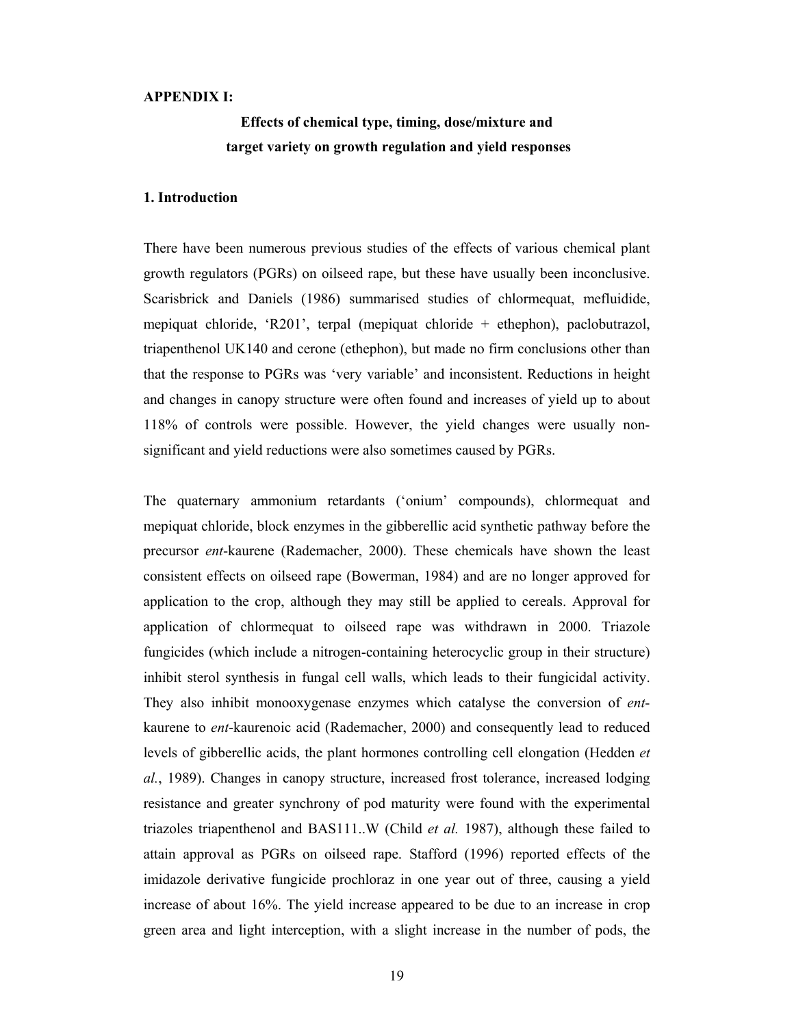**APPENDIX I:**

**Effects of chemical type, timing, dose/mixture and target variety on growth regulation and yield responses**

**1. Introduction**

There have been numerous previous studies of the effects of various chemical plant growth regulators (PGRs) on oilseed rape, but these have usually been inconclusive. Scarisbrick and Daniels (1986) summarised studies of chlormequat, mefluidide, mepiquat chloride, 'R201', terpal (mepiquat chloride + ethephon), paclobutrazol, triapenthenol UK140 and cerone (ethephon), but made no firm conclusions other than that the response to PGRs was 'very variable' and inconsistent. Reductions in height and changes in canopy structure were often found and increases of yield up to about 118% of controls were possible. However, the yield changes were usually non-significant and yield reductions were also sometimes caused by PGRs.

The quaternary ammonium retardants ('onium' compounds), chlormequat and mepiquat chloride, block enzymes in the gibberellic acid synthetic pathway before the precursor *ent*-kaurene (Rademacher, 2000). These chemicals have shown the least consistent effects on oilseed rape (Bowerman, 1984) and are no longer approved for application to the crop, although they may still be applied to cereals. Approval for application of chlormequat to oilseed rape was withdrawn in 2000. Triazole fungicides (which include a nitrogen-containing heterocyclic group in their structure) inhibit sterol synthesis in fungal cell walls, which leads to their fungicidal activity. They also inhibit monooxygenase enzymes which catalyse the conversion of *ent*-kaurene to *ent*-kaurenoic acid (Rademacher, 2000) and consequently lead to reduced levels of gibberellic acids, the plant hormones controlling cell elongation (Hedden *et al.*, 1989). Changes in canopy structure, increased frost tolerance, increased lodging resistance and greater synchrony of pod maturity were found with the experimental triazoles triapenthenol and BAS111..W (Child *et al.* 1987), although these failed to attain approval as PGRs on oilseed rape. Stafford (1996) reported effects of the imidazole derivative fungicide prochloraz in one year out of three, causing a yield increase of about 16%. The yield increase appeared to be due to an increase in crop green area and light interception, with a slight increase in the number of pods, the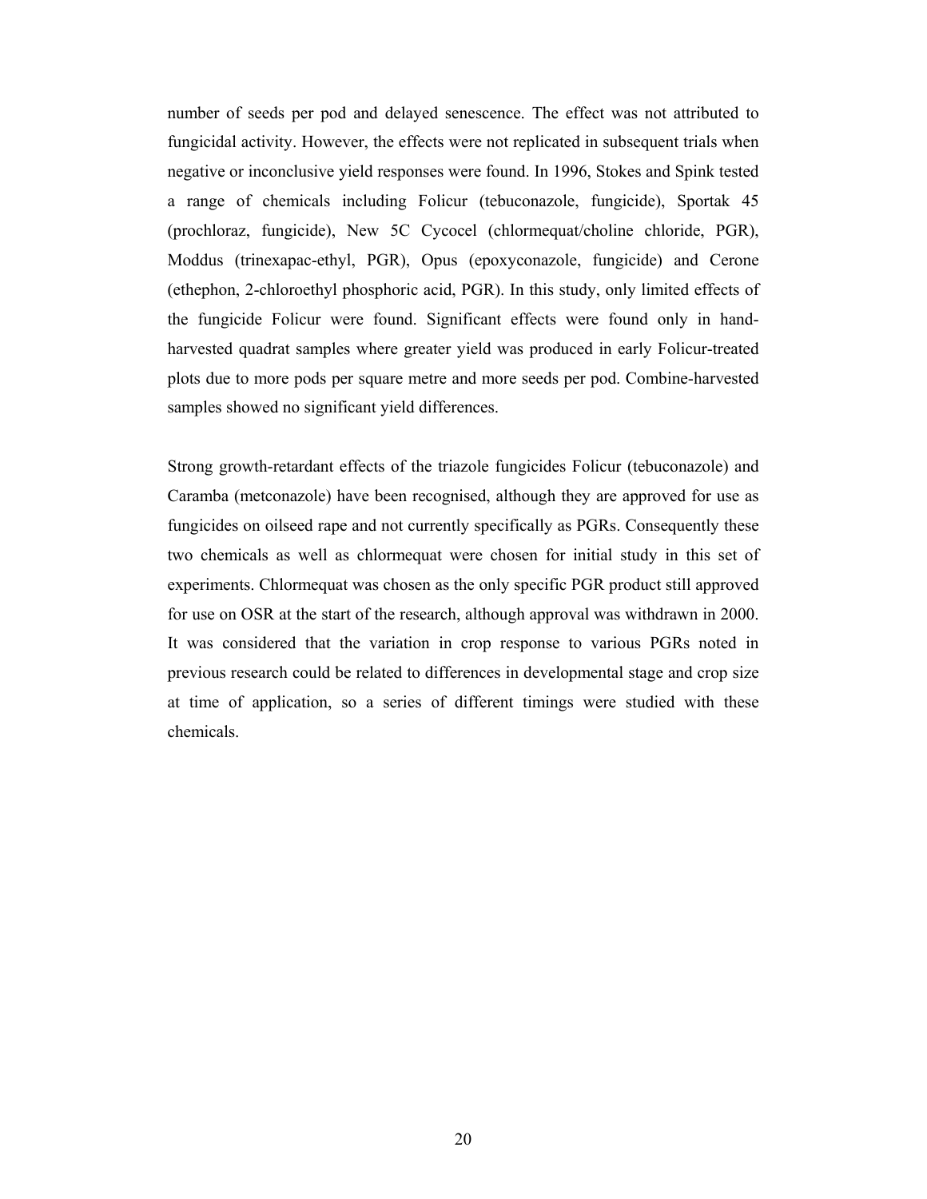number of seeds per pod and delayed senescence. The effect was not attributed to fungicidal activity. However, the effects were not replicated in subsequent trials when negative or inconclusive yield responses were found. In 1996, Stokes and Spink tested a range of chemicals including Folicur (tebuconazole, fungicide), Sportak 45 (prochloraz, fungicide), New 5C Cycocel (chlormequat/choline chloride, PGR), Moddus (trinexapac-ethyl, PGR), Opus (epoxyconazole, fungicide) and Cerone (ethephon, 2-chloroethyl phosphoric acid, PGR). In this study, only limited effects of the fungicide Folicur were found. Significant effects were found only in hand-harvested quadrat samples where greater yield was produced in early Folicur-treated plots due to more pods per square metre and more seeds per pod. Combine-harvested samples showed no significant yield differences.

Strong growth-retardant effects of the triazole fungicides Folicur (tebuconazole) and Caramba (metconazole) have been recognised, although they are approved for use as fungicides on oilseed rape and not currently specifically as PGRs. Consequently these two chemicals as well as chlormequat were chosen for initial study in this set of experiments. Chlormequat was chosen as the only specific PGR product still approved for use on OSR at the start of the research, although approval was withdrawn in 2000. It was considered that the variation in crop response to various PGRs noted in previous research could be related to differences in developmental stage and crop size at time of application, so a series of different timings were studied with these chemicals.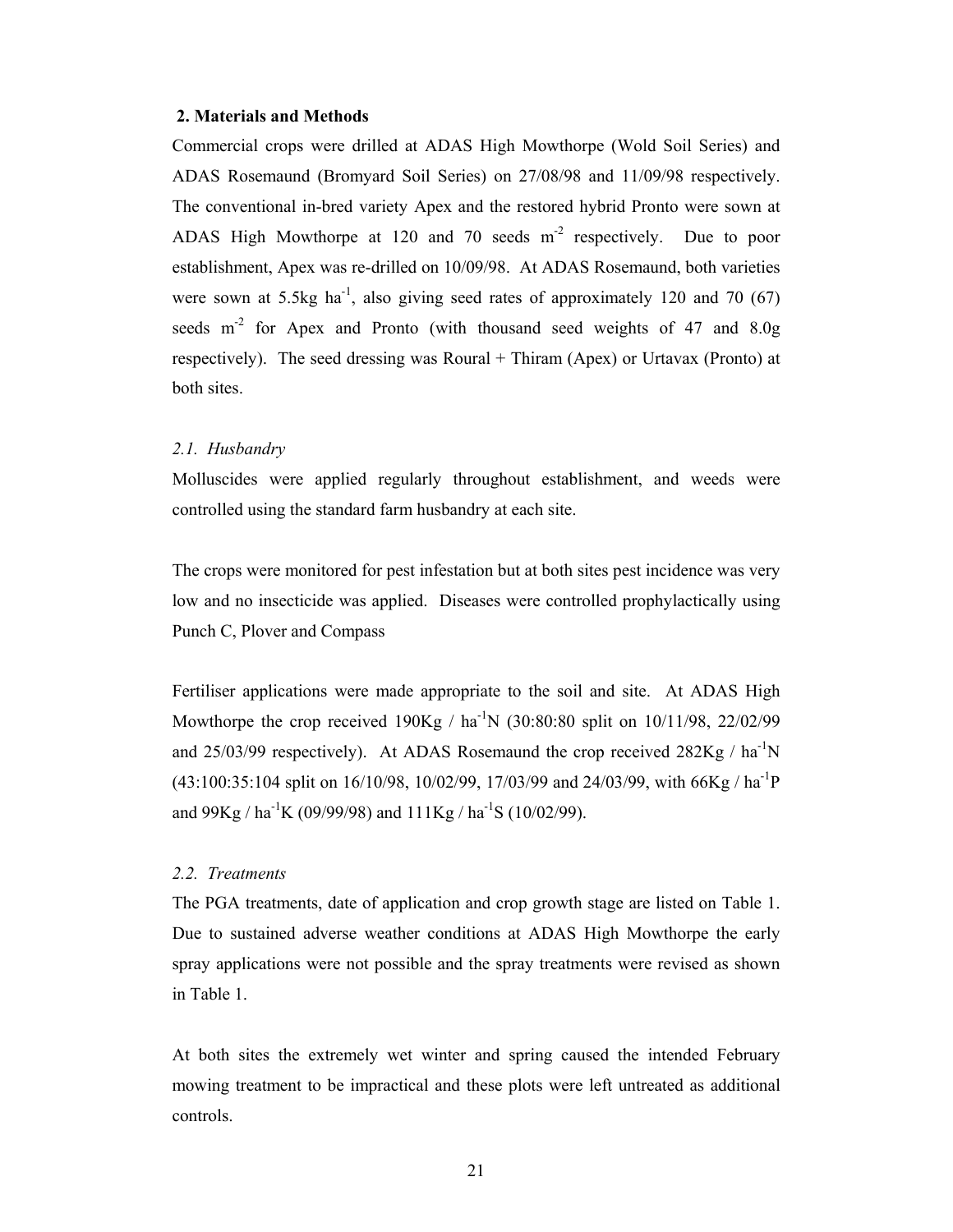## 2. Materials and Methods

Commercial crops were drilled at ADAS High Mowthorpe (Wold Soil Series) and ADAS Rosemaund (Bromyard Soil Series) on 27/08/98 and 11/09/98 respectively. The conventional in-bred variety Apex and the restored hybrid Pronto were sown at ADAS High Mowthorpe at 120 and 70 seeds $m^{-2}$ respectively. Due to poor establishment, Apex was re-drilled on 10/09/98. At ADAS Rosemaund, both varieties were sown at 5.5kg $ha^{-1}$, also giving seed rates of approximately 120 and 70 (67) seeds $m^{-2}$ for Apex and Pronto (with thousand seed weights of 47 and 8.0g respectively). The seed dressing was Roural + Thiram (Apex) or Urtavax (Pronto) at both sites.

### *2.1. Husbandry*

Molluscides were applied regularly throughout establishment, and weeds were controlled using the standard farm husbandry at each site.

The crops were monitored for pest infestation but at both sites pest incidence was very low and no insecticide was applied. Diseases were controlled prophylactically using Punch C, Plover and Compass

Fertiliser applications were made appropriate to the soil and site. At ADAS High Mowthorpe the crop received 190Kg / $ha^{-1}$N (30:80:80 split on 10/11/98, 22/02/99 and 25/03/99 respectively). At ADAS Rosemaund the crop received 282Kg / $ha^{-1}$N (43:100:35:104 split on 16/10/98, 10/02/99, 17/03/99 and 24/03/99, with 66Kg / $ha^{-1}$P and 99Kg / $ha^{-1}$K (09/99/98) and 111Kg / $ha^{-1}$S (10/02/99).

### *2.2. Treatments*

The PGA treatments, date of application and crop growth stage are listed on Table 1. Due to sustained adverse weather conditions at ADAS High Mowthorpe the early spray applications were not possible and the spray treatments were revised as shown in Table 1.

At both sites the extremely wet winter and spring caused the intended February mowing treatment to be impractical and these plots were left untreated as additional controls.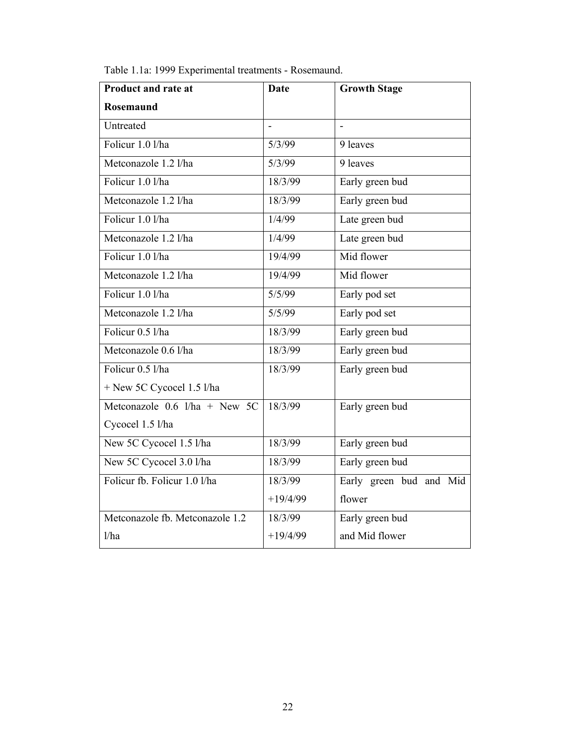Table 1.1a: 1999 Experimental treatments - Rosemaund.

| Product and rate at Rosemaund | Date | Growth Stage |
|---|---|---|
| Untreated | - | - |
| Folicur 1.0 l/ha | 5/3/99 | 9 leaves |
| Metconazole 1.2 l/ha | 5/3/99 | 9 leaves |
| Folicur 1.0 l/ha | 18/3/99 | Early green bud |
| Metconazole 1.2 l/ha | 18/3/99 | Early green bud |
| Folicur 1.0 l/ha | 1/4/99 | Late green bud |
| Metconazole 1.2 l/ha | 1/4/99 | Late green bud |
| Folicur 1.0 l/ha | 19/4/99 | Mid flower |
| Metconazole 1.2 l/ha | 19/4/99 | Mid flower |
| Folicur 1.0 l/ha | 5/5/99 | Early pod set |
| Metconazole 1.2 l/ha | 5/5/99 | Early pod set |
| Folicur 0.5 l/ha | 18/3/99 | Early green bud |
| Metconazole 0.6 l/ha | 18/3/99 | Early green bud |
| Folicur 0.5 l/ha + New 5C Cycocel 1.5 l/ha | 18/3/99 | Early green bud |
| Metconazole 0.6 l/ha + New 5C Cycocel 1.5 l/ha | 18/3/99 | Early green bud |
| New 5C Cycocel 1.5 l/ha | 18/3/99 | Early green bud |
| New 5C Cycocel 3.0 l/ha | 18/3/99 | Early green bud |
| Folicur fb. Folicur 1.0 l/ha | 18/3/99 +19/4/99 | Early green bud and Mid flower |
| Metconazole fb. Metconazole 1.2 l/ha | 18/3/99 +19/4/99 | Early green bud and Mid flower |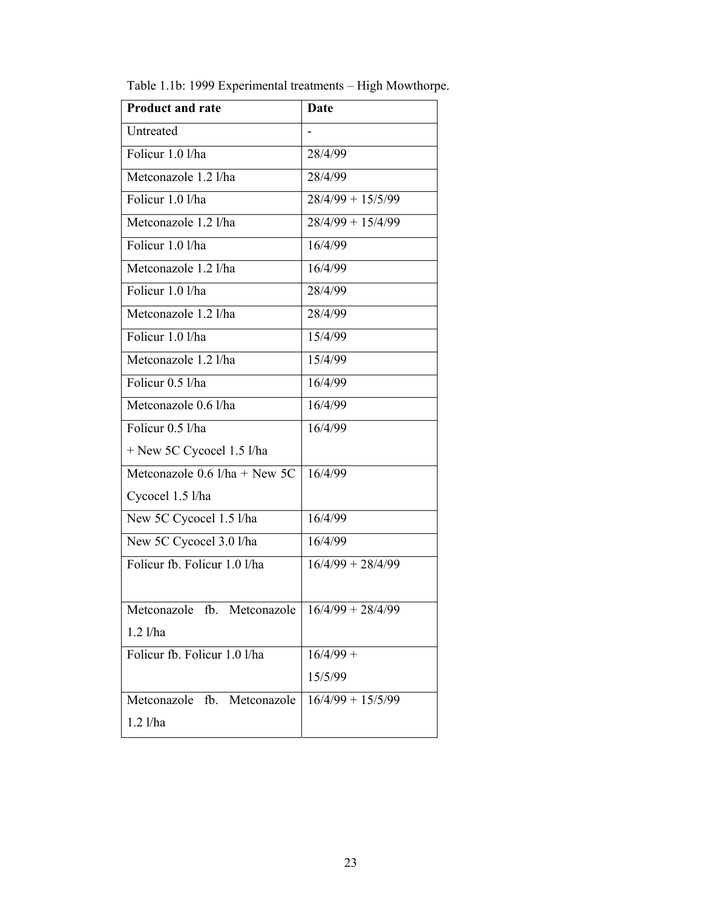Table 1.1b: 1999 Experimental treatments – High Mowthorpe.

| Product and rate | Date |
|---|---|
| Untreated | - |
| Folicur 1.0 l/ha | 28/4/99 |
| Metconazole 1.2 l/ha | 28/4/99 |
| Folicur 1.0 l/ha | 28/4/99 + 15/5/99 |
| Metconazole 1.2 l/ha | 28/4/99 + 15/4/99 |
| Folicur 1.0 l/ha | 16/4/99 |
| Metconazole 1.2 l/ha | 16/4/99 |
| Folicur 1.0 l/ha | 28/4/99 |
| Metconazole 1.2 l/ha | 28/4/99 |
| Folicur 1.0 l/ha | 15/4/99 |
| Metconazole 1.2 l/ha | 15/4/99 |
| Folicur 0.5 l/ha | 16/4/99 |
| Metconazole 0.6 l/ha | 16/4/99 |
| Folicur 0.5 l/ha + New 5C Cycocel 1.5 l/ha | 16/4/99 |
| Metconazole 0.6 l/ha + New 5C Cycocel 1.5 l/ha | 16/4/99 |
| New 5C Cycocel 1.5 l/ha | 16/4/99 |
| New 5C Cycocel 3.0 l/ha | 16/4/99 |
| Folicur fb. Folicur 1.0 l/ha | 16/4/99 + 28/4/99 |
| Metconazole fb. Metconazole 1.2 l/ha | 16/4/99 + 28/4/99 |
| Folicur fb. Folicur 1.0 l/ha | 16/4/99 + 15/5/99 |
| Metconazole fb. Metconazole 1.2 l/ha | 16/4/99 + 15/5/99 |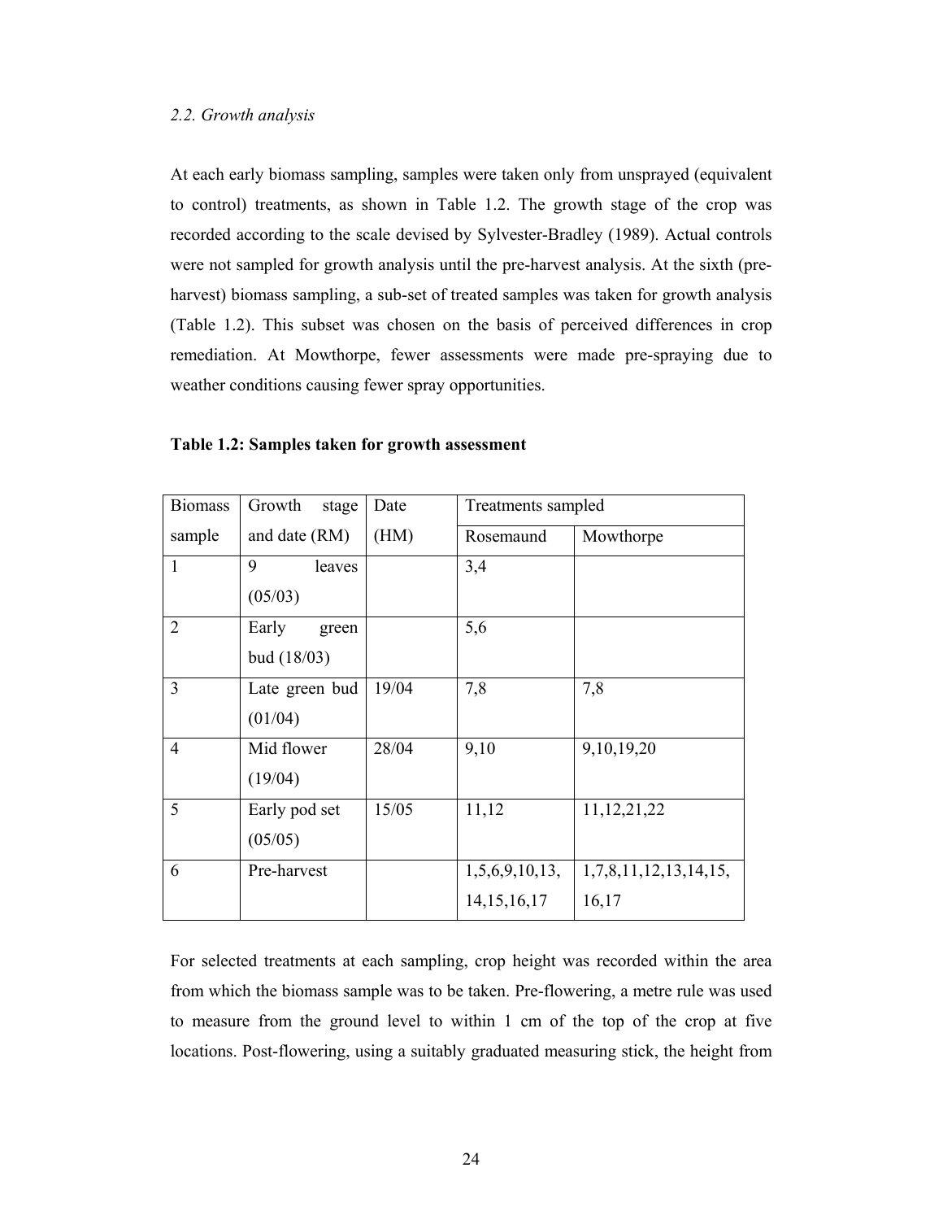*2.2. Growth analysis*

At each early biomass sampling, samples were taken only from unsprayed (equivalent to control) treatments, as shown in Table 1.2. The growth stage of the crop was recorded according to the scale devised by Sylvester-Bradley (1989). Actual controls were not sampled for growth analysis until the pre-harvest analysis. At the sixth (pre-harvest) biomass sampling, a sub-set of treated samples was taken for growth analysis (Table 1.2). This subset was chosen on the basis of perceived differences in crop remediation. At Mowthorpe, fewer assessments were made pre-spraying due to weather conditions causing fewer spray opportunities.

**Table 1.2: Samples taken for growth assessment**

| Biomass sample | Growth stage and date (RM) | Date (HM) | Treatments sampled | |
|---|---|---|---|---|
| | | | Rosemaund | Mowthorpe |
| 1 | 9 leaves (05/03) | | 3,4 | |
| 2 | Early green bud (18/03) | | 5,6 | |
| 3 | Late green bud (01/04) | 19/04 | 7,8 | 7,8 |
| 4 | Mid flower (19/04) | 28/04 | 9,10 | 9,10,19,20 |
| 5 | Early pod set (05/05) | 15/05 | 11,12 | 11,12,21,22 |
| 6 | Pre-harvest | | 1,5,6,9,10,13, 14,15,16,17 | 1,7,8,11,12,13,14,15, 16,17 |

For selected treatments at each sampling, crop height was recorded within the area from which the biomass sample was to be taken. Pre-flowering, a metre rule was used to measure from the ground level to within 1 cm of the top of the crop at five locations. Post-flowering, using a suitably graduated measuring stick, the height from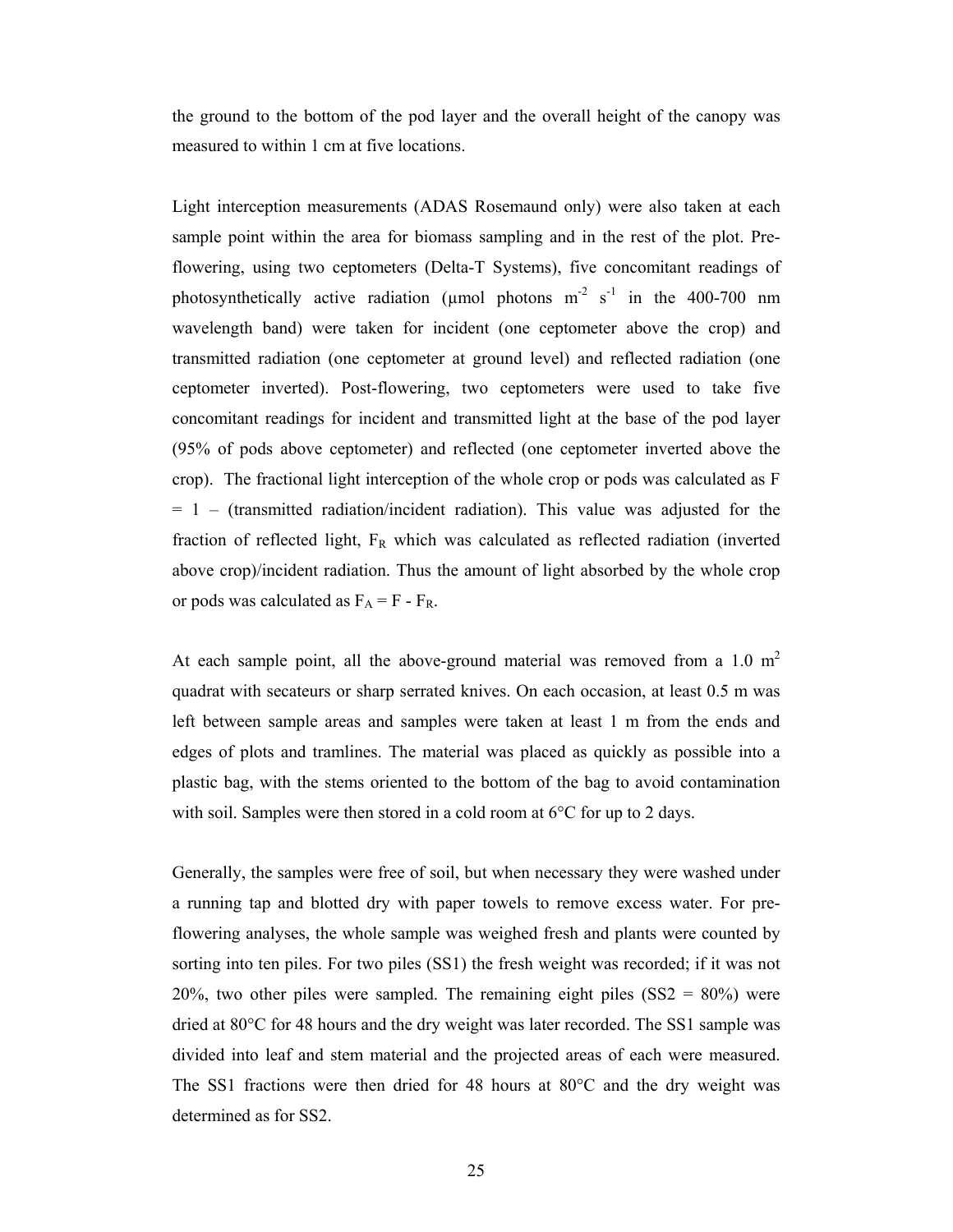the ground to the bottom of the pod layer and the overall height of the canopy was measured to within 1 cm at five locations.

Light interception measurements (ADAS Rosemaund only) were also taken at each sample point within the area for biomass sampling and in the rest of the plot. Pre-flowering, using two ceptometers (Delta-T Systems), five concomitant readings of photosynthetically active radiation (µmol photons $m^{-2}$ $s^{-1}$ in the 400-700 nm wavelength band) were taken for incident (one ceptometer above the crop) and transmitted radiation (one ceptometer at ground level) and reflected radiation (one ceptometer inverted). Post-flowering, two ceptometers were used to take five concomitant readings for incident and transmitted light at the base of the pod layer (95% of pods above ceptometer) and reflected (one ceptometer inverted above the crop). The fractional light interception of the whole crop or pods was calculated as F = 1 – (transmitted radiation/incident radiation). This value was adjusted for the fraction of reflected light, $F_R$ which was calculated as reflected radiation (inverted above crop)/incident radiation. Thus the amount of light absorbed by the whole crop or pods was calculated as $F_A = F - F_R$.

At each sample point, all the above-ground material was removed from a 1.0 $m^2$ quadrat with secateurs or sharp serrated knives. On each occasion, at least 0.5 m was left between sample areas and samples were taken at least 1 m from the ends and edges of plots and tramlines. The material was placed as quickly as possible into a plastic bag, with the stems oriented to the bottom of the bag to avoid contamination with soil. Samples were then stored in a cold room at 6°C for up to 2 days.

Generally, the samples were free of soil, but when necessary they were washed under a running tap and blotted dry with paper towels to remove excess water. For pre-flowering analyses, the whole sample was weighed fresh and plants were counted by sorting into ten piles. For two piles (SS1) the fresh weight was recorded; if it was not 20%, two other piles were sampled. The remaining eight piles (SS2 = 80%) were dried at 80°C for 48 hours and the dry weight was later recorded. The SS1 sample was divided into leaf and stem material and the projected areas of each were measured. The SS1 fractions were then dried for 48 hours at 80°C and the dry weight was determined as for SS2.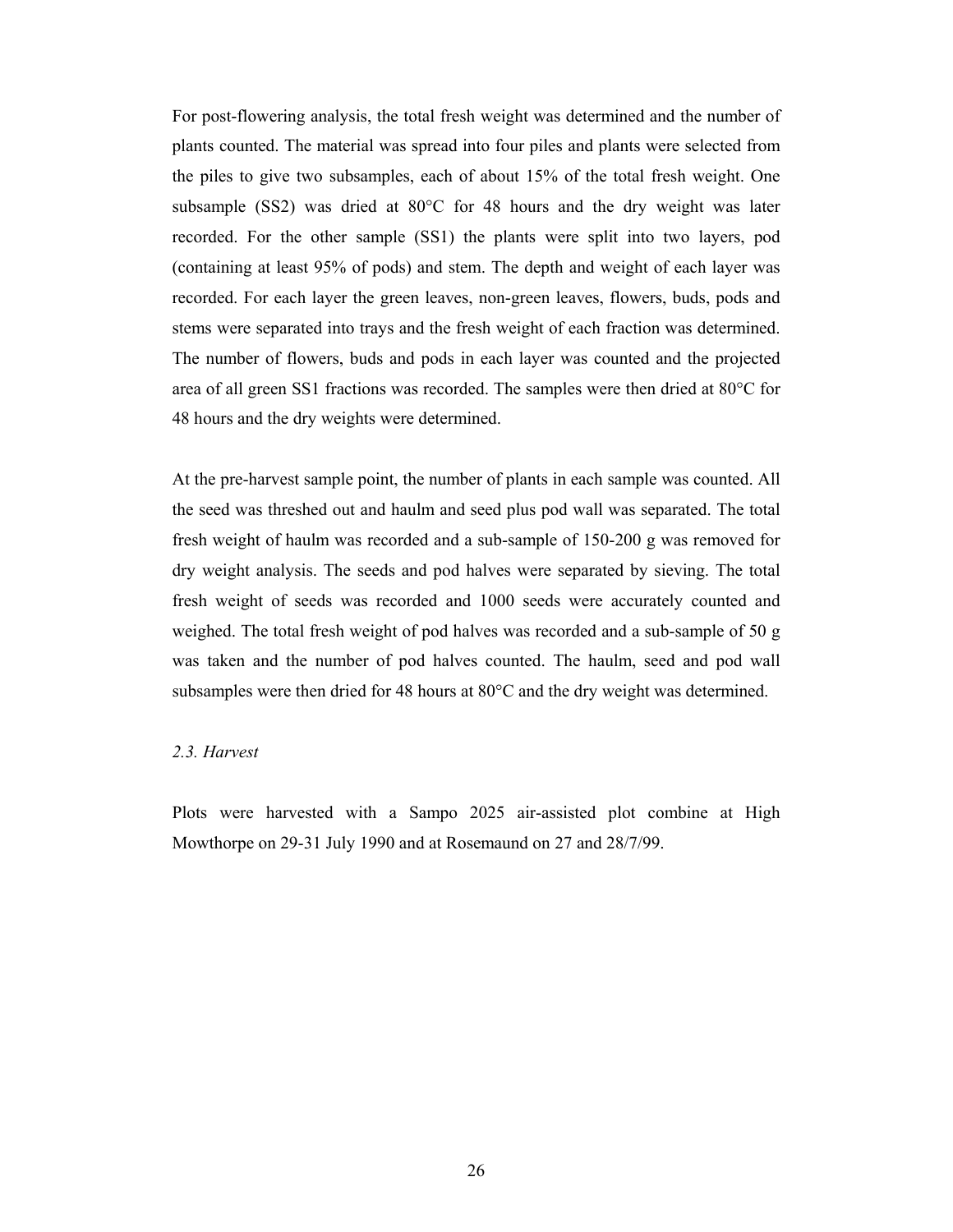For post-flowering analysis, the total fresh weight was determined and the number of plants counted. The material was spread into four piles and plants were selected from the piles to give two subsamples, each of about 15% of the total fresh weight. One subsample (SS2) was dried at 80°C for 48 hours and the dry weight was later recorded. For the other sample (SS1) the plants were split into two layers, pod (containing at least 95% of pods) and stem. The depth and weight of each layer was recorded. For each layer the green leaves, non-green leaves, flowers, buds, pods and stems were separated into trays and the fresh weight of each fraction was determined. The number of flowers, buds and pods in each layer was counted and the projected area of all green SS1 fractions was recorded. The samples were then dried at 80°C for 48 hours and the dry weights were determined.

At the pre-harvest sample point, the number of plants in each sample was counted. All the seed was threshed out and haulm and seed plus pod wall was separated. The total fresh weight of haulm was recorded and a sub-sample of 150-200 g was removed for dry weight analysis. The seeds and pod halves were separated by sieving. The total fresh weight of seeds was recorded and 1000 seeds were accurately counted and weighed. The total fresh weight of pod halves was recorded and a sub-sample of 50 g was taken and the number of pod halves counted. The haulm, seed and pod wall subsamples were then dried for 48 hours at 80°C and the dry weight was determined.

*2.3. Harvest*

Plots were harvested with a Sampo 2025 air-assisted plot combine at High Mowthorpe on 29-31 July 1990 and at Rosemaund on 27 and 28/7/99.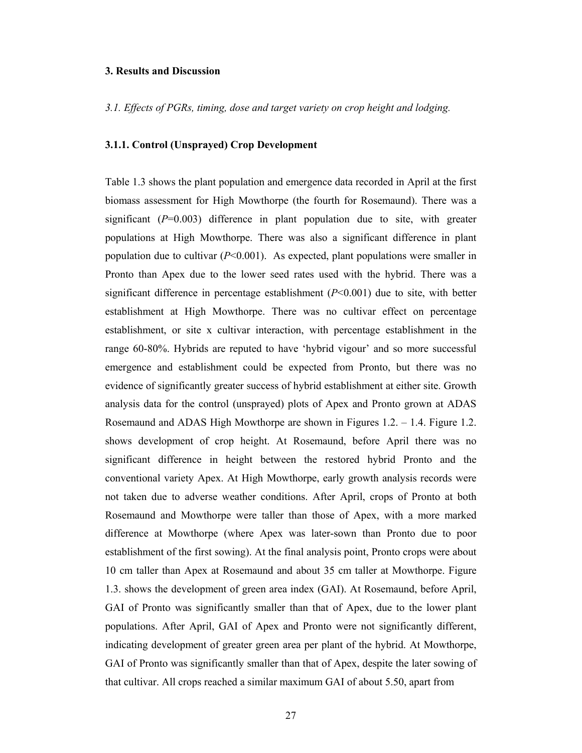## 3. Results and Discussion

*3.1. Effects of PGRs, timing, dose and target variety on crop height and lodging.*

### 3.1.1. Control (Unsprayed) Crop Development

Table 1.3 shows the plant population and emergence data recorded in April at the first biomass assessment for High Mowthorpe (the fourth for Rosemaund). There was a significant ($P$=0.003) difference in plant population due to site, with greater populations at High Mowthorpe. There was also a significant difference in plant population due to cultivar ($P$<0.001). As expected, plant populations were smaller in Pronto than Apex due to the lower seed rates used with the hybrid. There was a significant difference in percentage establishment ($P$<0.001) due to site, with better establishment at High Mowthorpe. There was no cultivar effect on percentage establishment, or site x cultivar interaction, with percentage establishment in the range 60-80%. Hybrids are reputed to have 'hybrid vigour' and so more successful emergence and establishment could be expected from Pronto, but there was no evidence of significantly greater success of hybrid establishment at either site. Growth analysis data for the control (unsprayed) plots of Apex and Pronto grown at ADAS Rosemaund and ADAS High Mowthorpe are shown in Figures 1.2. – 1.4. Figure 1.2. shows development of crop height. At Rosemaund, before April there was no significant difference in height between the restored hybrid Pronto and the conventional variety Apex. At High Mowthorpe, early growth analysis records were not taken due to adverse weather conditions. After April, crops of Pronto at both Rosemaund and Mowthorpe were taller than those of Apex, with a more marked difference at Mowthorpe (where Apex was later-sown than Pronto due to poor establishment of the first sowing). At the final analysis point, Pronto crops were about 10 cm taller than Apex at Rosemaund and about 35 cm taller at Mowthorpe. Figure 1.3. shows the development of green area index (GAI). At Rosemaund, before April, GAI of Pronto was significantly smaller than that of Apex, due to the lower plant populations. After April, GAI of Apex and Pronto were not significantly different, indicating development of greater green area per plant of the hybrid. At Mowthorpe, GAI of Pronto was significantly smaller than that of Apex, despite the later sowing of that cultivar. All crops reached a similar maximum GAI of about 5.50, apart from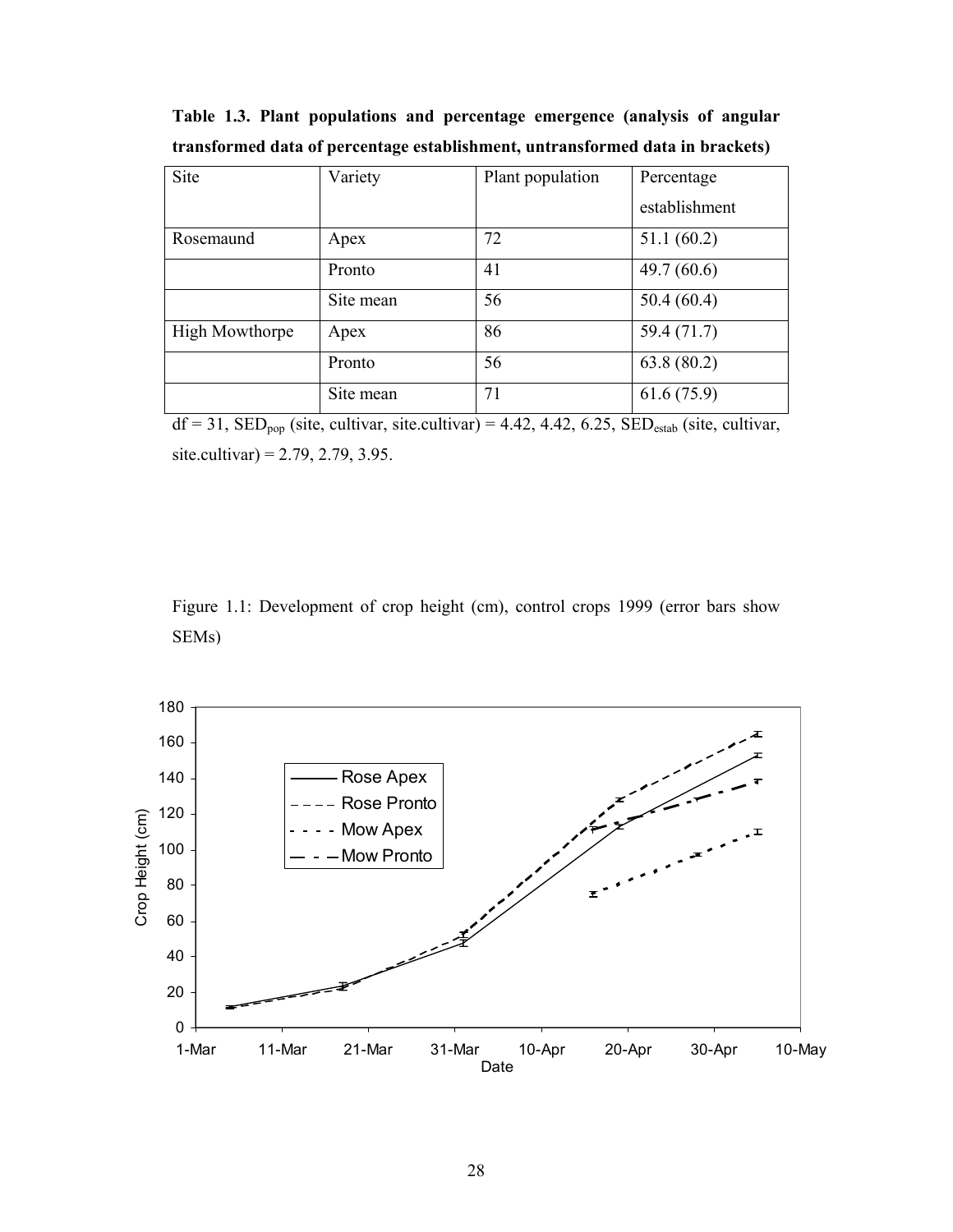**Table 1.3. Plant populations and percentage emergence (analysis of angular transformed data of percentage establishment, untransformed data in brackets)**

| Site | Variety | Plant population | Percentage establishment |
|---|---|---|---|
| Rosemaund | Apex | 72 | 51.1 (60.2) |
| | Pronto | 41 | 49.7 (60.6) |
| | Site mean | 56 | 50.4 (60.4) |
| High Mowthorpe | Apex | 86 | 59.4 (71.7) |
| | Pronto | 56 | 63.8 (80.2) |
| | Site mean | 71 | 61.6 (75.9) |

df = 31, $SED_{pop}$ (site, cultivar, site.cultivar) = 4.42, 4.42, 6.25, $SED_{estab}$ (site, cultivar, site.cultivar) = 2.79, 2.79, 3.95.

Figure 1.1: Development of crop height (cm), control crops 1999 (error bars show SEMs)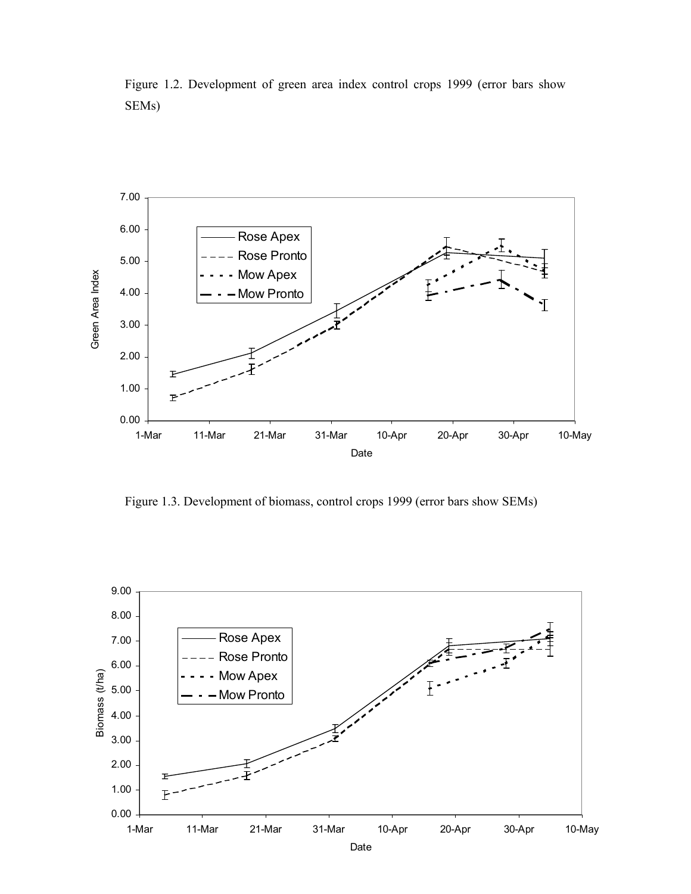Figure 1.2. Development of green area index control crops 1999 (error bars show SEMs)

Figure 1.3. Development of biomass, control crops 1999 (error bars show SEMs)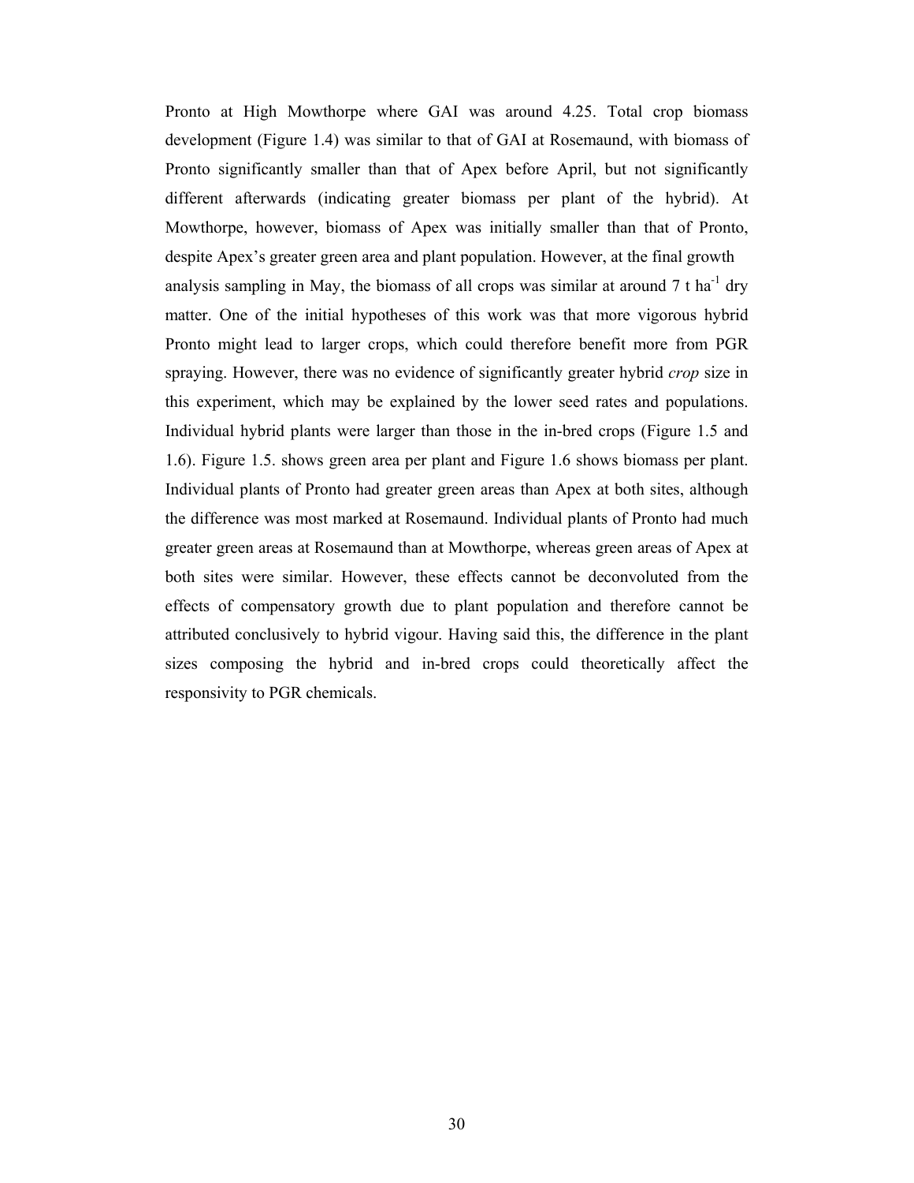Pronto at High Mowthorpe where GAI was around 4.25. Total crop biomass development (Figure 1.4) was similar to that of GAI at Rosemaund, with biomass of Pronto significantly smaller than that of Apex before April, but not significantly different afterwards (indicating greater biomass per plant of the hybrid). At Mowthorpe, however, biomass of Apex was initially smaller than that of Pronto, despite Apex's greater green area and plant population. However, at the final growth analysis sampling in May, the biomass of all crops was similar at around 7 t $ha^{-1}$ dry matter. One of the initial hypotheses of this work was that more vigorous hybrid Pronto might lead to larger crops, which could therefore benefit more from PGR spraying. However, there was no evidence of significantly greater hybrid *crop* size in this experiment, which may be explained by the lower seed rates and populations. Individual hybrid plants were larger than those in the in-bred crops (Figure 1.5 and 1.6). Figure 1.5. shows green area per plant and Figure 1.6 shows biomass per plant. Individual plants of Pronto had greater green areas than Apex at both sites, although the difference was most marked at Rosemaund. Individual plants of Pronto had much greater green areas at Rosemaund than at Mowthorpe, whereas green areas of Apex at both sites were similar. However, these effects cannot be deconvoluted from the effects of compensatory growth due to plant population and therefore cannot be attributed conclusively to hybrid vigour. Having said this, the difference in the plant sizes composing the hybrid and in-bred crops could theoretically affect the responsivity to PGR chemicals.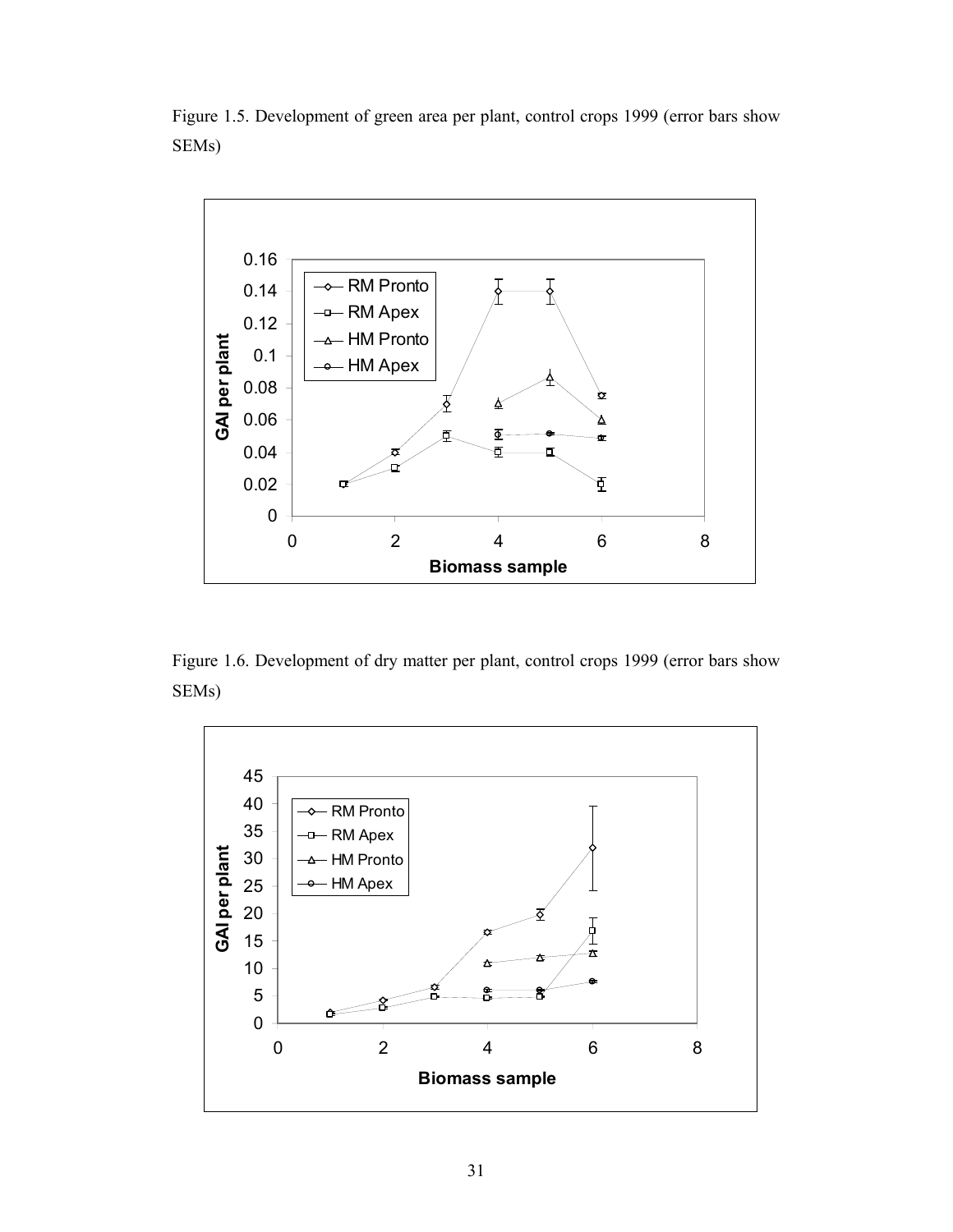Figure 1.5. Development of green area per plant, control crops 1999 (error bars show SEMs)

Figure 1.6. Development of dry matter per plant, control crops 1999 (error bars show SEMs)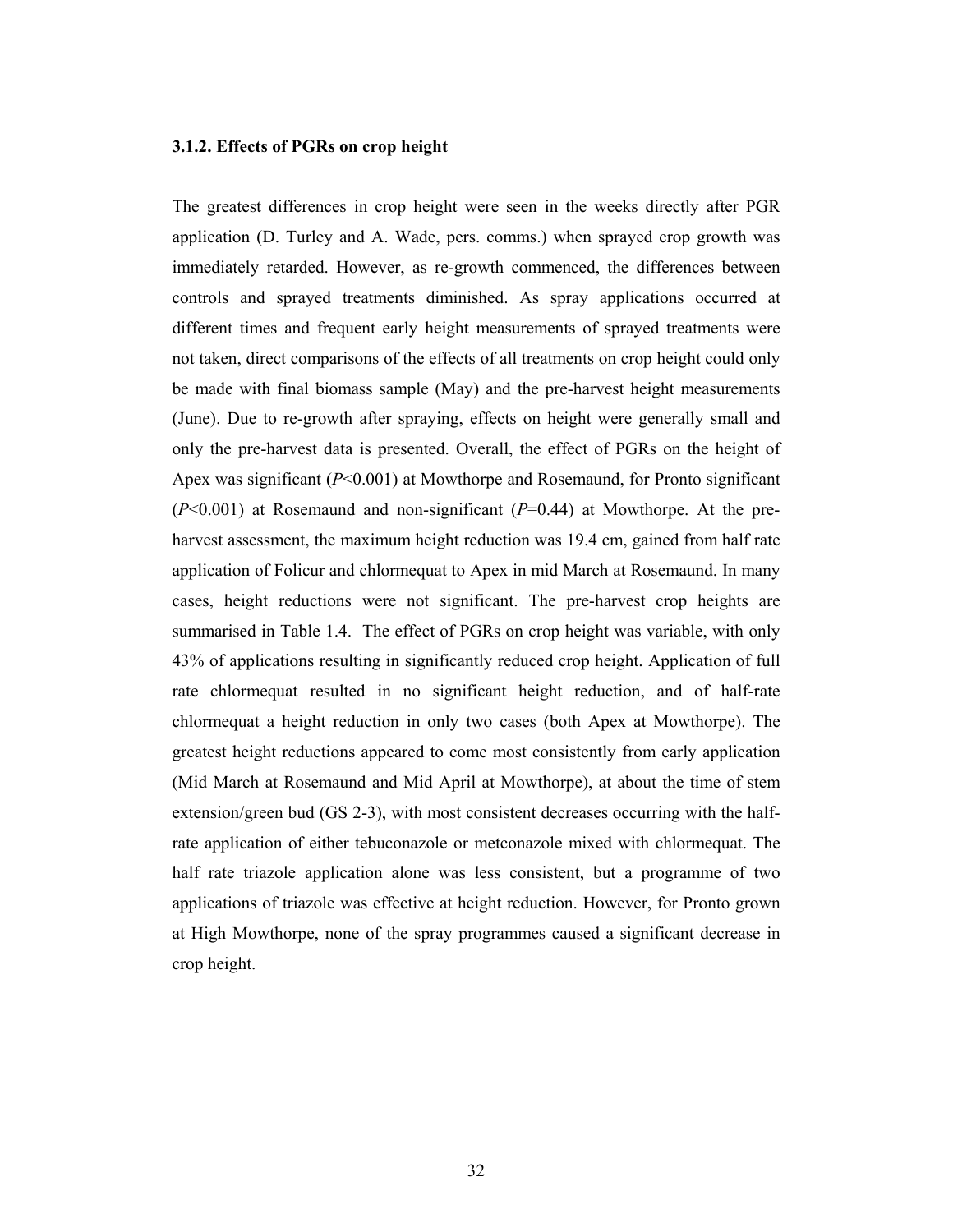### 3.1.2. Effects of PGRs on crop height

The greatest differences in crop height were seen in the weeks directly after PGR application (D. Turley and A. Wade, pers. comms.) when sprayed crop growth was immediately retarded. However, as re-growth commenced, the differences between controls and sprayed treatments diminished. As spray applications occurred at different times and frequent early height measurements of sprayed treatments were not taken, direct comparisons of the effects of all treatments on crop height could only be made with final biomass sample (May) and the pre-harvest height measurements (June). Due to re-growth after spraying, effects on height were generally small and only the pre-harvest data is presented. Overall, the effect of PGRs on the height of Apex was significant ($P$<0.001) at Mowthorpe and Rosemaund, for Pronto significant ($P$<0.001) at Rosemaund and non-significant ($P$=0.44) at Mowthorpe. At the pre-harvest assessment, the maximum height reduction was 19.4 cm, gained from half rate application of Folicur and chlormequat to Apex in mid March at Rosemaund. In many cases, height reductions were not significant. The pre-harvest crop heights are summarised in Table 1.4. The effect of PGRs on crop height was variable, with only 43% of applications resulting in significantly reduced crop height. Application of full rate chlormequat resulted in no significant height reduction, and of half-rate chlormequat a height reduction in only two cases (both Apex at Mowthorpe). The greatest height reductions appeared to come most consistently from early application (Mid March at Rosemaund and Mid April at Mowthorpe), at about the time of stem extension/green bud (GS 2-3), with most consistent decreases occurring with the half-rate application of either tebuconazole or metconazole mixed with chlormequat. The half rate triazole application alone was less consistent, but a programme of two applications of triazole was effective at height reduction. However, for Pronto grown at High Mowthorpe, none of the spray programmes caused a significant decrease in crop height.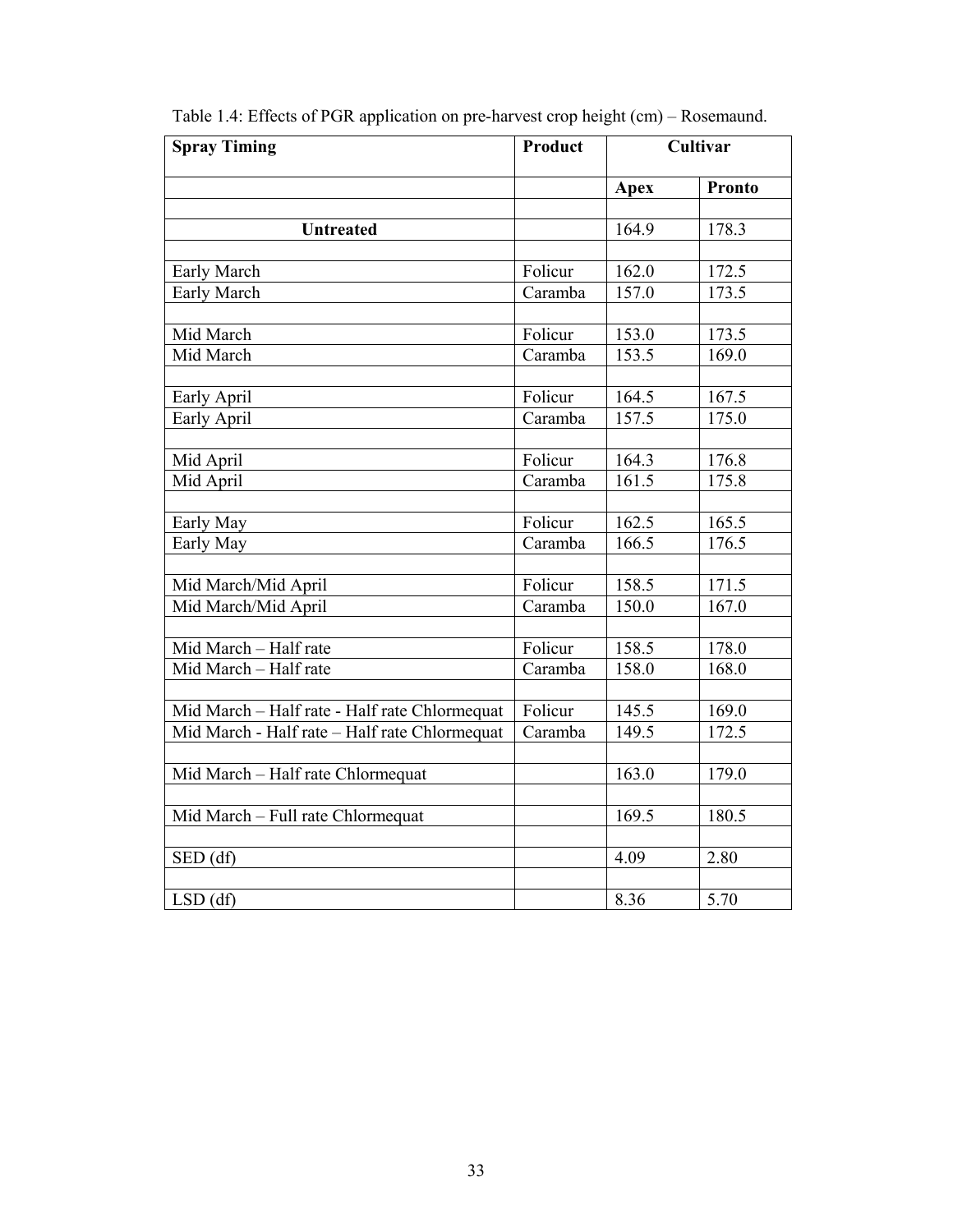Table 1.4: Effects of PGR application on pre-harvest crop height (cm) – Rosemaund.

| Spray Timing | Product | Cultivar | |
|---|---|---|---|
| | | Apex | Pronto |
| **Untreated** | | 164.9 | 178.3 |
| Early March | Folicur | 162.0 | 172.5 |
| Early March | Caramba | 157.0 | 173.5 |
| Mid March | Folicur | 153.0 | 173.5 |
| Mid March | Caramba | 153.5 | 169.0 |
| Early April | Folicur | 164.5 | 167.5 |
| Early April | Caramba | 157.5 | 175.0 |
| Mid April | Folicur | 164.3 | 176.8 |
| Mid April | Caramba | 161.5 | 175.8 |
| Early May | Folicur | 162.5 | 165.5 |
| Early May | Caramba | 166.5 | 176.5 |
| Mid March/Mid April | Folicur | 158.5 | 171.5 |
| Mid March/Mid April | Caramba | 150.0 | 167.0 |
| Mid March – Half rate | Folicur | 158.5 | 178.0 |
| Mid March – Half rate | Caramba | 158.0 | 168.0 |
| Mid March – Half rate - Half rate Chlormequat | Folicur | 145.5 | 169.0 |
| Mid March - Half rate – Half rate Chlormequat | Caramba | 149.5 | 172.5 |
| Mid March – Half rate Chlormequat | | 163.0 | 179.0 |
| Mid March – Full rate Chlormequat | | 169.5 | 180.5 |
| SED (df) | | 4.09 | 2.80 |
| LSD (df) | | 8.36 | 5.70 |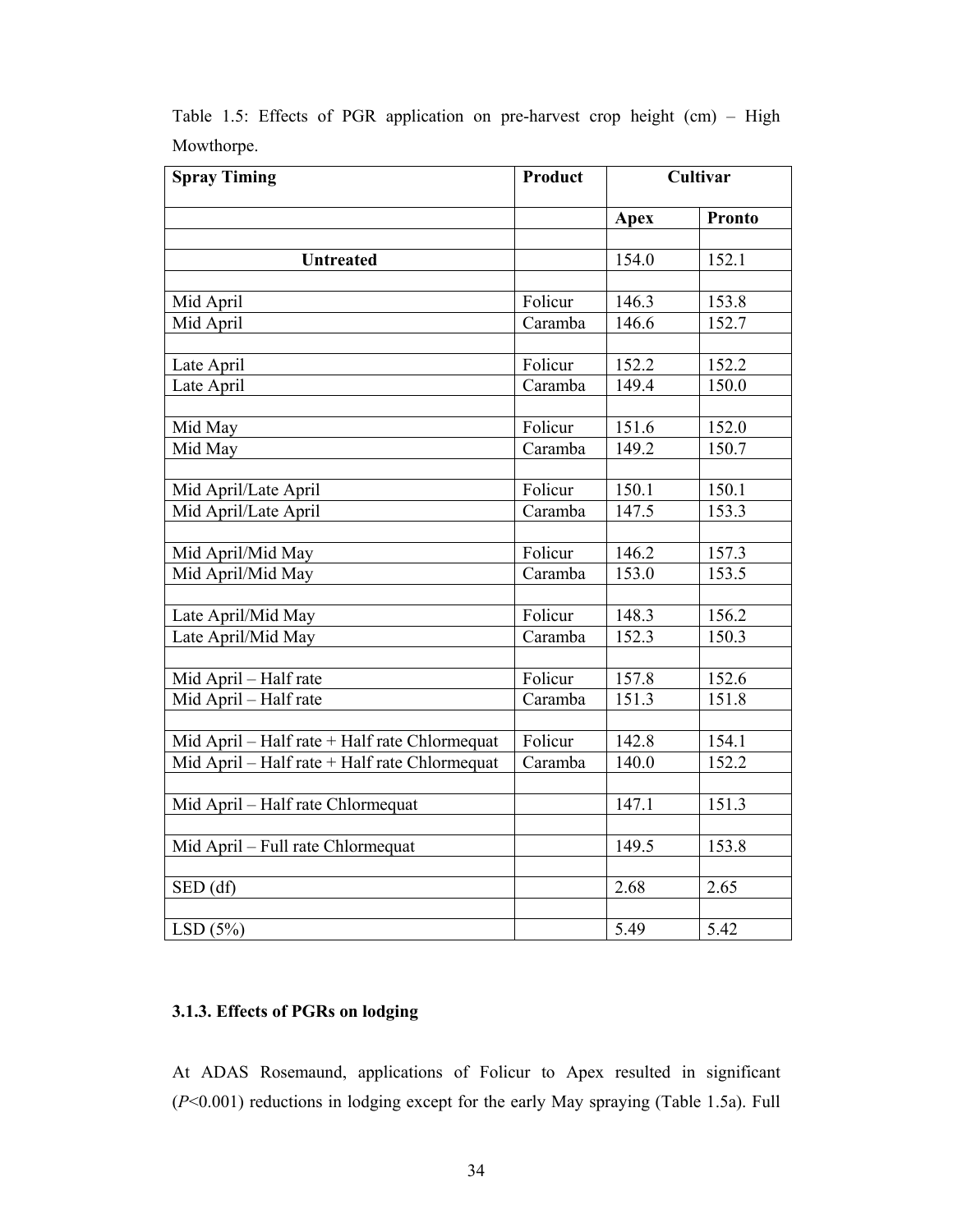Table 1.5: Effects of PGR application on pre-harvest crop height (cm) – High Mowthorpe.

| **Spray Timing** | **Product** | **Cultivar** | |
|---|---|---|---|
| | | **Apex** | **Pronto** |
| | | | |
| **Untreated** | | 154.0 | 152.1 |
| | | | |
| Mid April | Folicur | 146.3 | 153.8 |
| Mid April | Caramba | 146.6 | 152.7 |
| | | | |
| Late April | Folicur | 152.2 | 152.2 |
| Late April | Caramba | 149.4 | 150.0 |
| | | | |
| Mid May | Folicur | 151.6 | 152.0 |
| Mid May | Caramba | 149.2 | 150.7 |
| | | | |
| Mid April/Late April | Folicur | 150.1 | 150.1 |
| Mid April/Late April | Caramba | 147.5 | 153.3 |
| | | | |
| Mid April/Mid May | Folicur | 146.2 | 157.3 |
| Mid April/Mid May | Caramba | 153.0 | 153.5 |
| | | | |
| Late April/Mid May | Folicur | 148.3 | 156.2 |
| Late April/Mid May | Caramba | 152.3 | 150.3 |
| | | | |
| Mid April – Half rate | Folicur | 157.8 | 152.6 |
| Mid April – Half rate | Caramba | 151.3 | 151.8 |
| | | | |
| Mid April – Half rate + Half rate Chlormequat | Folicur | 142.8 | 154.1 |
| Mid April – Half rate + Half rate Chlormequat | Caramba | 140.0 | 152.2 |
| | | | |
| Mid April – Half rate Chlormequat | | 147.1 | 151.3 |
| | | | |
| Mid April – Full rate Chlormequat | | 149.5 | 153.8 |
| | | | |
| SED (df) | | 2.68 | 2.65 |
| | | | |
| LSD (5%) | | 5.49 | 5.42 |

### 3.1.3. Effects of PGRs on lodging

At ADAS Rosemaund, applications of Folicur to Apex resulted in significant ($P$<0.001) reductions in lodging except for the early May spraying (Table 1.5a). Full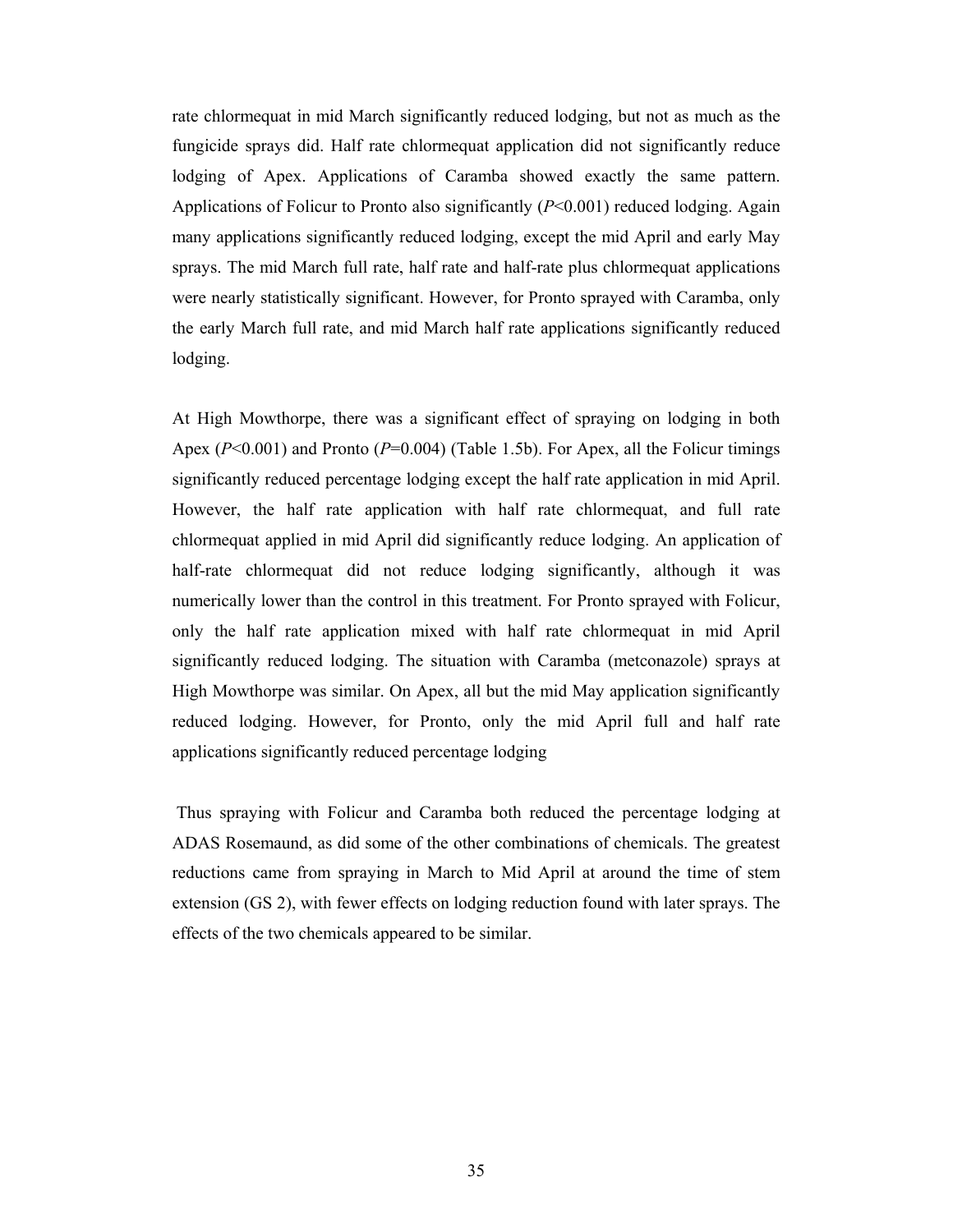rate chlormequat in mid March significantly reduced lodging, but not as much as the fungicide sprays did. Half rate chlormequat application did not significantly reduce lodging of Apex. Applications of Caramba showed exactly the same pattern. Applications of Folicur to Pronto also significantly (*P*<0.001) reduced lodging. Again many applications significantly reduced lodging, except the mid April and early May sprays. The mid March full rate, half rate and half-rate plus chlormequat applications were nearly statistically significant. However, for Pronto sprayed with Caramba, only the early March full rate, and mid March half rate applications significantly reduced lodging.

At High Mowthorpe, there was a significant effect of spraying on lodging in both Apex (*P*<0.001) and Pronto (*P*=0.004) (Table 1.5b). For Apex, all the Folicur timings significantly reduced percentage lodging except the half rate application in mid April. However, the half rate application with half rate chlormequat, and full rate chlormequat applied in mid April did significantly reduce lodging. An application of half-rate chlormequat did not reduce lodging significantly, although it was numerically lower than the control in this treatment. For Pronto sprayed with Folicur, only the half rate application mixed with half rate chlormequat in mid April significantly reduced lodging. The situation with Caramba (metconazole) sprays at High Mowthorpe was similar. On Apex, all but the mid May application significantly reduced lodging. However, for Pronto, only the mid April full and half rate applications significantly reduced percentage lodging

Thus spraying with Folicur and Caramba both reduced the percentage lodging at ADAS Rosemaund, as did some of the other combinations of chemicals. The greatest reductions came from spraying in March to Mid April at around the time of stem extension (GS 2), with fewer effects on lodging reduction found with later sprays. The effects of the two chemicals appeared to be similar.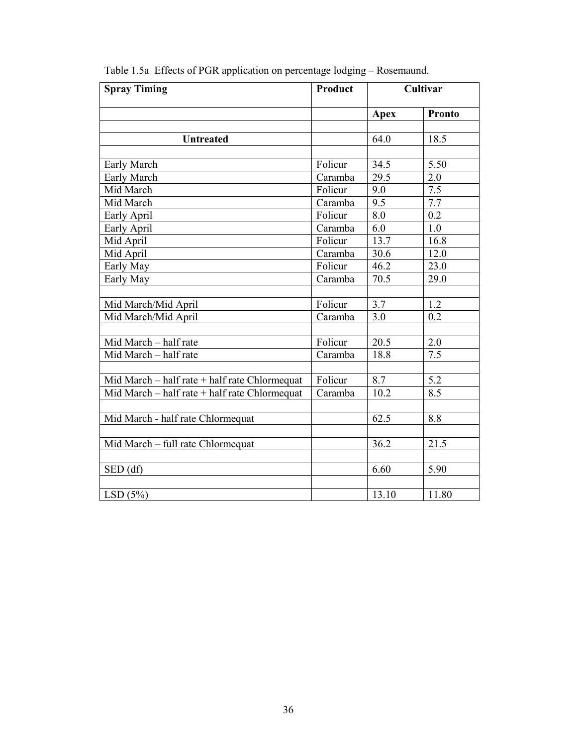Table 1.5a Effects of PGR application on percentage lodging – Rosemaund.

| Spray Timing | Product | Cultivar | |
|---|---|---|---|
| | | **Apex** | **Pronto** |
| | | | |
| **Untreated** | | 64.0 | 18.5 |
| | | | |
| Early March | Folicur | 34.5 | 5.50 |
| Early March | Caramba | 29.5 | 2.0 |
| Mid March | Folicur | 9.0 | 7.5 |
| Mid March | Caramba | 9.5 | 7.7 |
| Early April | Folicur | 8.0 | 0.2 |
| Early April | Caramba | 6.0 | 1.0 |
| Mid April | Folicur | 13.7 | 16.8 |
| Mid April | Caramba | 30.6 | 12.0 |
| Early May | Folicur | 46.2 | 23.0 |
| Early May | Caramba | 70.5 | 29.0 |
| | | | |
| Mid March/Mid April | Folicur | 3.7 | 1.2 |
| Mid March/Mid April | Caramba | 3.0 | 0.2 |
| | | | |
| Mid March – half rate | Folicur | 20.5 | 2.0 |
| Mid March – half rate | Caramba | 18.8 | 7.5 |
| | | | |
| Mid March – half rate + half rate Chlormequat | Folicur | 8.7 | 5.2 |
| Mid March – half rate + half rate Chlormequat | Caramba | 10.2 | 8.5 |
| | | | |
| Mid March - half rate Chlormequat | | 62.5 | 8.8 |
| | | | |
| Mid March – full rate Chlormequat | | 36.2 | 21.5 |
| | | | |
| SED (df) | | 6.60 | 5.90 |
| | | | |
| LSD (5%) | | 13.10 | 11.80 |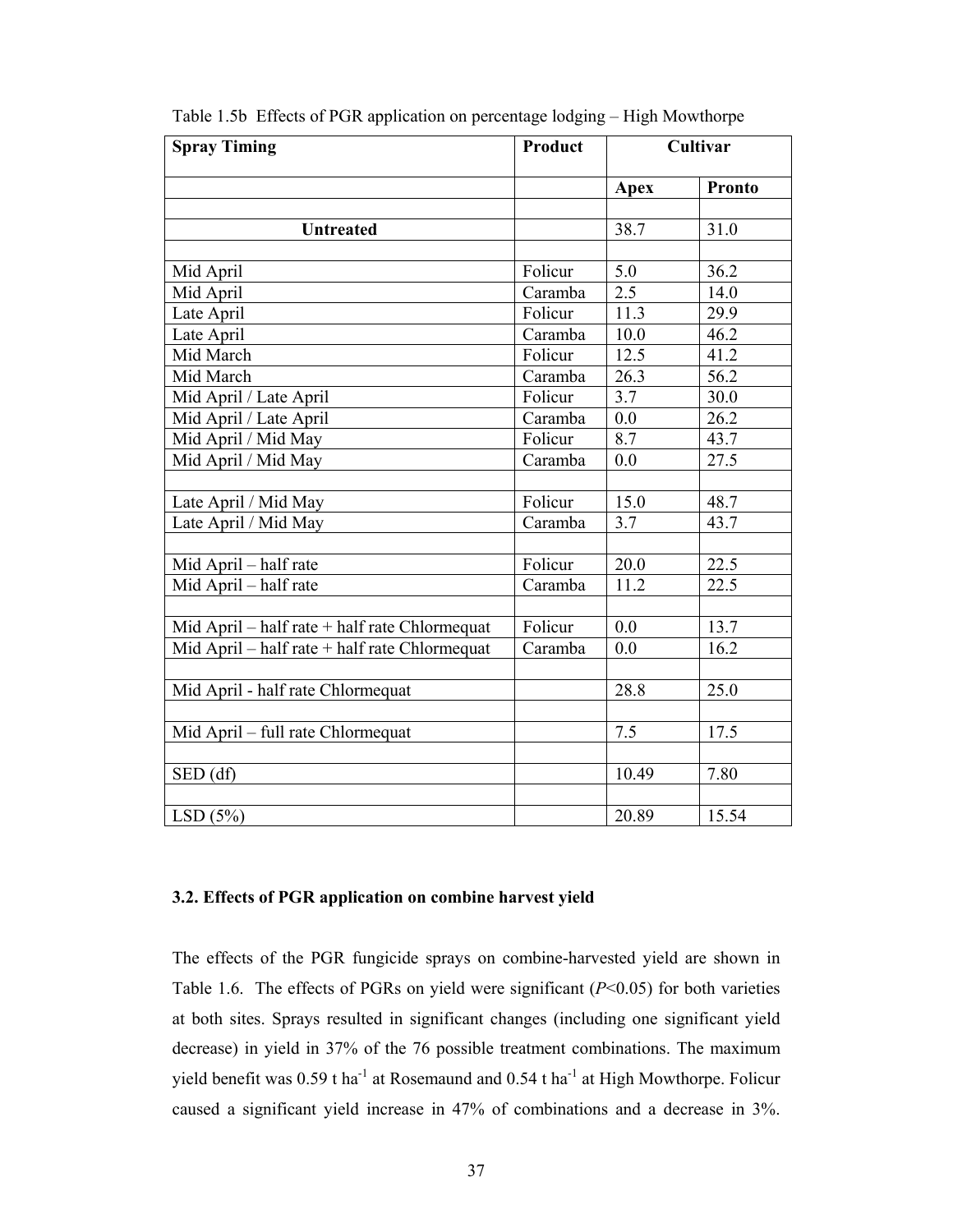Table 1.5b Effects of PGR application on percentage lodging – High Mowthorpe

| Spray Timing | Product | Cultivar | |
|---|---|---|---|
| | | **Apex** | **Pronto** |
| | | | |
| **Untreated** | | 38.7 | 31.0 |
| | | | |
| Mid April | Folicur | 5.0 | 36.2 |
| Mid April | Caramba | 2.5 | 14.0 |
| Late April | Folicur | 11.3 | 29.9 |
| Late April | Caramba | 10.0 | 46.2 |
| Mid March | Folicur | 12.5 | 41.2 |
| Mid March | Caramba | 26.3 | 56.2 |
| Mid April / Late April | Folicur | 3.7 | 30.0 |
| Mid April / Late April | Caramba | 0.0 | 26.2 |
| Mid April / Mid May | Folicur | 8.7 | 43.7 |
| Mid April / Mid May | Caramba | 0.0 | 27.5 |
| | | | |
| Late April / Mid May | Folicur | 15.0 | 48.7 |
| Late April / Mid May | Caramba | 3.7 | 43.7 |
| | | | |
| Mid April – half rate | Folicur | 20.0 | 22.5 |
| Mid April – half rate | Caramba | 11.2 | 22.5 |
| | | | |
| Mid April – half rate + half rate Chlormequat | Folicur | 0.0 | 13.7 |
| Mid April – half rate + half rate Chlormequat | Caramba | 0.0 | 16.2 |
| | | | |
| Mid April - half rate Chlormequat | | 28.8 | 25.0 |
| | | | |
| Mid April – full rate Chlormequat | | 7.5 | 17.5 |
| | | | |
| SED (df) | | 10.49 | 7.80 |
| | | | |
| LSD (5%) | | 20.89 | 15.54 |

### 3.2. Effects of PGR application on combine harvest yield

The effects of the PGR fungicide sprays on combine-harvested yield are shown in Table 1.6. The effects of PGRs on yield were significant ($P$<0.05) for both varieties at both sites. Sprays resulted in significant changes (including one significant yield decrease) in yield in 37% of the 76 possible treatment combinations. The maximum yield benefit was 0.59 t ha$^{-1}$ at Rosemaund and 0.54 t ha$^{-1}$ at High Mowthorpe. Folicur caused a significant yield increase in 47% of combinations and a decrease in 3%.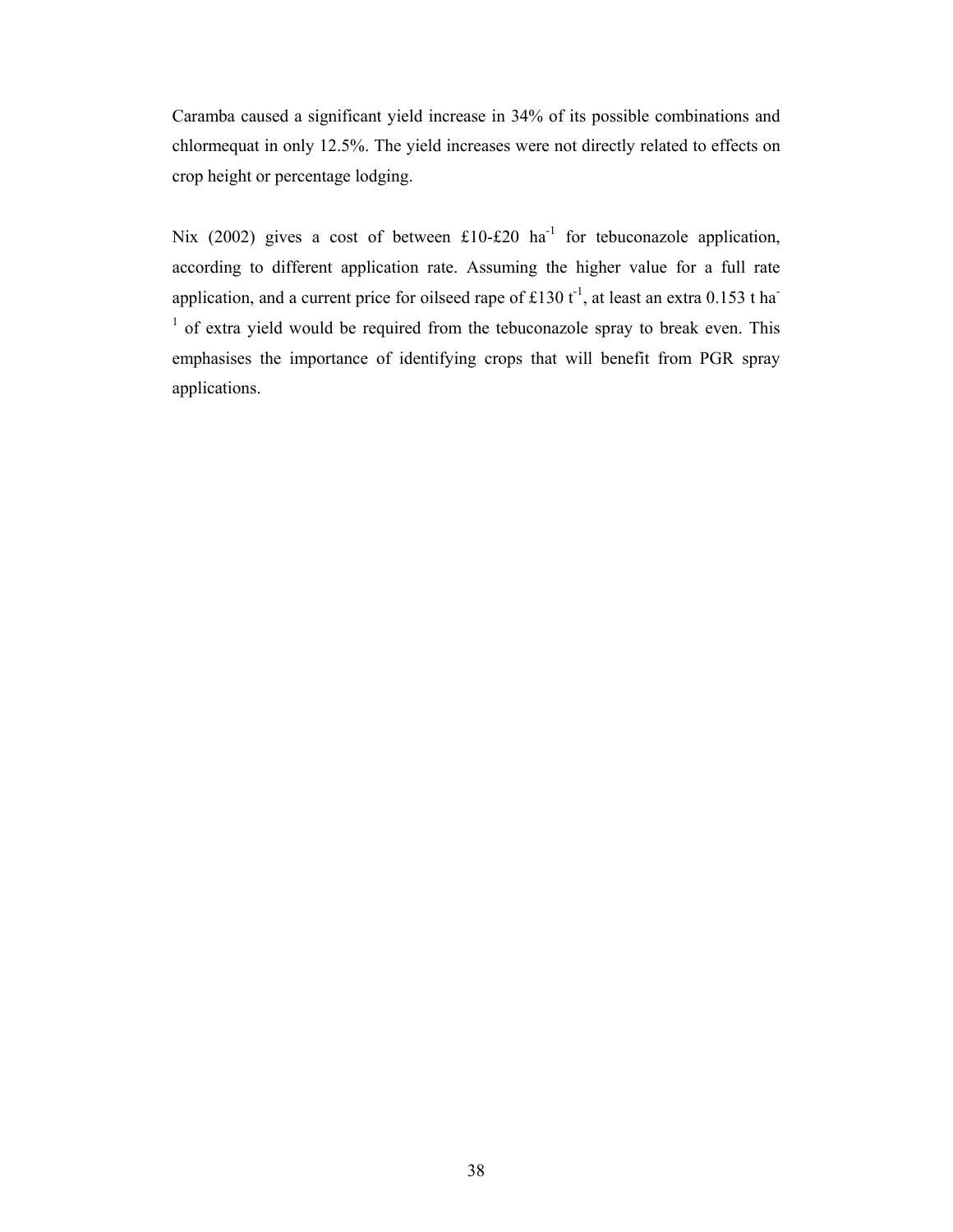Caramba caused a significant yield increase in 34% of its possible combinations and chlormequat in only 12.5%. The yield increases were not directly related to effects on crop height or percentage lodging.

Nix (2002) gives a cost of between £10-£20 $ha^{-1}$ for tebuconazole application, according to different application rate. Assuming the higher value for a full rate application, and a current price for oilseed rape of £130 $t^{-1}$, at least an extra 0.153 t $ha^{-1}$ of extra yield would be required from the tebuconazole spray to break even. This emphasises the importance of identifying crops that will benefit from PGR spray applications.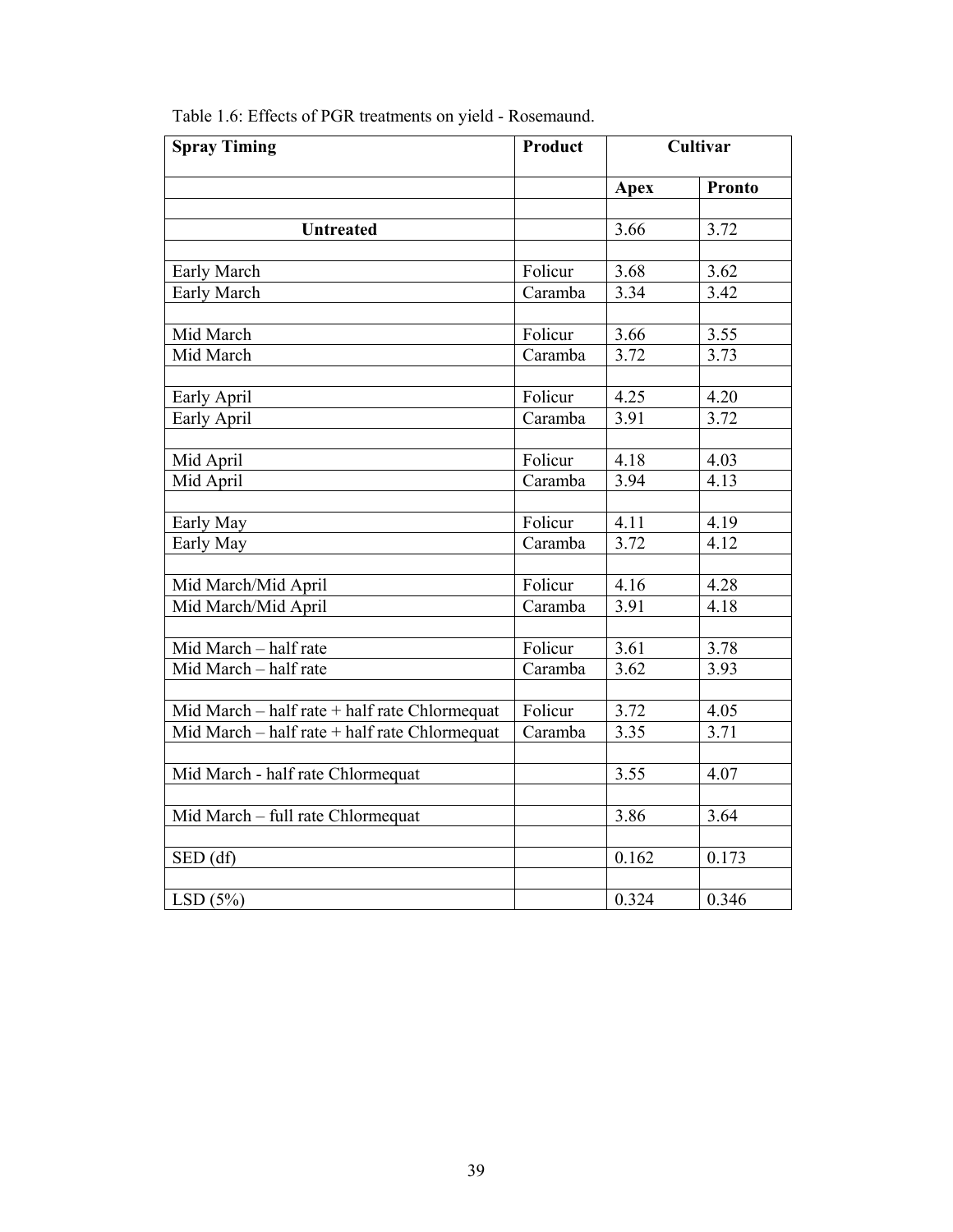Table 1.6: Effects of PGR treatments on yield - Rosemaund.

| **Spray Timing** | **Product** | **Cultivar** | |
|---|---|---|---|
| | | **Apex** | **Pronto** |
| **Untreated** | | 3.66 | 3.72 |
| Early March | Folicur | 3.68 | 3.62 |
| Early March | Caramba | 3.34 | 3.42 |
| Mid March | Folicur | 3.66 | 3.55 |
| Mid March | Caramba | 3.72 | 3.73 |
| Early April | Folicur | 4.25 | 4.20 |
| Early April | Caramba | 3.91 | 3.72 |
| Mid April | Folicur | 4.18 | 4.03 |
| Mid April | Caramba | 3.94 | 4.13 |
| Early May | Folicur | 4.11 | 4.19 |
| Early May | Caramba | 3.72 | 4.12 |
| Mid March/Mid April | Folicur | 4.16 | 4.28 |
| Mid March/Mid April | Caramba | 3.91 | 4.18 |
| Mid March – half rate | Folicur | 3.61 | 3.78 |
| Mid March – half rate | Caramba | 3.62 | 3.93 |
| Mid March – half rate + half rate Chlormequat | Folicur | 3.72 | 4.05 |
| Mid March – half rate + half rate Chlormequat | Caramba | 3.35 | 3.71 |
| Mid March - half rate Chlormequat | | 3.55 | 4.07 |
| Mid March – full rate Chlormequat | | 3.86 | 3.64 |
| SED (df) | | 0.162 | 0.173 |
| LSD (5%) | | 0.324 | 0.346 |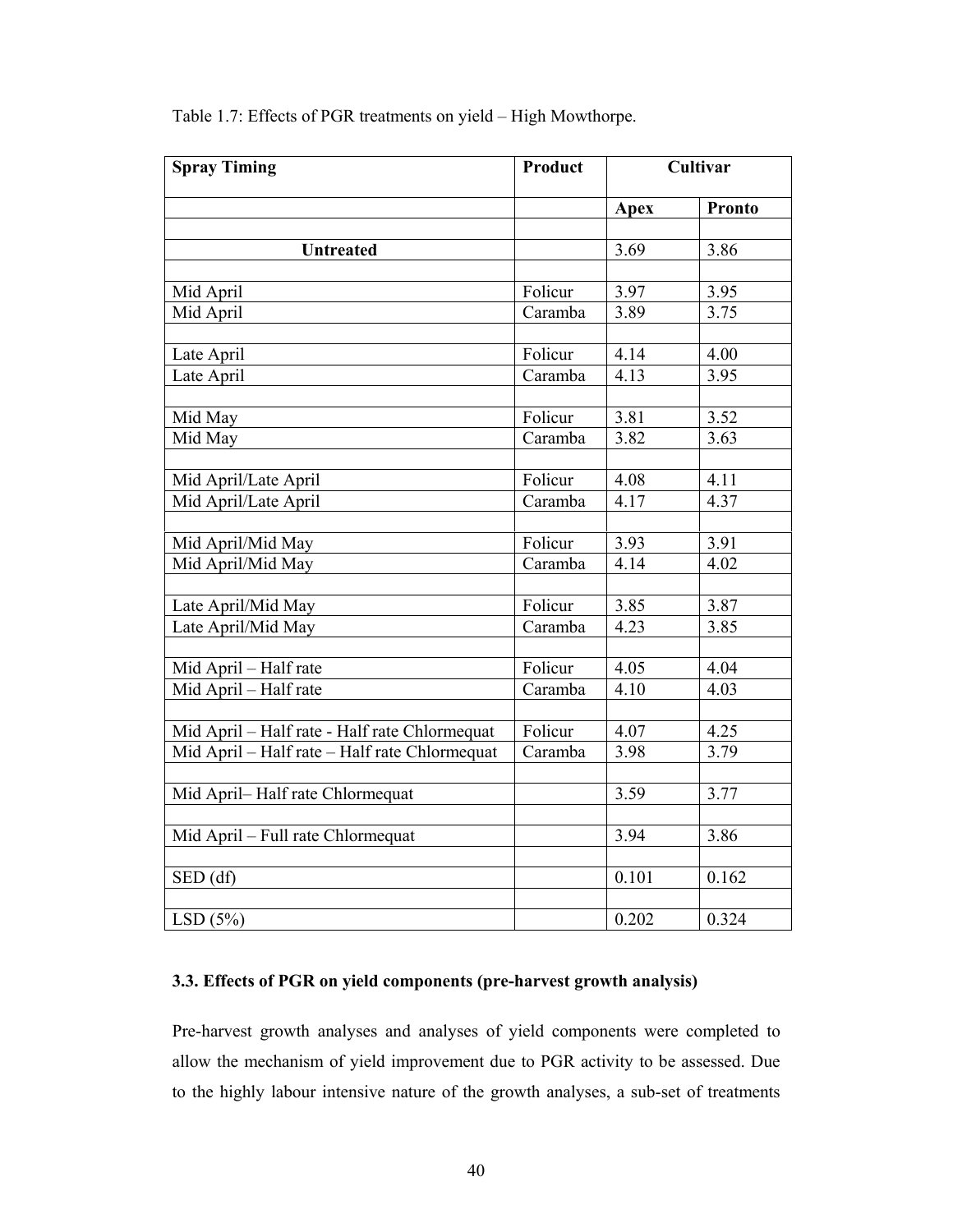Table 1.7: Effects of PGR treatments on yield – High Mowthorpe.

| Spray Timing | Product | Cultivar | |
|---|---|---|---|
| | | **Apex** | **Pronto** |
| **Untreated** | | 3.69 | 3.86 |
| Mid April | Folicur | 3.97 | 3.95 |
| Mid April | Caramba | 3.89 | 3.75 |
| Late April | Folicur | 4.14 | 4.00 |
| Late April | Caramba | 4.13 | 3.95 |
| Mid May | Folicur | 3.81 | 3.52 |
| Mid May | Caramba | 3.82 | 3.63 |
| Mid April/Late April | Folicur | 4.08 | 4.11 |
| Mid April/Late April | Caramba | 4.17 | 4.37 |
| Mid April/Mid May | Folicur | 3.93 | 3.91 |
| Mid April/Mid May | Caramba | 4.14 | 4.02 |
| Late April/Mid May | Folicur | 3.85 | 3.87 |
| Late April/Mid May | Caramba | 4.23 | 3.85 |
| Mid April – Half rate | Folicur | 4.05 | 4.04 |
| Mid April – Half rate | Caramba | 4.10 | 4.03 |
| Mid April – Half rate - Half rate Chlormequat | Folicur | 4.07 | 4.25 |
| Mid April – Half rate – Half rate Chlormequat | Caramba | 3.98 | 3.79 |
| Mid April– Half rate Chlormequat | | 3.59 | 3.77 |
| Mid April – Full rate Chlormequat | | 3.94 | 3.86 |
| SED (df) | | 0.101 | 0.162 |
| LSD (5%) | | 0.202 | 0.324 |

### 3.3. Effects of PGR on yield components (pre-harvest growth analysis)

Pre-harvest growth analyses and analyses of yield components were completed to allow the mechanism of yield improvement due to PGR activity to be assessed. Due to the highly labour intensive nature of the growth analyses, a sub-set of treatments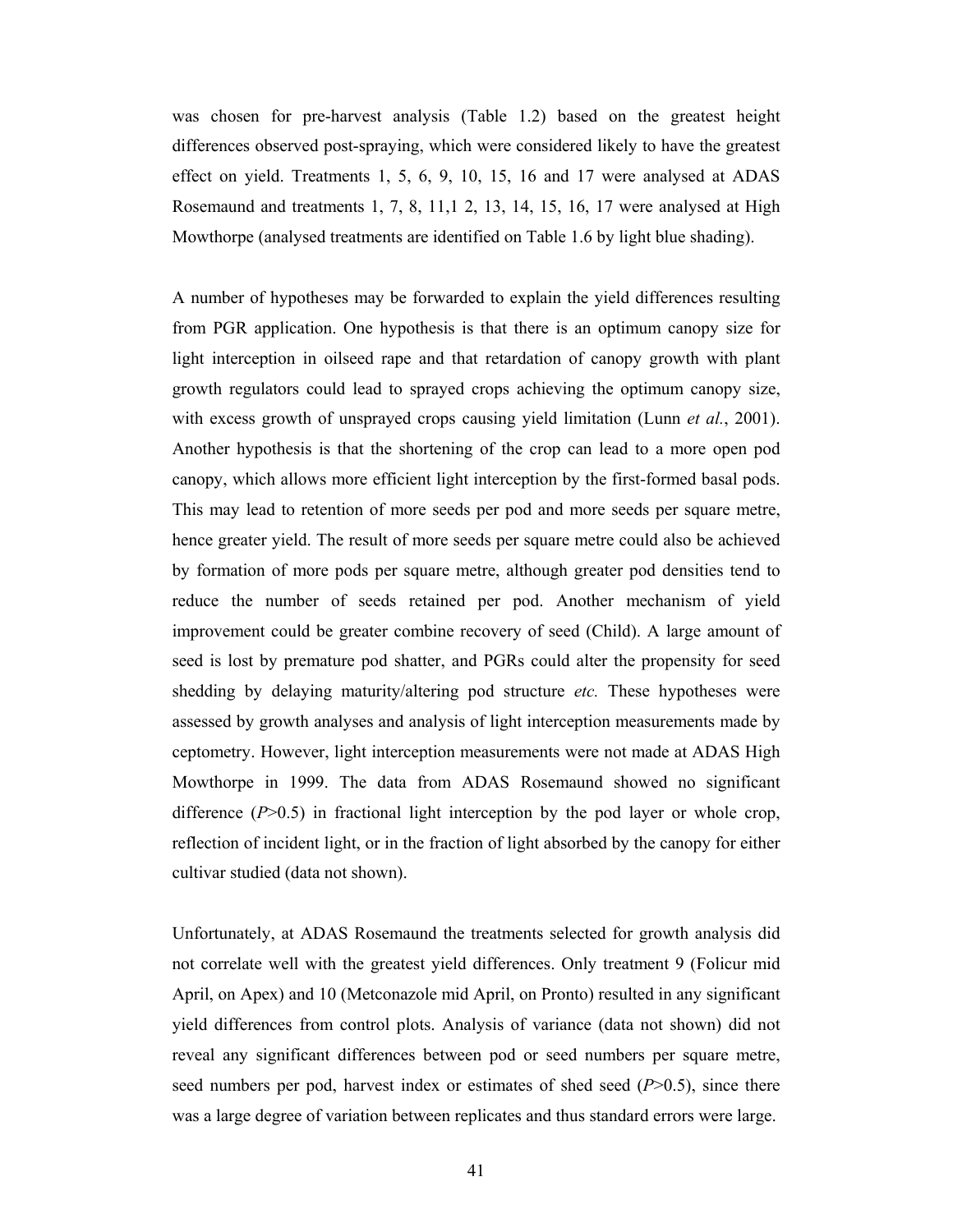was chosen for pre-harvest analysis (Table 1.2) based on the greatest height differences observed post-spraying, which were considered likely to have the greatest effect on yield. Treatments 1, 5, 6, 9, 10, 15, 16 and 17 were analysed at ADAS Rosemaund and treatments 1, 7, 8, 11,1 2, 13, 14, 15, 16, 17 were analysed at High Mowthorpe (analysed treatments are identified on Table 1.6 by light blue shading).

A number of hypotheses may be forwarded to explain the yield differences resulting from PGR application. One hypothesis is that there is an optimum canopy size for light interception in oilseed rape and that retardation of canopy growth with plant growth regulators could lead to sprayed crops achieving the optimum canopy size, with excess growth of unsprayed crops causing yield limitation (Lunn *et al.*, 2001). Another hypothesis is that the shortening of the crop can lead to a more open pod canopy, which allows more efficient light interception by the first-formed basal pods. This may lead to retention of more seeds per pod and more seeds per square metre, hence greater yield. The result of more seeds per square metre could also be achieved by formation of more pods per square metre, although greater pod densities tend to reduce the number of seeds retained per pod. Another mechanism of yield improvement could be greater combine recovery of seed (Child). A large amount of seed is lost by premature pod shatter, and PGRs could alter the propensity for seed shedding by delaying maturity/altering pod structure *etc.* These hypotheses were assessed by growth analyses and analysis of light interception measurements made by ceptometry. However, light interception measurements were not made at ADAS High Mowthorpe in 1999. The data from ADAS Rosemaund showed no significant difference ($P$>0.5) in fractional light interception by the pod layer or whole crop, reflection of incident light, or in the fraction of light absorbed by the canopy for either cultivar studied (data not shown).

Unfortunately, at ADAS Rosemaund the treatments selected for growth analysis did not correlate well with the greatest yield differences. Only treatment 9 (Folicur mid April, on Apex) and 10 (Metconazole mid April, on Pronto) resulted in any significant yield differences from control plots. Analysis of variance (data not shown) did not reveal any significant differences between pod or seed numbers per square metre, seed numbers per pod, harvest index or estimates of shed seed ($P$>0.5), since there was a large degree of variation between replicates and thus standard errors were large.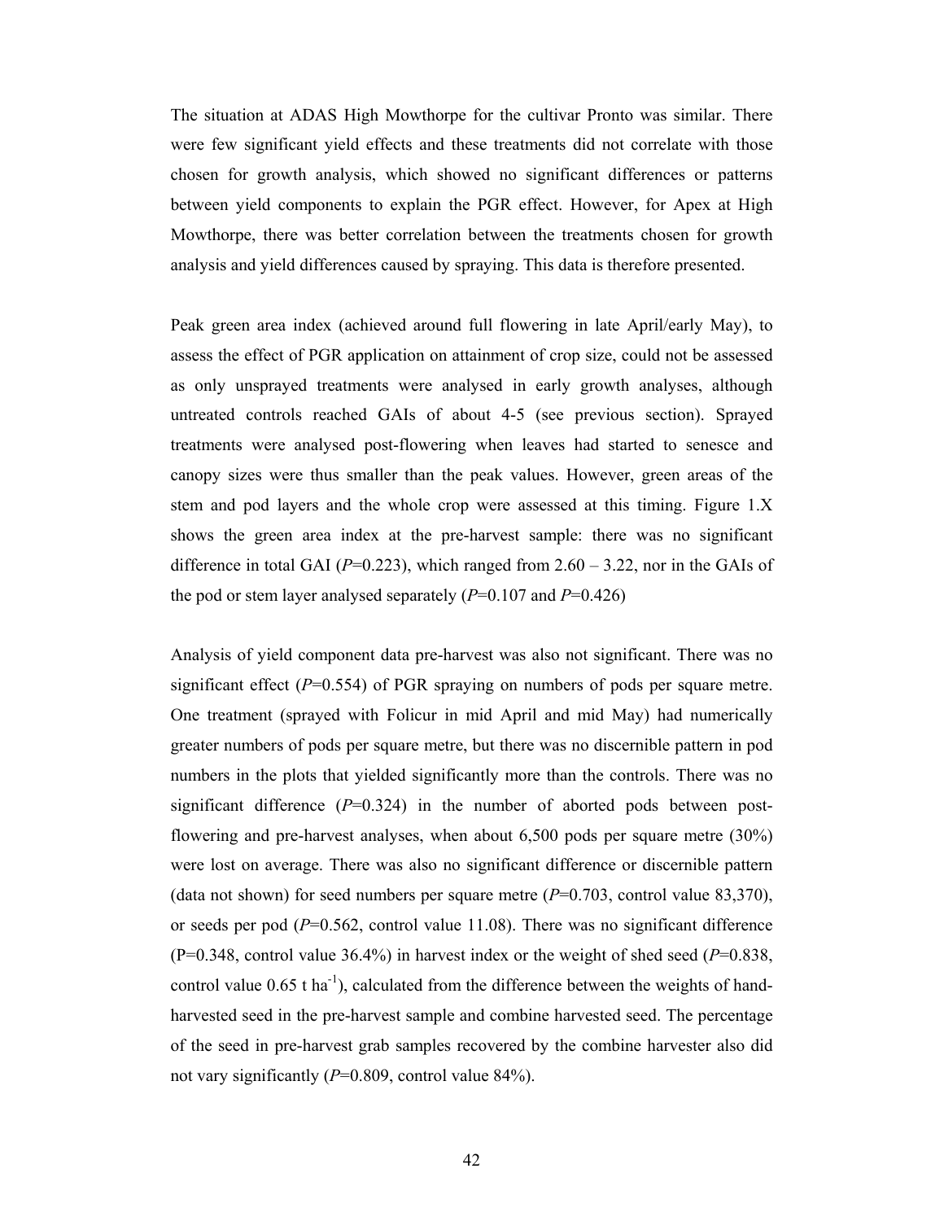The situation at ADAS High Mowthorpe for the cultivar Pronto was similar. There were few significant yield effects and these treatments did not correlate with those chosen for growth analysis, which showed no significant differences or patterns between yield components to explain the PGR effect. However, for Apex at High Mowthorpe, there was better correlation between the treatments chosen for growth analysis and yield differences caused by spraying. This data is therefore presented.

Peak green area index (achieved around full flowering in late April/early May), to assess the effect of PGR application on attainment of crop size, could not be assessed as only unsprayed treatments were analysed in early growth analyses, although untreated controls reached GAIs of about 4-5 (see previous section). Sprayed treatments were analysed post-flowering when leaves had started to senesce and canopy sizes were thus smaller than the peak values. However, green areas of the stem and pod layers and the whole crop were assessed at this timing. Figure 1.X shows the green area index at the pre-harvest sample: there was no significant difference in total GAI ($P$=0.223), which ranged from 2.60 – 3.22, nor in the GAIs of the pod or stem layer analysed separately ($P$=0.107 and $P$=0.426)

Analysis of yield component data pre-harvest was also not significant. There was no significant effect ($P$=0.554) of PGR spraying on numbers of pods per square metre. One treatment (sprayed with Folicur in mid April and mid May) had numerically greater numbers of pods per square metre, but there was no discernible pattern in pod numbers in the plots that yielded significantly more than the controls. There was no significant difference ($P$=0.324) in the number of aborted pods between post-flowering and pre-harvest analyses, when about 6,500 pods per square metre (30%) were lost on average. There was also no significant difference or discernible pattern (data not shown) for seed numbers per square metre ($P$=0.703, control value 83,370), or seeds per pod ($P$=0.562, control value 11.08). There was no significant difference (P=0.348, control value 36.4%) in harvest index or the weight of shed seed ($P$=0.838, control value 0.65 t $ha^{-1}$), calculated from the difference between the weights of hand-harvested seed in the pre-harvest sample and combine harvested seed. The percentage of the seed in pre-harvest grab samples recovered by the combine harvester also did not vary significantly ($P$=0.809, control value 84%).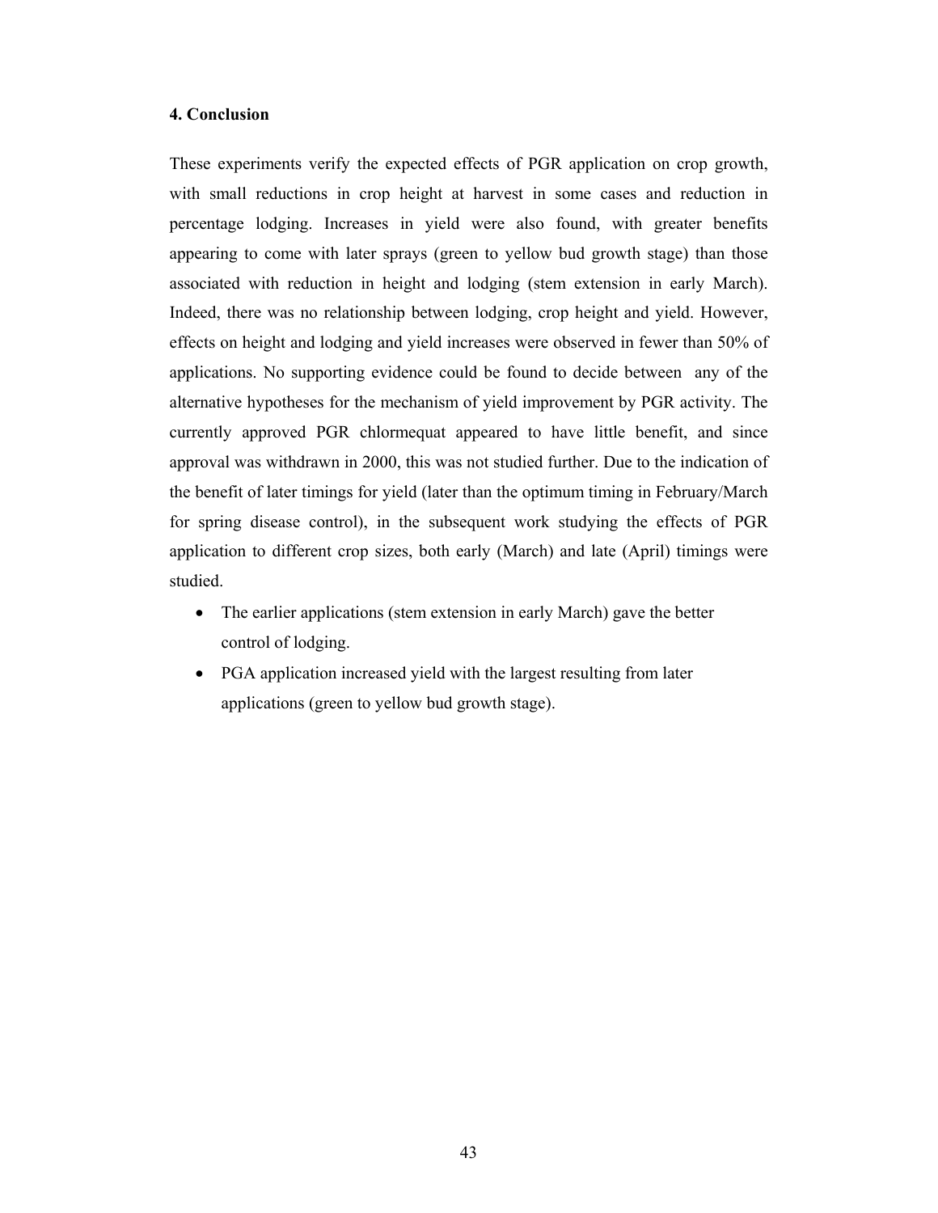## 4. Conclusion

These experiments verify the expected effects of PGR application on crop growth, with small reductions in crop height at harvest in some cases and reduction in percentage lodging. Increases in yield were also found, with greater benefits appearing to come with later sprays (green to yellow bud growth stage) than those associated with reduction in height and lodging (stem extension in early March). Indeed, there was no relationship between lodging, crop height and yield. However, effects on height and lodging and yield increases were observed in fewer than 50% of applications. No supporting evidence could be found to decide between any of the alternative hypotheses for the mechanism of yield improvement by PGR activity. The currently approved PGR chlormequat appeared to have little benefit, and since approval was withdrawn in 2000, this was not studied further. Due to the indication of the benefit of later timings for yield (later than the optimum timing in February/March for spring disease control), in the subsequent work studying the effects of PGR application to different crop sizes, both early (March) and late (April) timings were studied.

- The earlier applications (stem extension in early March) gave the better control of lodging.
- PGA application increased yield with the largest resulting from later applications (green to yellow bud growth stage).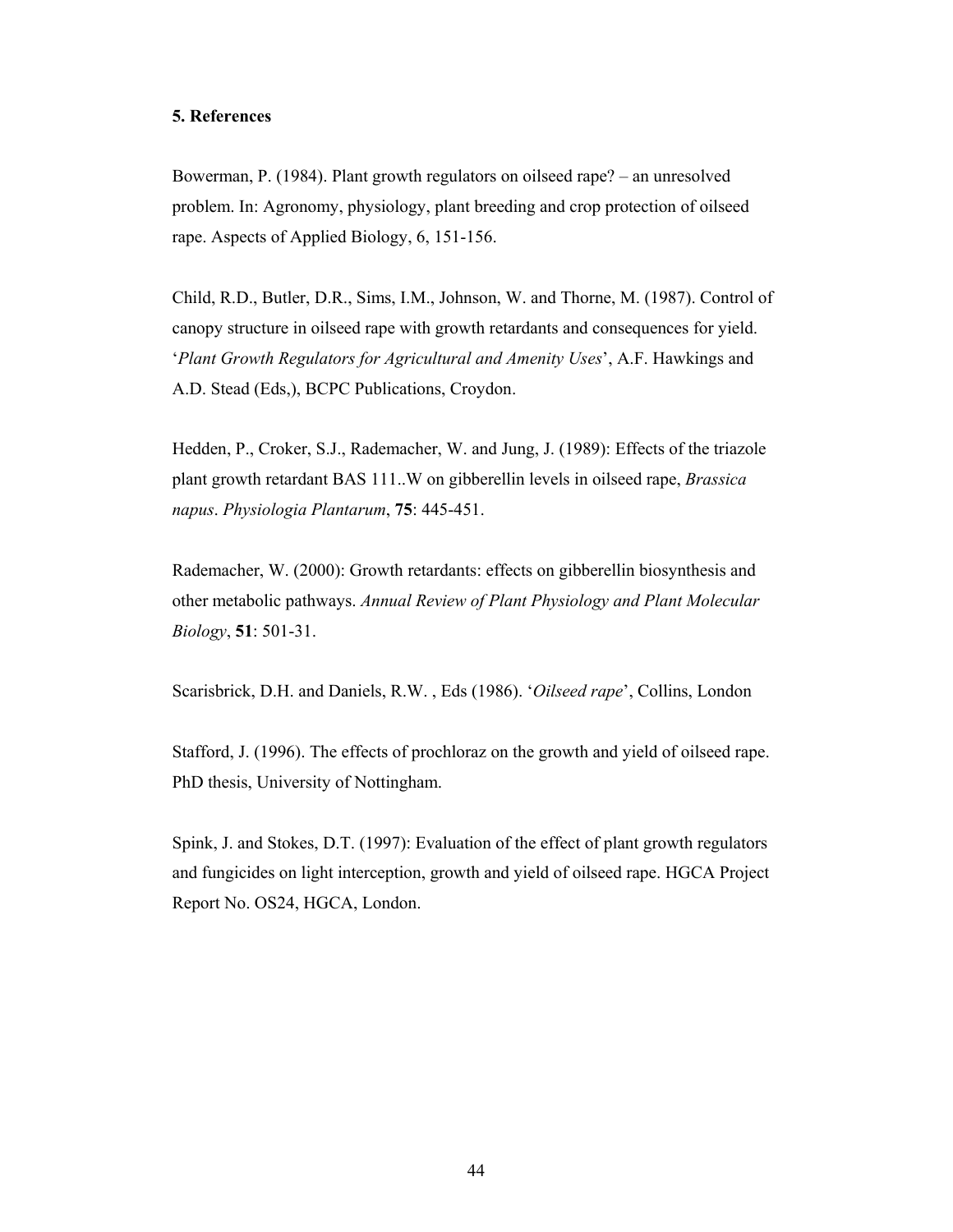### 5. References

Bowerman, P. (1984). Plant growth regulators on oilseed rape? – an unresolved problem. In: Agronomy, physiology, plant breeding and crop protection of oilseed rape. Aspects of Applied Biology, 6, 151-156.

Child, R.D., Butler, D.R., Sims, I.M., Johnson, W. and Thorne, M. (1987). Control of canopy structure in oilseed rape with growth retardants and consequences for yield. '*Plant Growth Regulators for Agricultural and Amenity Uses*', A.F. Hawkings and A.D. Stead (Eds,), BCPC Publications, Croydon.

Hedden, P., Croker, S.J., Rademacher, W. and Jung, J. (1989): Effects of the triazole plant growth retardant BAS 111..W on gibberellin levels in oilseed rape, *Brassica napus*. *Physiologia Plantarum*, **75**: 445-451.

Rademacher, W. (2000): Growth retardants: effects on gibberellin biosynthesis and other metabolic pathways. *Annual Review of Plant Physiology and Plant Molecular Biology*, **51**: 501-31.

Scarisbrick, D.H. and Daniels, R.W. , Eds (1986). '*Oilseed rape*', Collins, London

Stafford, J. (1996). The effects of prochloraz on the growth and yield of oilseed rape. PhD thesis, University of Nottingham.

Spink, J. and Stokes, D.T. (1997): Evaluation of the effect of plant growth regulators and fungicides on light interception, growth and yield of oilseed rape. HGCA Project Report No. OS24, HGCA, London.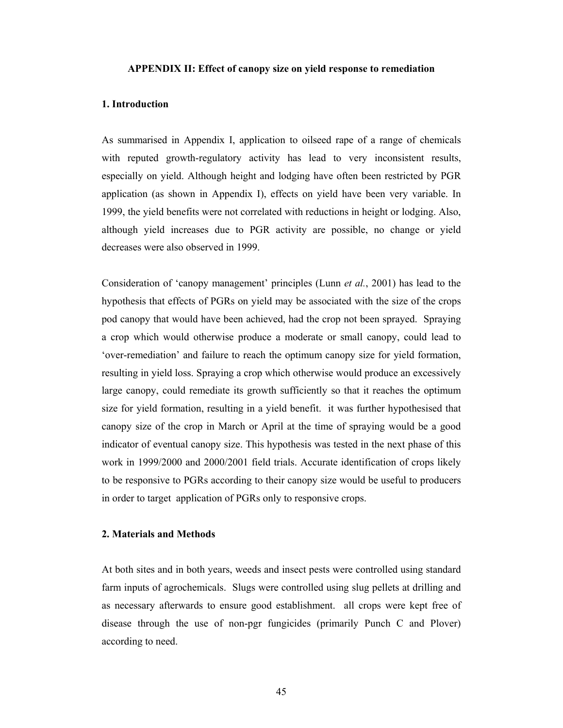**APPENDIX II: Effect of canopy size on yield response to remediation**

**1. Introduction**

As summarised in Appendix I, application to oilseed rape of a range of chemicals with reputed growth-regulatory activity has lead to very inconsistent results, especially on yield. Although height and lodging have often been restricted by PGR application (as shown in Appendix I), effects on yield have been very variable. In 1999, the yield benefits were not correlated with reductions in height or lodging. Also, although yield increases due to PGR activity are possible, no change or yield decreases were also observed in 1999.

Consideration of 'canopy management' principles (Lunn *et al.*, 2001) has lead to the hypothesis that effects of PGRs on yield may be associated with the size of the crops pod canopy that would have been achieved, had the crop not been sprayed. Spraying a crop which would otherwise produce a moderate or small canopy, could lead to 'over-remediation' and failure to reach the optimum canopy size for yield formation, resulting in yield loss. Spraying a crop which otherwise would produce an excessively large canopy, could remediate its growth sufficiently so that it reaches the optimum size for yield formation, resulting in a yield benefit. it was further hypothesised that canopy size of the crop in March or April at the time of spraying would be a good indicator of eventual canopy size. This hypothesis was tested in the next phase of this work in 1999/2000 and 2000/2001 field trials. Accurate identification of crops likely to be responsive to PGRs according to their canopy size would be useful to producers in order to target application of PGRs only to responsive crops.

**2. Materials and Methods**

At both sites and in both years, weeds and insect pests were controlled using standard farm inputs of agrochemicals. Slugs were controlled using slug pellets at drilling and as necessary afterwards to ensure good establishment. all crops were kept free of disease through the use of non-pgr fungicides (primarily Punch C and Plover) according to need.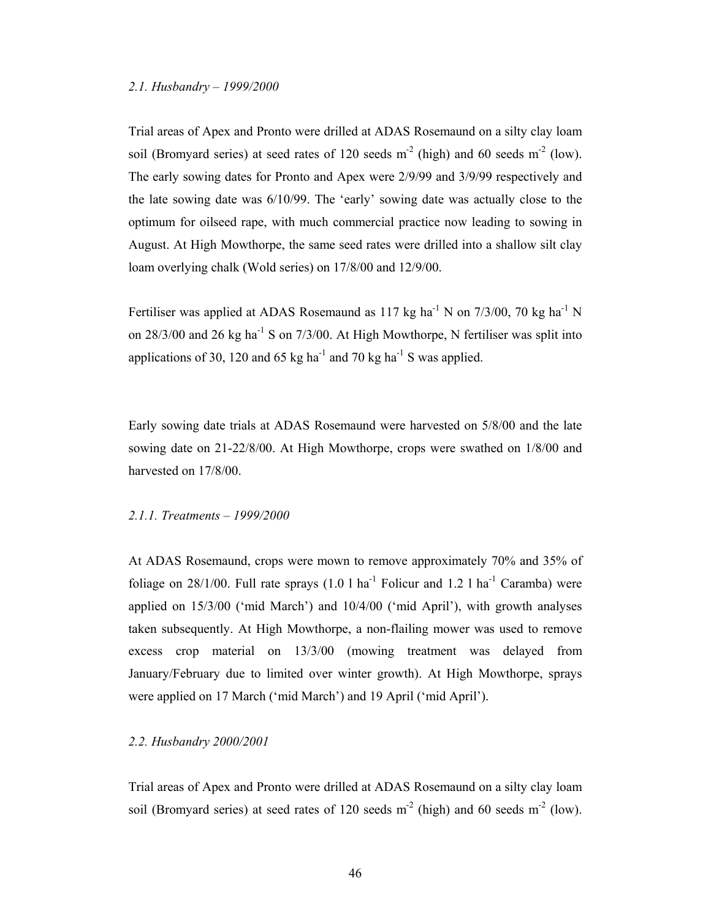*2.1. Husbandry – 1999/2000*

Trial areas of Apex and Pronto were drilled at ADAS Rosemaund on a silty clay loam soil (Bromyard series) at seed rates of 120 seeds $m^{-2}$ (high) and 60 seeds $m^{-2}$ (low). The early sowing dates for Pronto and Apex were 2/9/99 and 3/9/99 respectively and the late sowing date was 6/10/99. The 'early' sowing date was actually close to the optimum for oilseed rape, with much commercial practice now leading to sowing in August. At High Mowthorpe, the same seed rates were drilled into a shallow silt clay loam overlying chalk (Wold series) on 17/8/00 and 12/9/00.

Fertiliser was applied at ADAS Rosemaund as 117 kg $ha^{-1}$ N on 7/3/00, 70 kg $ha^{-1}$ N on 28/3/00 and 26 kg $ha^{-1}$ S on 7/3/00. At High Mowthorpe, N fertiliser was split into applications of 30, 120 and 65 kg $ha^{-1}$ and 70 kg $ha^{-1}$ S was applied.

Early sowing date trials at ADAS Rosemaund were harvested on 5/8/00 and the late sowing date on 21-22/8/00. At High Mowthorpe, crops were swathed on 1/8/00 and harvested on 17/8/00.

*2.1.1. Treatments – 1999/2000*

At ADAS Rosemaund, crops were mown to remove approximately 70% and 35% of foliage on 28/1/00. Full rate sprays (1.0 l $ha^{-1}$ Folicur and 1.2 l $ha^{-1}$ Caramba) were applied on 15/3/00 ('mid March') and 10/4/00 ('mid April'), with growth analyses taken subsequently. At High Mowthorpe, a non-flailing mower was used to remove excess crop material on 13/3/00 (mowing treatment was delayed from January/February due to limited over winter growth). At High Mowthorpe, sprays were applied on 17 March ('mid March') and 19 April ('mid April').

*2.2. Husbandry 2000/2001*

Trial areas of Apex and Pronto were drilled at ADAS Rosemaund on a silty clay loam soil (Bromyard series) at seed rates of 120 seeds $m^{-2}$ (high) and 60 seeds $m^{-2}$ (low).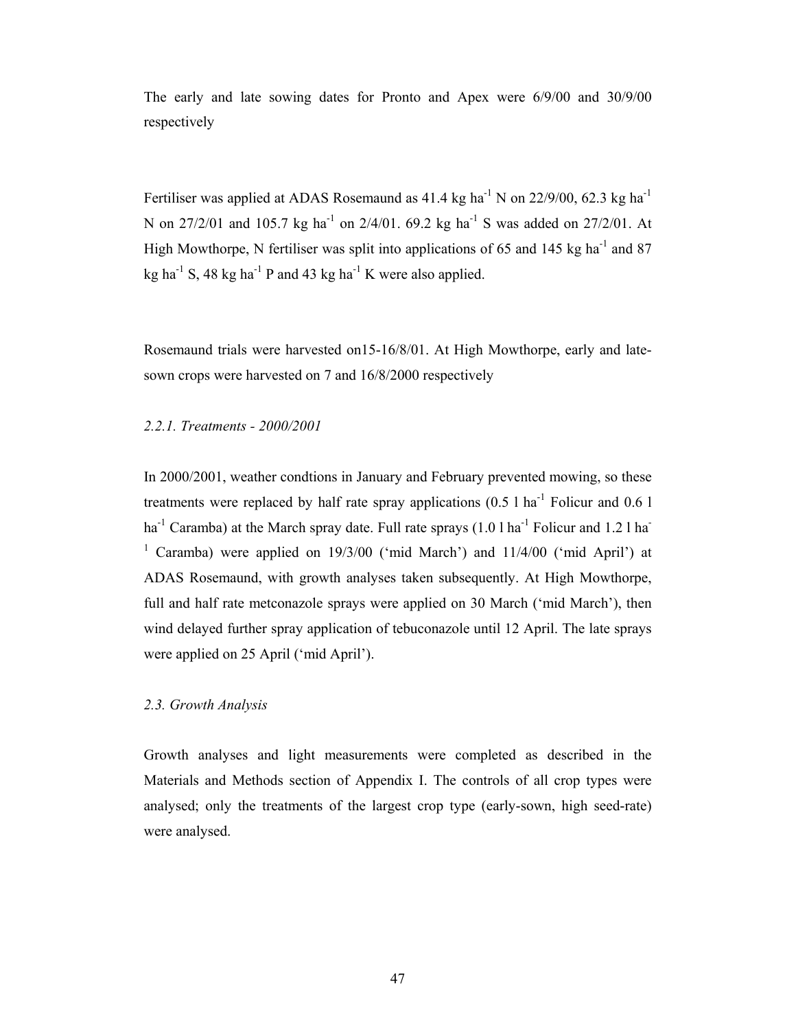The early and late sowing dates for Pronto and Apex were 6/9/00 and 30/9/00 respectively

Fertiliser was applied at ADAS Rosemaund as 41.4 kg ha$^{-1}$ N on 22/9/00, 62.3 kg ha$^{-1}$ N on 27/2/01 and 105.7 kg ha$^{-1}$ on 2/4/01. 69.2 kg ha$^{-1}$ S was added on 27/2/01. At High Mowthorpe, N fertiliser was split into applications of 65 and 145 kg ha$^{-1}$ and 87 kg ha$^{-1}$ S, 48 kg ha$^{-1}$ P and 43 kg ha$^{-1}$ K were also applied.

Rosemaund trials were harvested on15-16/8/01. At High Mowthorpe, early and late-sown crops were harvested on 7 and 16/8/2000 respectively

### *2.2.1. Treatments - 2000/2001*

In 2000/2001, weather condtions in January and February prevented mowing, so these treatments were replaced by half rate spray applications (0.5 l ha$^{-1}$ Folicur and 0.6 l ha$^{-1}$ Caramba) at the March spray date. Full rate sprays (1.0 l ha$^{-1}$ Folicur and 1.2 l ha$^{-1}$ Caramba) were applied on 19/3/00 ('mid March') and 11/4/00 ('mid April') at ADAS Rosemaund, with growth analyses taken subsequently. At High Mowthorpe, full and half rate metconazole sprays were applied on 30 March ('mid March'), then wind delayed further spray application of tebuconazole until 12 April. The late sprays were applied on 25 April ('mid April').

### *2.3. Growth Analysis*

Growth analyses and light measurements were completed as described in the Materials and Methods section of Appendix I. The controls of all crop types were analysed; only the treatments of the largest crop type (early-sown, high seed-rate) were analysed.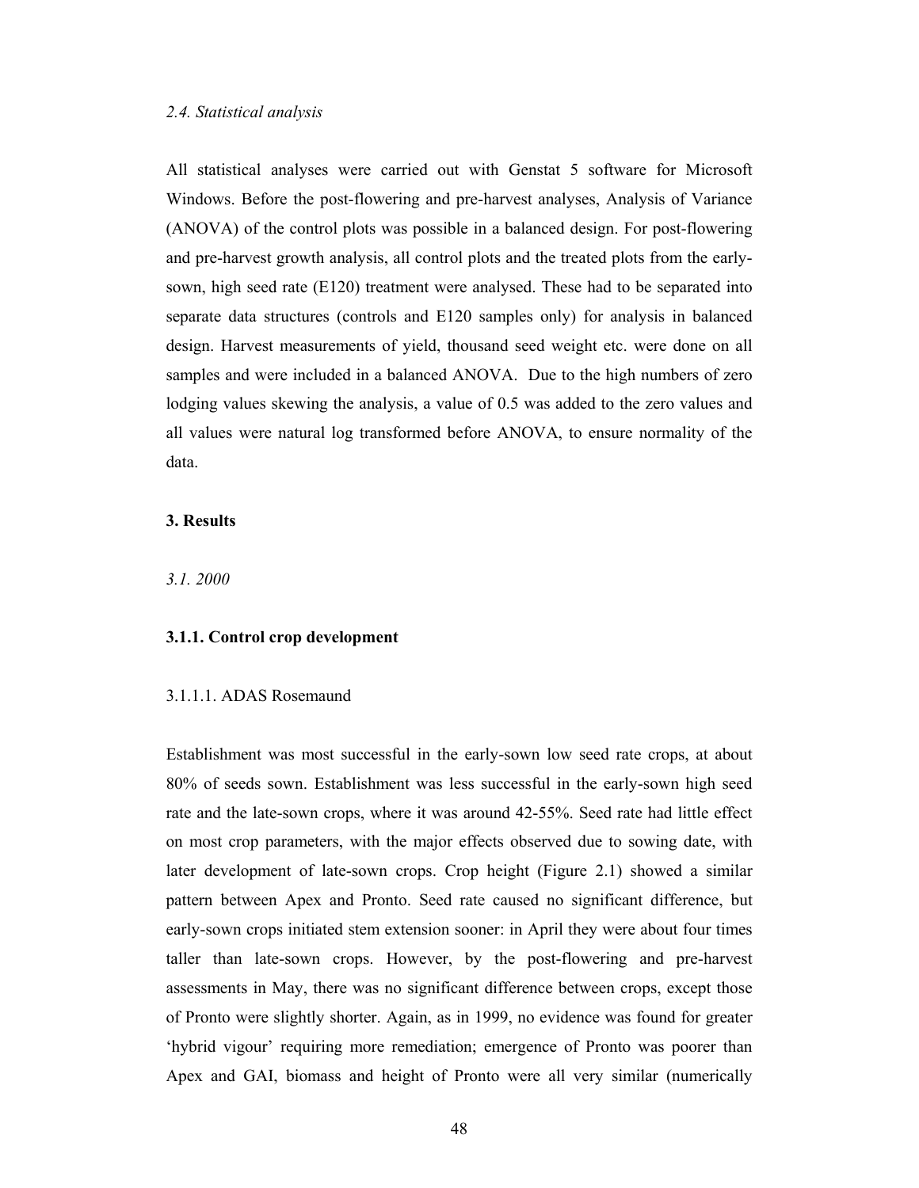*2.4. Statistical analysis*

All statistical analyses were carried out with Genstat 5 software for Microsoft Windows. Before the post-flowering and pre-harvest analyses, Analysis of Variance (ANOVA) of the control plots was possible in a balanced design. For post-flowering and pre-harvest growth analysis, all control plots and the treated plots from the early-sown, high seed rate (E120) treatment were analysed. These had to be separated into separate data structures (controls and E120 samples only) for analysis in balanced design. Harvest measurements of yield, thousand seed weight etc. were done on all samples and were included in a balanced ANOVA. Due to the high numbers of zero lodging values skewing the analysis, a value of 0.5 was added to the zero values and all values were natural log transformed before ANOVA, to ensure normality of the data.

## 3. Results

*3.1. 2000*

### 3.1.1. Control crop development

3.1.1.1. ADAS Rosemaund

Establishment was most successful in the early-sown low seed rate crops, at about 80% of seeds sown. Establishment was less successful in the early-sown high seed rate and the late-sown crops, where it was around 42-55%. Seed rate had little effect on most crop parameters, with the major effects observed due to sowing date, with later development of late-sown crops. Crop height (Figure 2.1) showed a similar pattern between Apex and Pronto. Seed rate caused no significant difference, but early-sown crops initiated stem extension sooner: in April they were about four times taller than late-sown crops. However, by the post-flowering and pre-harvest assessments in May, there was no significant difference between crops, except those of Pronto were slightly shorter. Again, as in 1999, no evidence was found for greater 'hybrid vigour' requiring more remediation; emergence of Pronto was poorer than Apex and GAI, biomass and height of Pronto were all very similar (numerically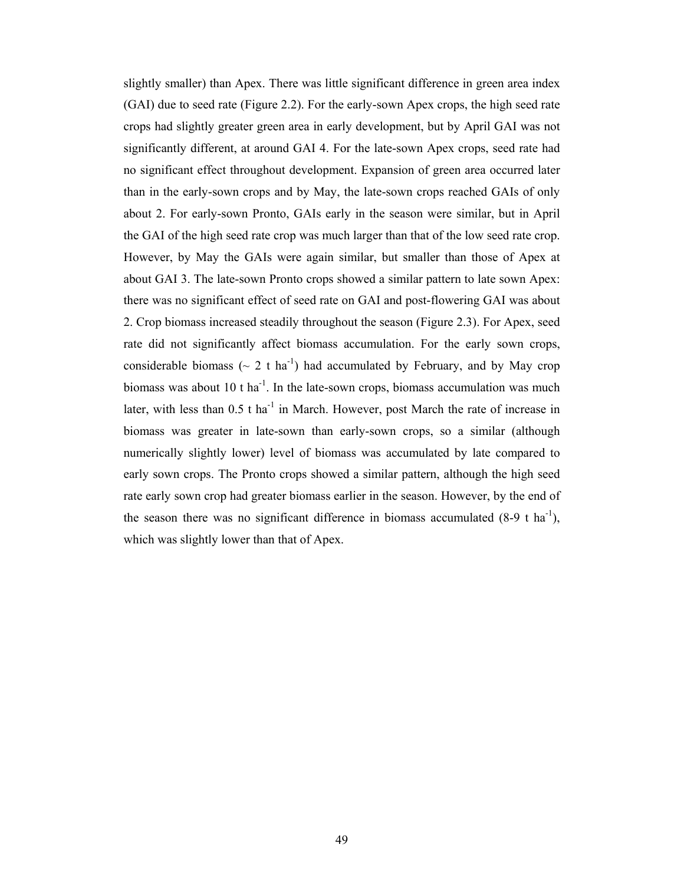slightly smaller) than Apex. There was little significant difference in green area index (GAI) due to seed rate (Figure 2.2). For the early-sown Apex crops, the high seed rate crops had slightly greater green area in early development, but by April GAI was not significantly different, at around GAI 4. For the late-sown Apex crops, seed rate had no significant effect throughout development. Expansion of green area occurred later than in the early-sown crops and by May, the late-sown crops reached GAIs of only about 2. For early-sown Pronto, GAIs early in the season were similar, but in April the GAI of the high seed rate crop was much larger than that of the low seed rate crop. However, by May the GAIs were again similar, but smaller than those of Apex at about GAI 3. The late-sown Pronto crops showed a similar pattern to late sown Apex: there was no significant effect of seed rate on GAI and post-flowering GAI was about 2. Crop biomass increased steadily throughout the season (Figure 2.3). For Apex, seed rate did not significantly affect biomass accumulation. For the early sown crops, considerable biomass (~ 2 t ha$^{-1}$) had accumulated by February, and by May crop biomass was about 10 t ha$^{-1}$. In the late-sown crops, biomass accumulation was much later, with less than 0.5 t ha$^{-1}$ in March. However, post March the rate of increase in biomass was greater in late-sown than early-sown crops, so a similar (although numerically slightly lower) level of biomass was accumulated by late compared to early sown crops. The Pronto crops showed a similar pattern, although the high seed rate early sown crop had greater biomass earlier in the season. However, by the end of the season there was no significant difference in biomass accumulated (8-9 t ha$^{-1}$), which was slightly lower than that of Apex.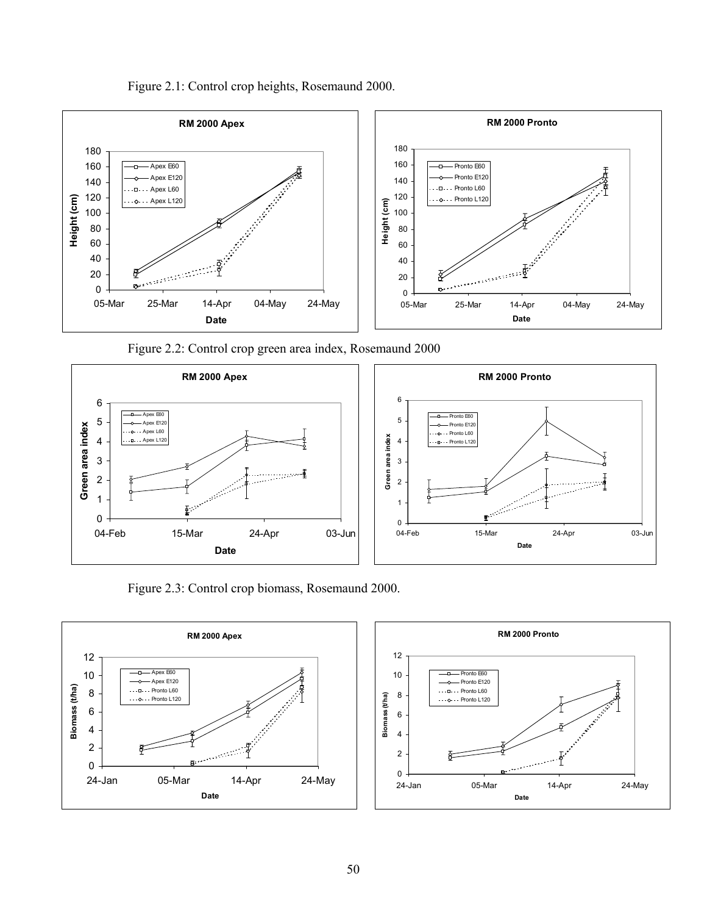Figure 2.1: Control crop heights, Rosemaund 2000.

Figure 2.2: Control crop green area index, Rosemaund 2000

Figure 2.3: Control crop biomass, Rosemaund 2000.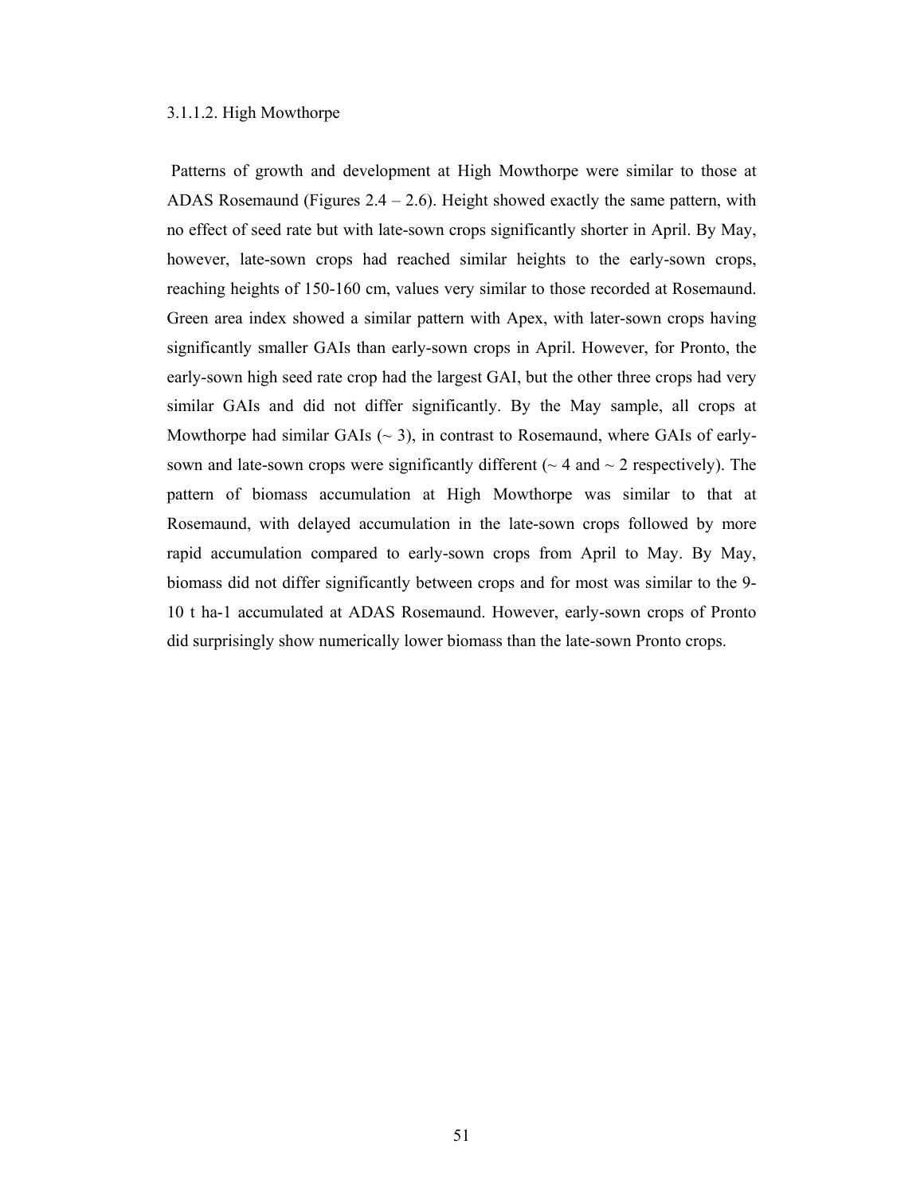#### 3.1.1.2. High Mowthorpe

Patterns of growth and development at High Mowthorpe were similar to those at ADAS Rosemaund (Figures 2.4 – 2.6). Height showed exactly the same pattern, with no effect of seed rate but with late-sown crops significantly shorter in April. By May, however, late-sown crops had reached similar heights to the early-sown crops, reaching heights of 150-160 cm, values very similar to those recorded at Rosemaund. Green area index showed a similar pattern with Apex, with later-sown crops having significantly smaller GAIs than early-sown crops in April. However, for Pronto, the early-sown high seed rate crop had the largest GAI, but the other three crops had very similar GAIs and did not differ significantly. By the May sample, all crops at Mowthorpe had similar GAIs (~ 3), in contrast to Rosemaund, where GAIs of early-sown and late-sown crops were significantly different (~ 4 and ~ 2 respectively). The pattern of biomass accumulation at High Mowthorpe was similar to that at Rosemaund, with delayed accumulation in the late-sown crops followed by more rapid accumulation compared to early-sown crops from April to May. By May, biomass did not differ significantly between crops and for most was similar to the 9-10 t ha-1 accumulated at ADAS Rosemaund. However, early-sown crops of Pronto did surprisingly show numerically lower biomass than the late-sown Pronto crops.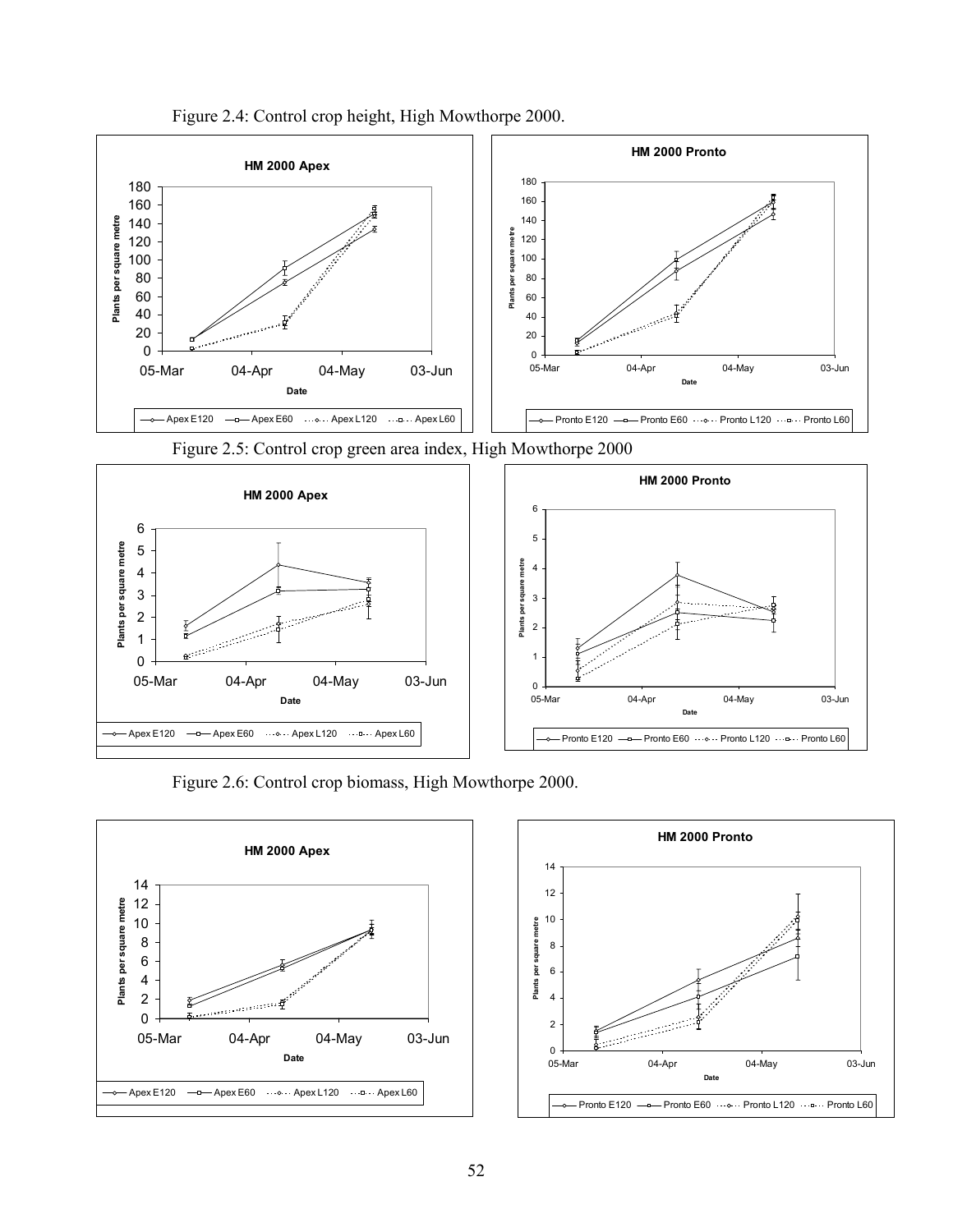Figure 2.4: Control crop height, High Mowthorpe 2000.

Figure 2.5: Control crop green area index, High Mowthorpe 2000

Figure 2.6: Control crop biomass, High Mowthorpe 2000.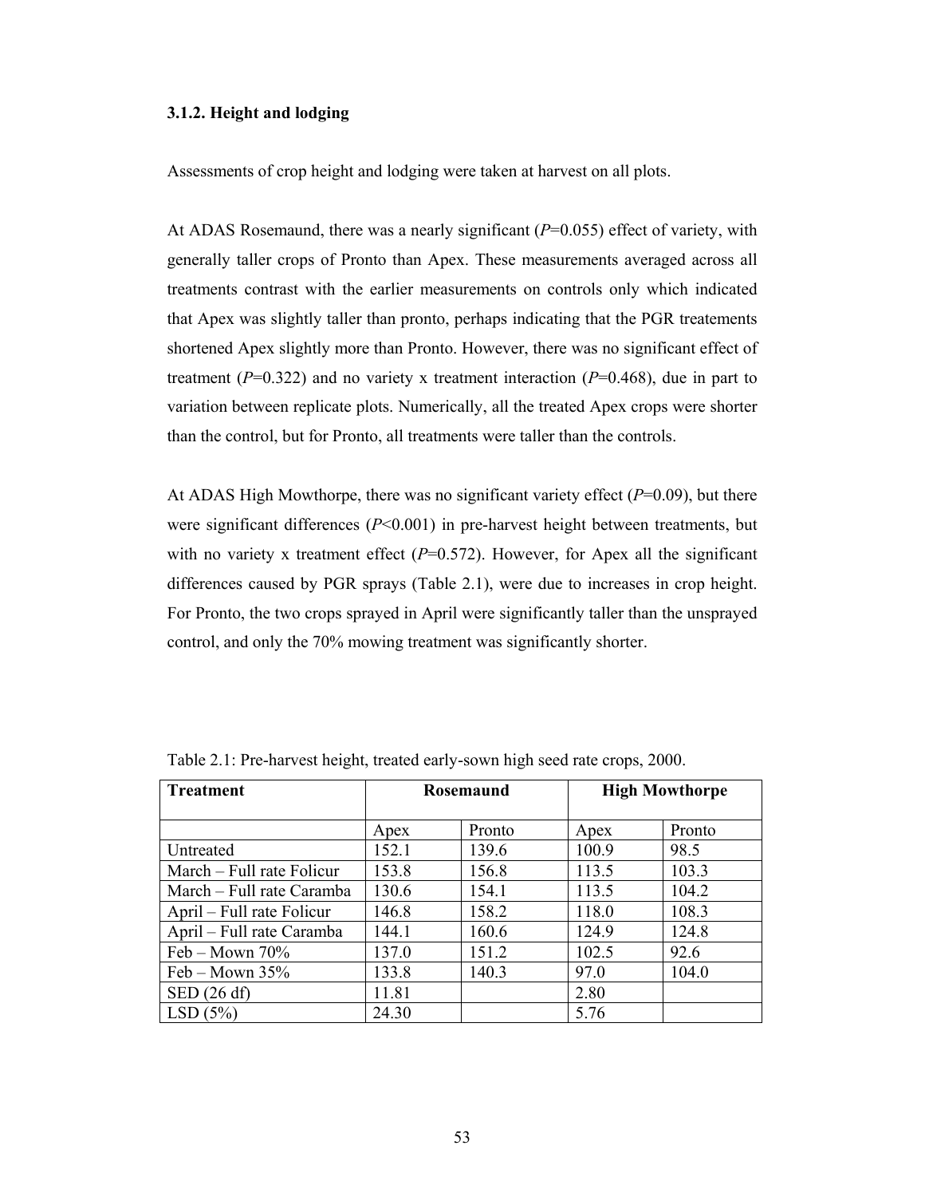### 3.1.2. Height and lodging

Assessments of crop height and lodging were taken at harvest on all plots.

At ADAS Rosemaund, there was a nearly significant (*P*=0.055) effect of variety, with generally taller crops of Pronto than Apex. These measurements averaged across all treatments contrast with the earlier measurements on controls only which indicated that Apex was slightly taller than pronto, perhaps indicating that the PGR treatements shortened Apex slightly more than Pronto. However, there was no significant effect of treatment (*P*=0.322) and no variety x treatment interaction (*P*=0.468), due in part to variation between replicate plots. Numerically, all the treated Apex crops were shorter than the control, but for Pronto, all treatments were taller than the controls.

At ADAS High Mowthorpe, there was no significant variety effect (*P*=0.09), but there were significant differences (*P*<0.001) in pre-harvest height between treatments, but with no variety x treatment effect (*P*=0.572). However, for Apex all the significant differences caused by PGR sprays (Table 2.1), were due to increases in crop height. For Pronto, the two crops sprayed in April were significantly taller than the unsprayed control, and only the 70% mowing treatment was significantly shorter.

Table 2.1: Pre-harvest height, treated early-sown high seed rate crops, 2000.

| Treatment | Rosemaund | | High Mowthorpe | |
|---|---|---|---|---|
| | Apex | Pronto | Apex | Pronto |
| Untreated | 152.1 | 139.6 | 100.9 | 98.5 |
| March – Full rate Folicur | 153.8 | 156.8 | 113.5 | 103.3 |
| March – Full rate Caramba | 130.6 | 154.1 | 113.5 | 104.2 |
| April – Full rate Folicur | 146.8 | 158.2 | 118.0 | 108.3 |
| April – Full rate Caramba | 144.1 | 160.6 | 124.9 | 124.8 |
| Feb – Mown 70% | 137.0 | 151.2 | 102.5 | 92.6 |
| Feb – Mown 35% | 133.8 | 140.3 | 97.0 | 104.0 |
| SED (26 df) | 11.81 | | 2.80 | |
| LSD (5%) | 24.30 | | 5.76 | |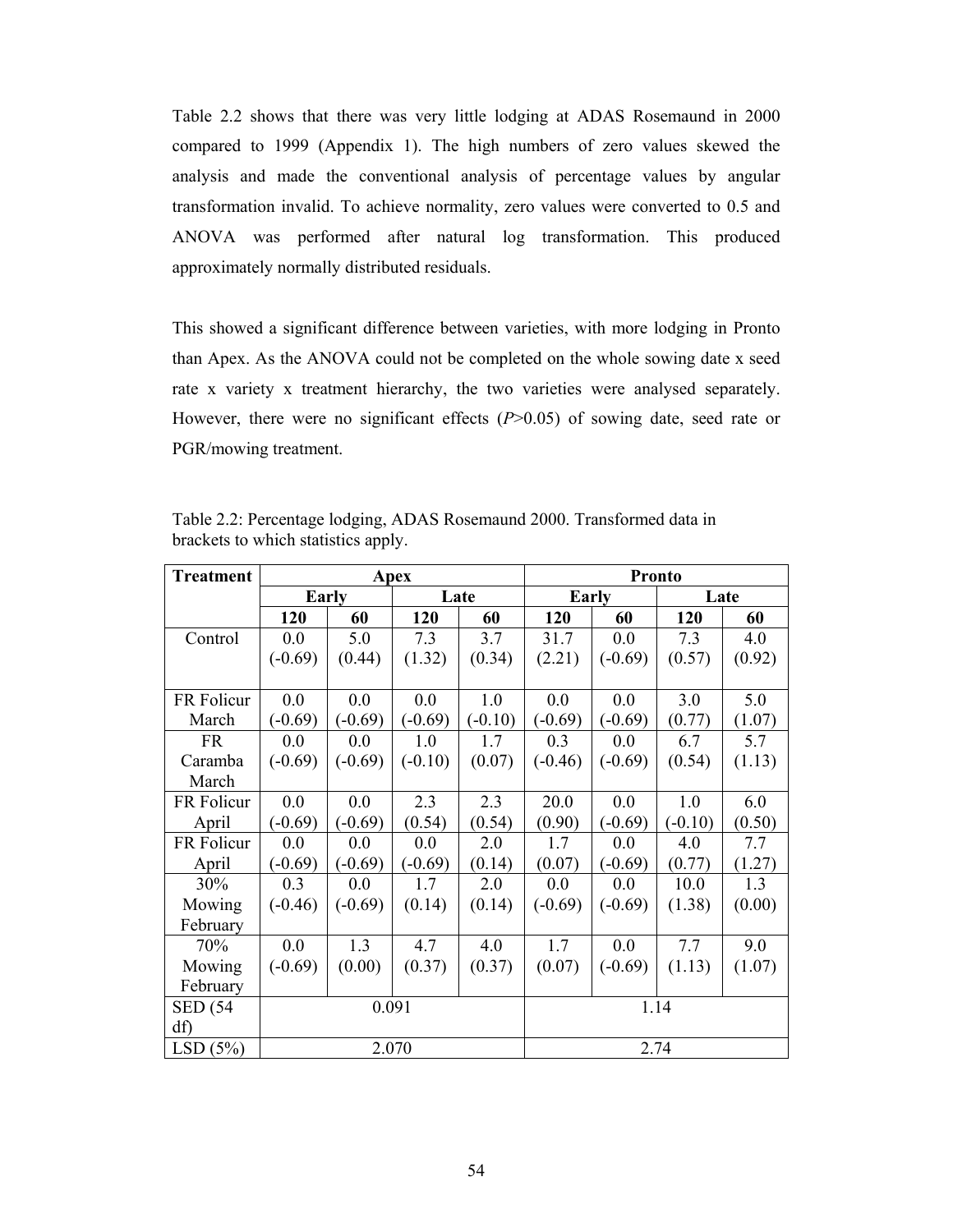Table 2.2 shows that there was very little lodging at ADAS Rosemaund in 2000 compared to 1999 (Appendix 1). The high numbers of zero values skewed the analysis and made the conventional analysis of percentage values by angular transformation invalid. To achieve normality, zero values were converted to 0.5 and ANOVA was performed after natural log transformation. This produced approximately normally distributed residuals.

This showed a significant difference between varieties, with more lodging in Pronto than Apex. As the ANOVA could not be completed on the whole sowing date x seed rate x variety x treatment hierarchy, the two varieties were analysed separately. However, there were no significant effects ($P>0.05$) of sowing date, seed rate or PGR/mowing treatment.

Table 2.2: Percentage lodging, ADAS Rosemaund 2000. Transformed data in brackets to which statistics apply.

| Treatment | Apex | | | | Pronto | | | |
|---|---|---|---|---|---|---|---|---|
| | Early | | Late | | Early | | Late | |
| | 120 | 60 | 120 | 60 | 120 | 60 | 120 | 60 |
| Control | 0.0 (-0.69) | 5.0 (0.44) | 7.3 (1.32) | 3.7 (0.34) | 31.7 (2.21) | 0.0 (-0.69) | 7.3 (0.57) | 4.0 (0.92) |
| FR Folicur March | 0.0 (-0.69) | 0.0 (-0.69) | 0.0 (-0.69) | 1.0 (-0.10) | 0.0 (-0.69) | 0.0 (-0.69) | 3.0 (0.77) | 5.0 (1.07) |
| FR Caramba March | 0.0 (-0.69) | 0.0 (-0.69) | 1.0 (-0.10) | 1.7 (0.07) | 0.3 (-0.46) | 0.0 (-0.69) | 6.7 (0.54) | 5.7 (1.13) |
| FR Folicur April | 0.0 (-0.69) | 0.0 (-0.69) | 2.3 (0.54) | 2.3 (0.54) | 20.0 (0.90) | 0.0 (-0.69) | 1.0 (-0.10) | 6.0 (0.50) |
| FR Folicur April | 0.0 (-0.69) | 0.0 (-0.69) | 0.0 (-0.69) | 2.0 (0.14) | 1.7 (0.07) | 0.0 (-0.69) | 4.0 (0.77) | 7.7 (1.27) |
| 30% Mowing February | 0.3 (-0.46) | 0.0 (-0.69) | 1.7 (0.14) | 2.0 (0.14) | 0.0 (-0.69) | 0.0 (-0.69) | 10.0 (1.38) | 1.3 (0.00) |
| 70% Mowing February | 0.0 (-0.69) | 1.3 (0.00) | 4.7 (0.37) | 4.0 (0.37) | 1.7 (0.07) | 0.0 (-0.69) | 7.7 (1.13) | 9.0 (1.07) |
| SED (54 df) | 0.091 | | | | 1.14 | | | |
| LSD (5%) | 2.070 | | | | 2.74 | | | |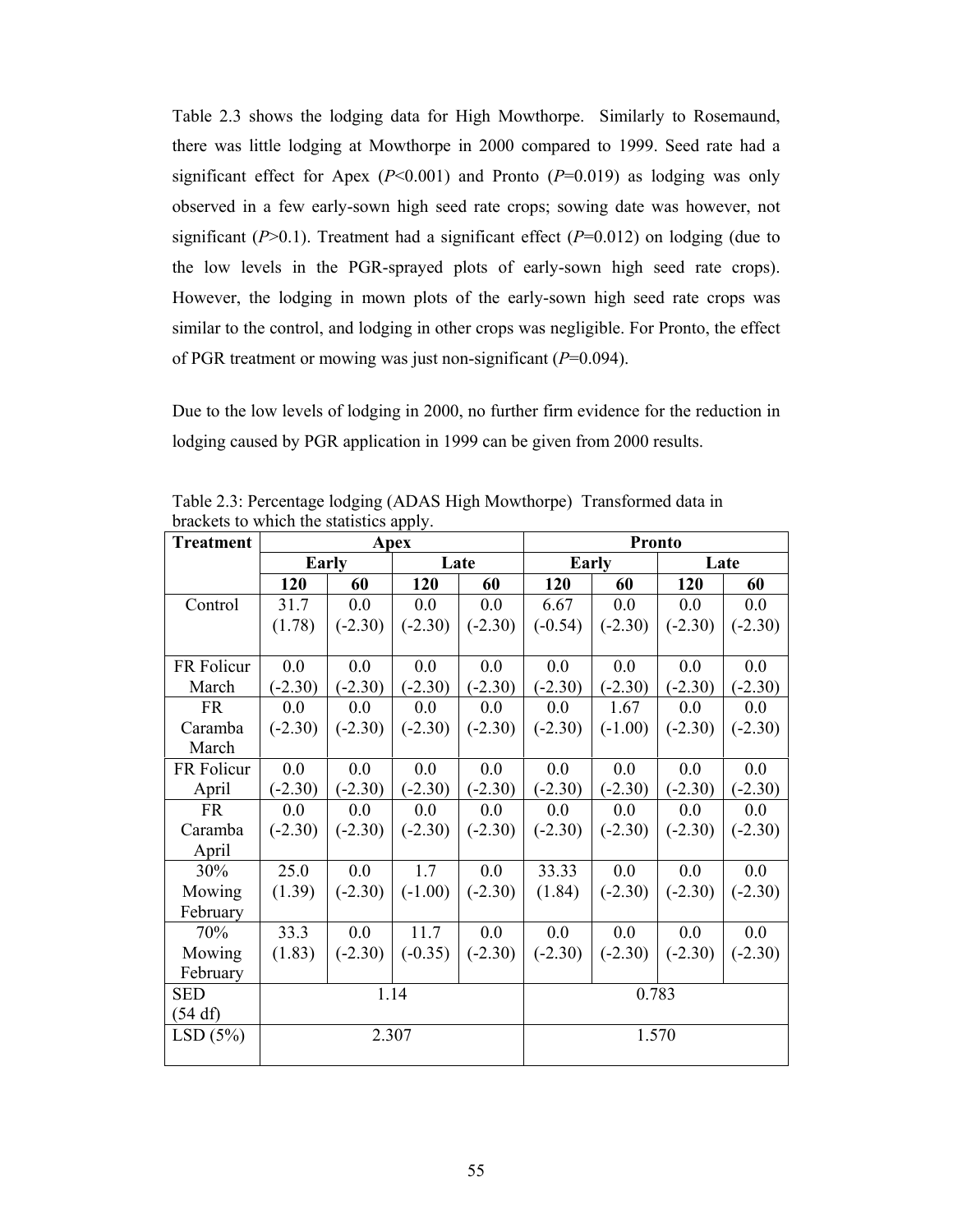Table 2.3 shows the lodging data for High Mowthorpe. Similarly to Rosemaund, there was little lodging at Mowthorpe in 2000 compared to 1999. Seed rate had a significant effect for Apex ($P$<0.001) and Pronto ($P$=0.019) as lodging was only observed in a few early-sown high seed rate crops; sowing date was however, not significant ($P$>0.1). Treatment had a significant effect ($P$=0.012) on lodging (due to the low levels in the PGR-sprayed plots of early-sown high seed rate crops). However, the lodging in mown plots of the early-sown high seed rate crops was similar to the control, and lodging in other crops was negligible. For Pronto, the effect of PGR treatment or mowing was just non-significant ($P$=0.094).

Due to the low levels of lodging in 2000, no further firm evidence for the reduction in lodging caused by PGR application in 1999 can be given from 2000 results.

Table 2.3: Percentage lodging (ADAS High Mowthorpe) Transformed data in brackets to which the statistics apply.

| Treatment | Apex | | | | Pronto | | | |
|---|---|---|---|---|---|---|---|---|
| | Early | | Late | | Early | | Late | |
| | 120 | 60 | 120 | 60 | 120 | 60 | 120 | 60 |
| Control | 31.7 (1.78) | 0.0 (-2.30) | 0.0 (-2.30) | 0.0 (-2.30) | 6.67 (-0.54) | 0.0 (-2.30) | 0.0 (-2.30) | 0.0 (-2.30) |
| FR Folicur March | 0.0 (-2.30) | 0.0 (-2.30) | 0.0 (-2.30) | 0.0 (-2.30) | 0.0 (-2.30) | 0.0 (-2.30) | 0.0 (-2.30) | 0.0 (-2.30) |
| FR Caramba March | 0.0 (-2.30) | 0.0 (-2.30) | 0.0 (-2.30) | 0.0 (-2.30) | 0.0 (-2.30) | 1.67 (-1.00) | 0.0 (-2.30) | 0.0 (-2.30) |
| FR Folicur April | 0.0 (-2.30) | 0.0 (-2.30) | 0.0 (-2.30) | 0.0 (-2.30) | 0.0 (-2.30) | 0.0 (-2.30) | 0.0 (-2.30) | 0.0 (-2.30) |
| FR Caramba April | 0.0 (-2.30) | 0.0 (-2.30) | 0.0 (-2.30) | 0.0 (-2.30) | 0.0 (-2.30) | 0.0 (-2.30) | 0.0 (-2.30) | 0.0 (-2.30) |
| 30% Mowing February | 25.0 (1.39) | 0.0 (-2.30) | 1.7 (-1.00) | 0.0 (-2.30) | 33.33 (1.84) | 0.0 (-2.30) | 0.0 (-2.30) | 0.0 (-2.30) |
| 70% Mowing February | 33.3 (1.83) | 0.0 (-2.30) | 11.7 (-0.35) | 0.0 (-2.30) | 0.0 (-2.30) | 0.0 (-2.30) | 0.0 (-2.30) | 0.0 (-2.30) |
| SED (54 df) | 1.14 | | | | 0.783 | | | |
| LSD (5%) | 2.307 | | | | 1.570 | | | |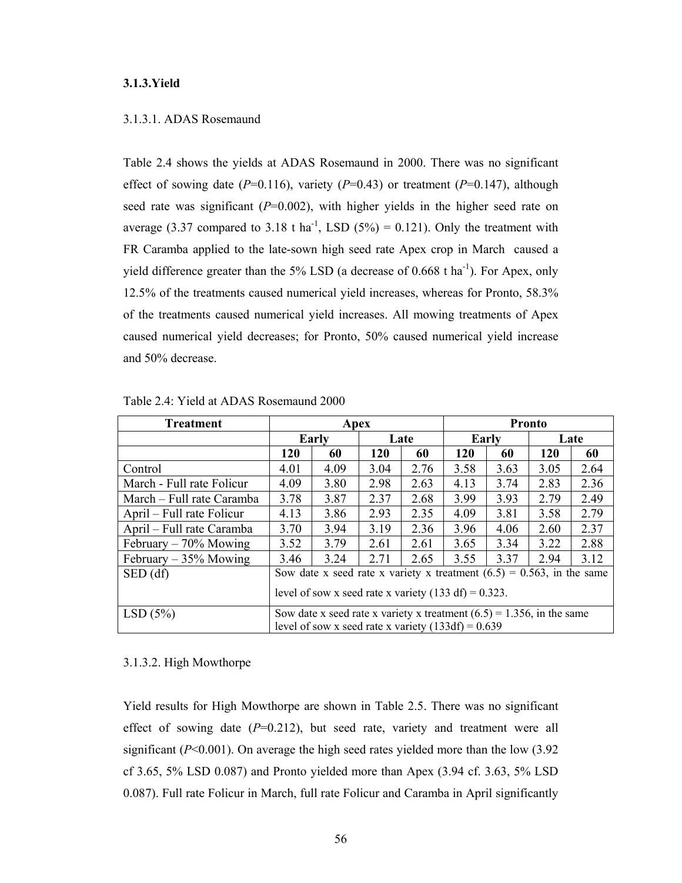### 3.1.3.Yield

3.1.3.1. ADAS Rosemaund

Table 2.4 shows the yields at ADAS Rosemaund in 2000. There was no significant effect of sowing date (*P*=0.116), variety (*P*=0.43) or treatment (*P*=0.147), although seed rate was significant (*P*=0.002), with higher yields in the higher seed rate on average (3.37 compared to 3.18 t ha$^{-1}$, LSD (5%) = 0.121). Only the treatment with FR Caramba applied to the late-sown high seed rate Apex crop in March caused a yield difference greater than the 5% LSD (a decrease of 0.668 t ha$^{-1}$). For Apex, only 12.5% of the treatments caused numerical yield increases, whereas for Pronto, 58.3% of the treatments caused numerical yield increases. All mowing treatments of Apex caused numerical yield decreases; for Pronto, 50% caused numerical yield increase and 50% decrease.

Table 2.4: Yield at ADAS Rosemaund 2000

| Treatment | Apex | | | | Pronto | | | |
|---|---|---|---|---|---|---|---|---|
| | Early | | Late | | Early | | Late | |
| | 120 | 60 | 120 | 60 | 120 | 60 | 120 | 60 |
| Control | 4.01 | 4.09 | 3.04 | 2.76 | 3.58 | 3.63 | 3.05 | 2.64 |
| March - Full rate Folicur | 4.09 | 3.80 | 2.98 | 2.63 | 4.13 | 3.74 | 2.83 | 2.36 |
| March – Full rate Caramba | 3.78 | 3.87 | 2.37 | 2.68 | 3.99 | 3.93 | 2.79 | 2.49 |
| April – Full rate Folicur | 4.13 | 3.86 | 2.93 | 2.35 | 4.09 | 3.81 | 3.58 | 2.79 |
| April – Full rate Caramba | 3.70 | 3.94 | 3.19 | 2.36 | 3.96 | 4.06 | 2.60 | 2.37 |
| February – 70% Mowing | 3.52 | 3.79 | 2.61 | 2.61 | 3.65 | 3.34 | 3.22 | 2.88 |
| February – 35% Mowing | 3.46 | 3.24 | 2.71 | 2.65 | 3.55 | 3.37 | 2.94 | 3.12 |
| SED (df) | Sow date x seed rate x variety x treatment (6.5) = 0.563, in the same level of sow x seed rate x variety (133 df) = 0.323. | | | | | | | |
| LSD (5%) | Sow date x seed rate x variety x treatment (6.5) = 1.356, in the same level of sow x seed rate x variety (133df) = 0.639 | | | | | | | |

3.1.3.2. High Mowthorpe

Yield results for High Mowthorpe are shown in Table 2.5. There was no significant effect of sowing date (*P*=0.212), but seed rate, variety and treatment were all significant (*P*<0.001). On average the high seed rates yielded more than the low (3.92 cf 3.65, 5% LSD 0.087) and Pronto yielded more than Apex (3.94 cf. 3.63, 5% LSD 0.087). Full rate Folicur in March, full rate Folicur and Caramba in April significantly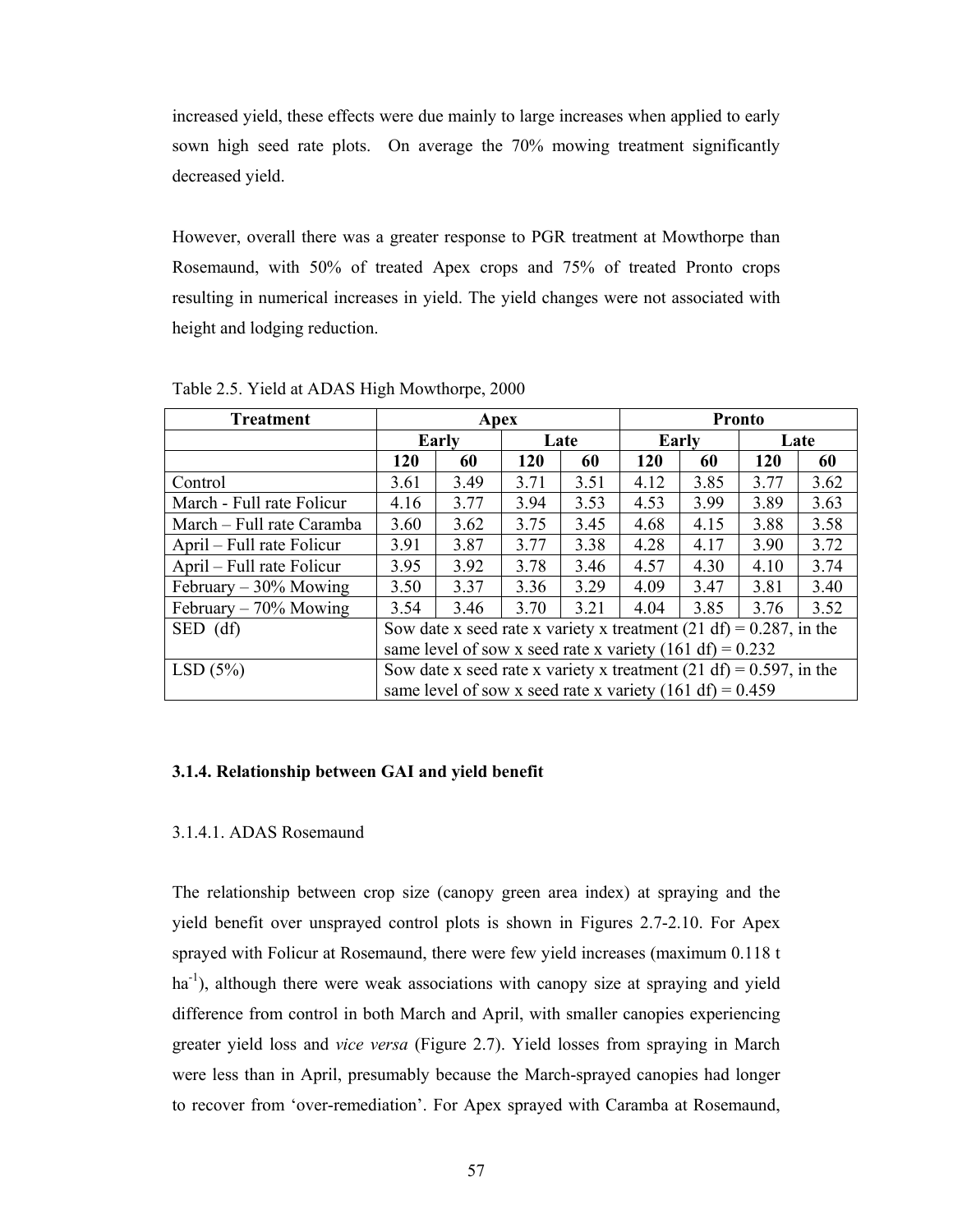increased yield, these effects were due mainly to large increases when applied to early sown high seed rate plots. On average the 70% mowing treatment significantly decreased yield.

However, overall there was a greater response to PGR treatment at Mowthorpe than Rosemaund, with 50% of treated Apex crops and 75% of treated Pronto crops resulting in numerical increases in yield. The yield changes were not associated with height and lodging reduction.

Table 2.5. Yield at ADAS High Mowthorpe, 2000

| Treatment | Apex | | | | Pronto | | | |
|---|---|---|---|---|---|---|---|---|
| | Early | | Late | | Early | | Late | |
| | 120 | 60 | 120 | 60 | 120 | 60 | 120 | 60 |
| Control | 3.61 | 3.49 | 3.71 | 3.51 | 4.12 | 3.85 | 3.77 | 3.62 |
| March - Full rate Folicur | 4.16 | 3.77 | 3.94 | 3.53 | 4.53 | 3.99 | 3.89 | 3.63 |
| March – Full rate Caramba | 3.60 | 3.62 | 3.75 | 3.45 | 4.68 | 4.15 | 3.88 | 3.58 |
| April – Full rate Folicur | 3.91 | 3.87 | 3.77 | 3.38 | 4.28 | 4.17 | 3.90 | 3.72 |
| April – Full rate Folicur | 3.95 | 3.92 | 3.78 | 3.46 | 4.57 | 4.30 | 4.10 | 3.74 |
| February – 30% Mowing | 3.50 | 3.37 | 3.36 | 3.29 | 4.09 | 3.47 | 3.81 | 3.40 |
| February – 70% Mowing | 3.54 | 3.46 | 3.70 | 3.21 | 4.04 | 3.85 | 3.76 | 3.52 |
| SED (df) | Sow date x seed rate x variety x treatment (21 df) = 0.287, in the same level of sow x seed rate x variety (161 df) = 0.232 | | | | | | | |
| LSD (5%) | Sow date x seed rate x variety x treatment (21 df) = 0.597, in the same level of sow x seed rate x variety (161 df) = 0.459 | | | | | | | |

### 3.1.4. Relationship between GAI and yield benefit

#### 3.1.4.1. ADAS Rosemaund

The relationship between crop size (canopy green area index) at spraying and the yield benefit over unsprayed control plots is shown in Figures 2.7-2.10. For Apex sprayed with Folicur at Rosemaund, there were few yield increases (maximum 0.118 t ha$^{-1}$), although there were weak associations with canopy size at spraying and yield difference from control in both March and April, with smaller canopies experiencing greater yield loss and *vice versa* (Figure 2.7). Yield losses from spraying in March were less than in April, presumably because the March-sprayed canopies had longer to recover from 'over-remediation'. For Apex sprayed with Caramba at Rosemaund,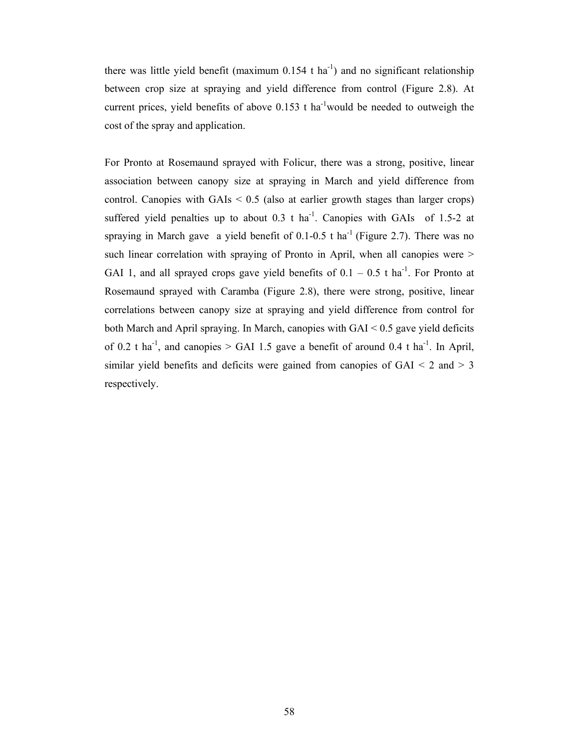there was little yield benefit (maximum 0.154 t $ha^{-1}$) and no significant relationship between crop size at spraying and yield difference from control (Figure 2.8). At current prices, yield benefits of above 0.153 t $ha^{-1}$would be needed to outweigh the cost of the spray and application.

For Pronto at Rosemaund sprayed with Folicur, there was a strong, positive, linear association between canopy size at spraying in March and yield difference from control. Canopies with GAIs < 0.5 (also at earlier growth stages than larger crops) suffered yield penalties up to about 0.3 t $ha^{-1}$. Canopies with GAIs  of 1.5-2 at spraying in March gave  a yield benefit of 0.1-0.5 t $ha^{-1}$ (Figure 2.7). There was no such linear correlation with spraying of Pronto in April, when all canopies were > GAI 1, and all sprayed crops gave yield benefits of 0.1 – 0.5 t $ha^{-1}$. For Pronto at Rosemaund sprayed with Caramba (Figure 2.8), there were strong, positive, linear correlations between canopy size at spraying and yield difference from control for both March and April spraying. In March, canopies with GAI < 0.5 gave yield deficits of 0.2 t $ha^{-1}$, and canopies > GAI 1.5 gave a benefit of around 0.4 t $ha^{-1}$. In April, similar yield benefits and deficits were gained from canopies of GAI < 2 and > 3 respectively.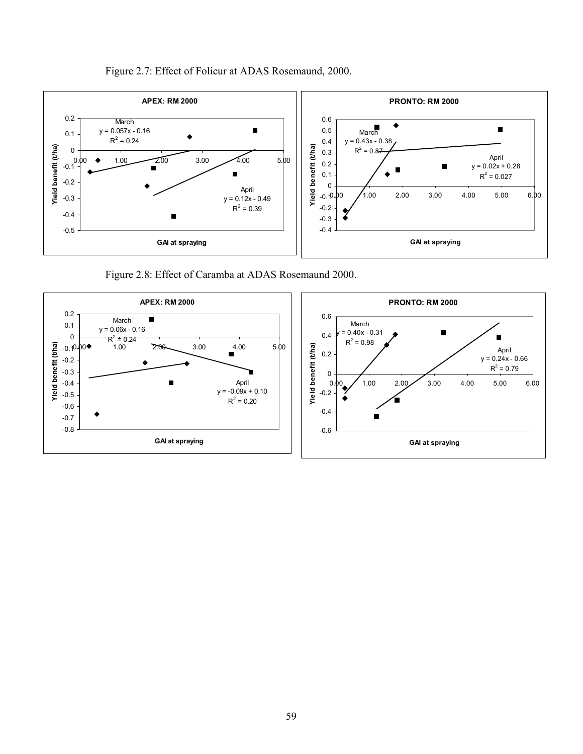Figure 2.7: Effect of Folicur at ADAS Rosemaund, 2000.

Figure 2.8: Effect of Caramba at ADAS Rosemaund 2000.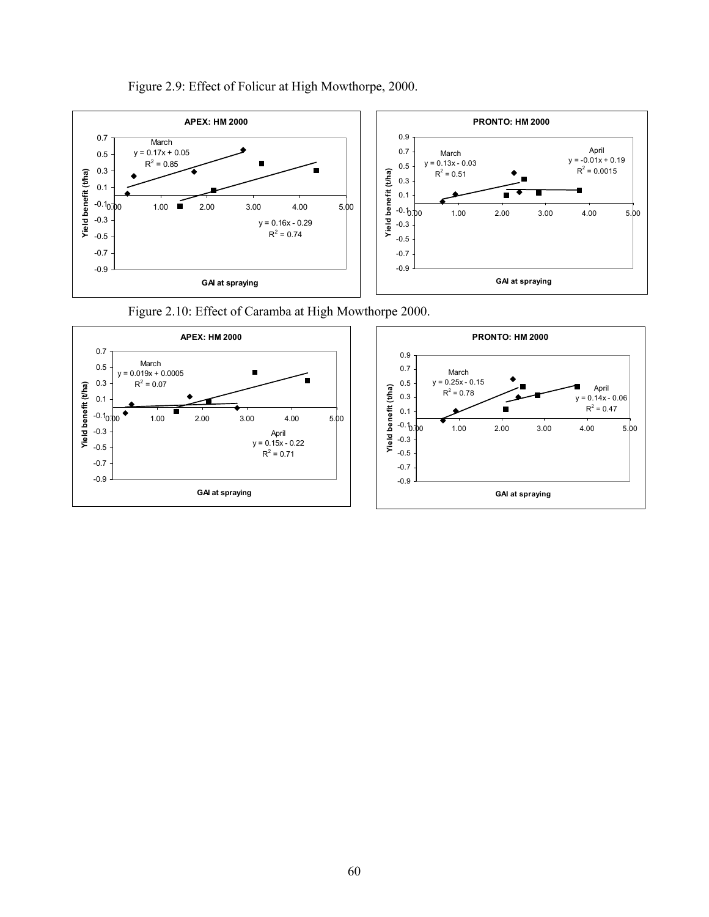Figure 2.9: Effect of Folicur at High Mowthorpe, 2000.

**APEX: HM 2000**

March: $y = 0.17x + 0.05$, $R^2 = 0.85$

$y = 0.16x - 0.29$, $R^2 = 0.74$

Yield benefit (t/ha) vs. GAI at spraying

**PRONTO: HM 2000**

March: $y = 0.13x - 0.03$, $R^2 = 0.51$

April: $y = -0.01x + 0.19$, $R^2 = 0.0015$

Yield benefit (t/ha) vs. GAI at spraying

Figure 2.10: Effect of Caramba at High Mowthorpe 2000.

**APEX: HM 2000**

March: $y = 0.019x + 0.0005$, $R^2 = 0.07$

April: $y = 0.15x - 0.22$, $R^2 = 0.71$

Yield benefit (t/ha) vs. GAI at spraying

**PRONTO: HM 2000**

March: $y = 0.25x - 0.15$, $R^2 = 0.78$

April: $y = 0.14x - 0.06$, $R^2 = 0.47$

Yield benefit (t/ha) vs. GAI at spraying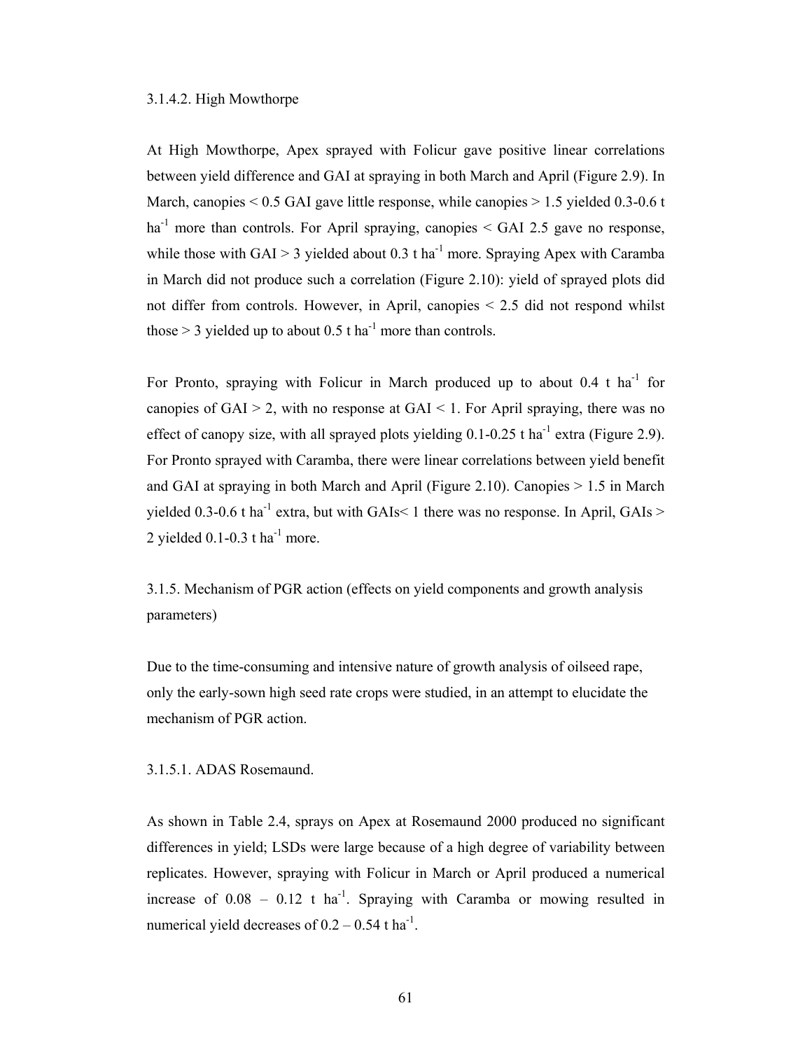#### 3.1.4.2. High Mowthorpe

At High Mowthorpe, Apex sprayed with Folicur gave positive linear correlations between yield difference and GAI at spraying in both March and April (Figure 2.9). In March, canopies < 0.5 GAI gave little response, while canopies > 1.5 yielded 0.3-0.6 t $ha^{-1}$ more than controls. For April spraying, canopies < GAI 2.5 gave no response, while those with GAI > 3 yielded about 0.3 t $ha^{-1}$ more. Spraying Apex with Caramba in March did not produce such a correlation (Figure 2.10): yield of sprayed plots did not differ from controls. However, in April, canopies < 2.5 did not respond whilst those > 3 yielded up to about 0.5 t $ha^{-1}$ more than controls.

For Pronto, spraying with Folicur in March produced up to about 0.4 t $ha^{-1}$ for canopies of GAI > 2, with no response at GAI < 1. For April spraying, there was no effect of canopy size, with all sprayed plots yielding 0.1-0.25 t $ha^{-1}$ extra (Figure 2.9). For Pronto sprayed with Caramba, there were linear correlations between yield benefit and GAI at spraying in both March and April (Figure 2.10). Canopies > 1.5 in March yielded 0.3-0.6 t $ha^{-1}$ extra, but with GAIs< 1 there was no response. In April, GAIs > 2 yielded 0.1-0.3 t $ha^{-1}$ more.

### 3.1.5. Mechanism of PGR action (effects on yield components and growth analysis parameters)

Due to the time-consuming and intensive nature of growth analysis of oilseed rape, only the early-sown high seed rate crops were studied, in an attempt to elucidate the mechanism of PGR action.

#### 3.1.5.1. ADAS Rosemaund.

As shown in Table 2.4, sprays on Apex at Rosemaund 2000 produced no significant differences in yield; LSDs were large because of a high degree of variability between replicates. However, spraying with Folicur in March or April produced a numerical increase of 0.08 – 0.12 t $ha^{-1}$. Spraying with Caramba or mowing resulted in numerical yield decreases of 0.2 – 0.54 t $ha^{-1}$.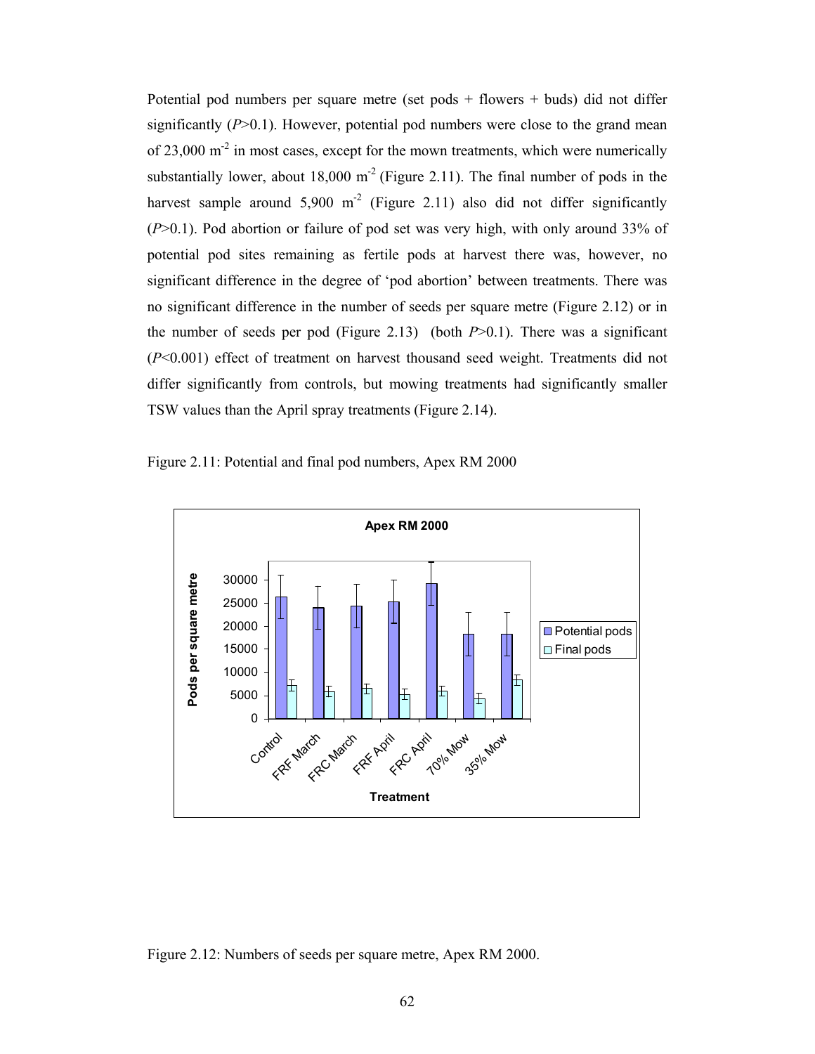Potential pod numbers per square metre (set pods + flowers + buds) did not differ significantly ($P$>0.1). However, potential pod numbers were close to the grand mean of 23,000 $m^{-2}$ in most cases, except for the mown treatments, which were numerically substantially lower, about 18,000 $m^{-2}$ (Figure 2.11). The final number of pods in the harvest sample around 5,900 $m^{-2}$ (Figure 2.11) also did not differ significantly ($P$>0.1). Pod abortion or failure of pod set was very high, with only around 33% of potential pod sites remaining as fertile pods at harvest there was, however, no significant difference in the degree of 'pod abortion' between treatments. There was no significant difference in the number of seeds per square metre (Figure 2.12) or in the number of seeds per pod (Figure 2.13) (both $P$>0.1). There was a significant ($P$<0.001) effect of treatment on harvest thousand seed weight. Treatments did not differ significantly from controls, but mowing treatments had significantly smaller TSW values than the April spray treatments (Figure 2.14).

Figure 2.11: Potential and final pod numbers, Apex RM 2000

Figure 2.12: Numbers of seeds per square metre, Apex RM 2000.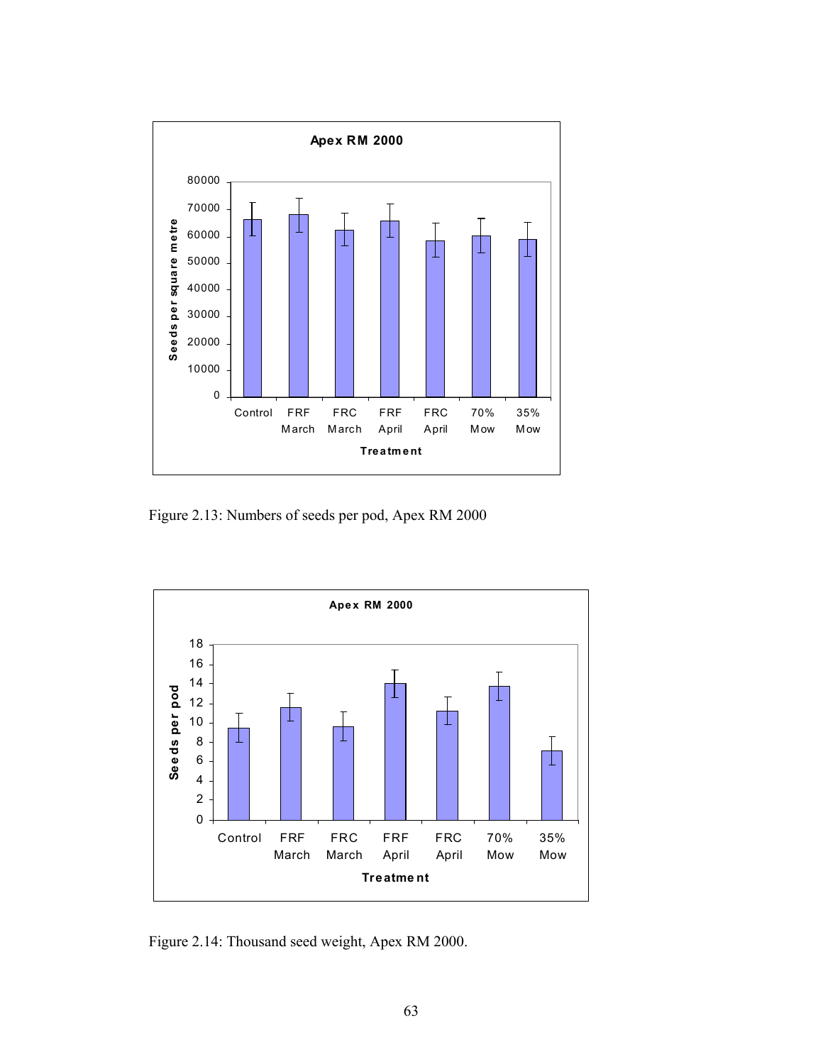Figure 2.13: Numbers of seeds per pod, Apex RM 2000

Figure 2.14: Thousand seed weight, Apex RM 2000.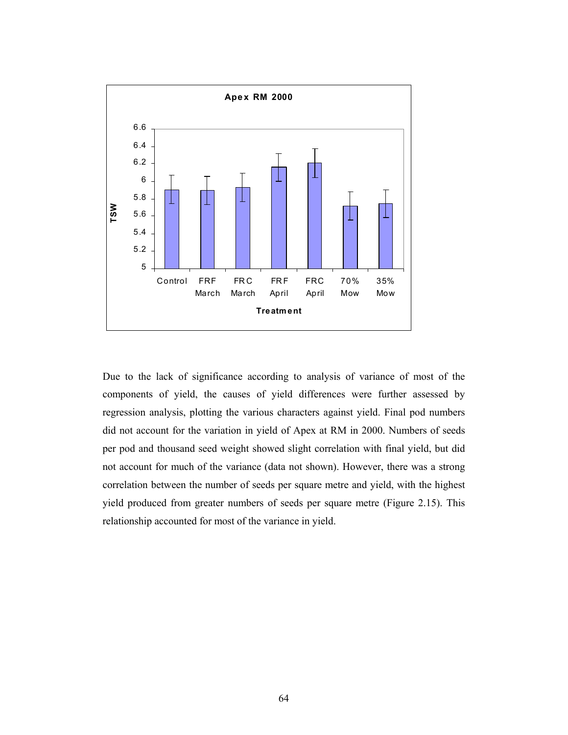Due to the lack of significance according to analysis of variance of most of the components of yield, the causes of yield differences were further assessed by regression analysis, plotting the various characters against yield. Final pod numbers did not account for the variation in yield of Apex at RM in 2000. Numbers of seeds per pod and thousand seed weight showed slight correlation with final yield, but did not account for much of the variance (data not shown). However, there was a strong correlation between the number of seeds per square metre and yield, with the highest yield produced from greater numbers of seeds per square metre (Figure 2.15). This relationship accounted for most of the variance in yield.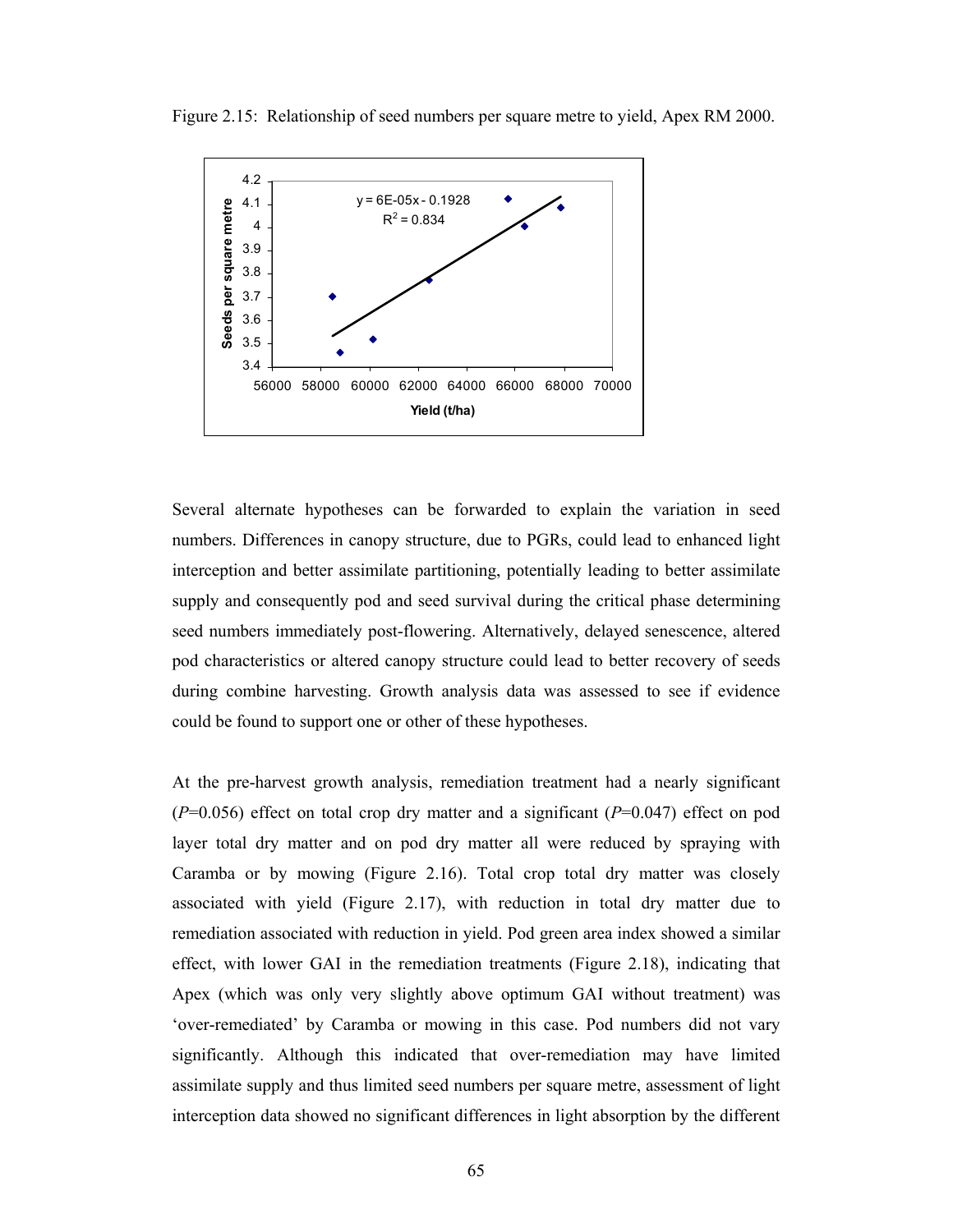Figure 2.15: Relationship of seed numbers per square metre to yield, Apex RM 2000.

Several alternate hypotheses can be forwarded to explain the variation in seed numbers. Differences in canopy structure, due to PGRs, could lead to enhanced light interception and better assimilate partitioning, potentially leading to better assimilate supply and consequently pod and seed survival during the critical phase determining seed numbers immediately post-flowering. Alternatively, delayed senescence, altered pod characteristics or altered canopy structure could lead to better recovery of seeds during combine harvesting. Growth analysis data was assessed to see if evidence could be found to support one or other of these hypotheses.

At the pre-harvest growth analysis, remediation treatment had a nearly significant ($P$=0.056) effect on total crop dry matter and a significant ($P$=0.047) effect on pod layer total dry matter and on pod dry matter all were reduced by spraying with Caramba or by mowing (Figure 2.16). Total crop total dry matter was closely associated with yield (Figure 2.17), with reduction in total dry matter due to remediation associated with reduction in yield. Pod green area index showed a similar effect, with lower GAI in the remediation treatments (Figure 2.18), indicating that Apex (which was only very slightly above optimum GAI without treatment) was 'over-remediated' by Caramba or mowing in this case. Pod numbers did not vary significantly. Although this indicated that over-remediation may have limited assimilate supply and thus limited seed numbers per square metre, assessment of light interception data showed no significant differences in light absorption by the different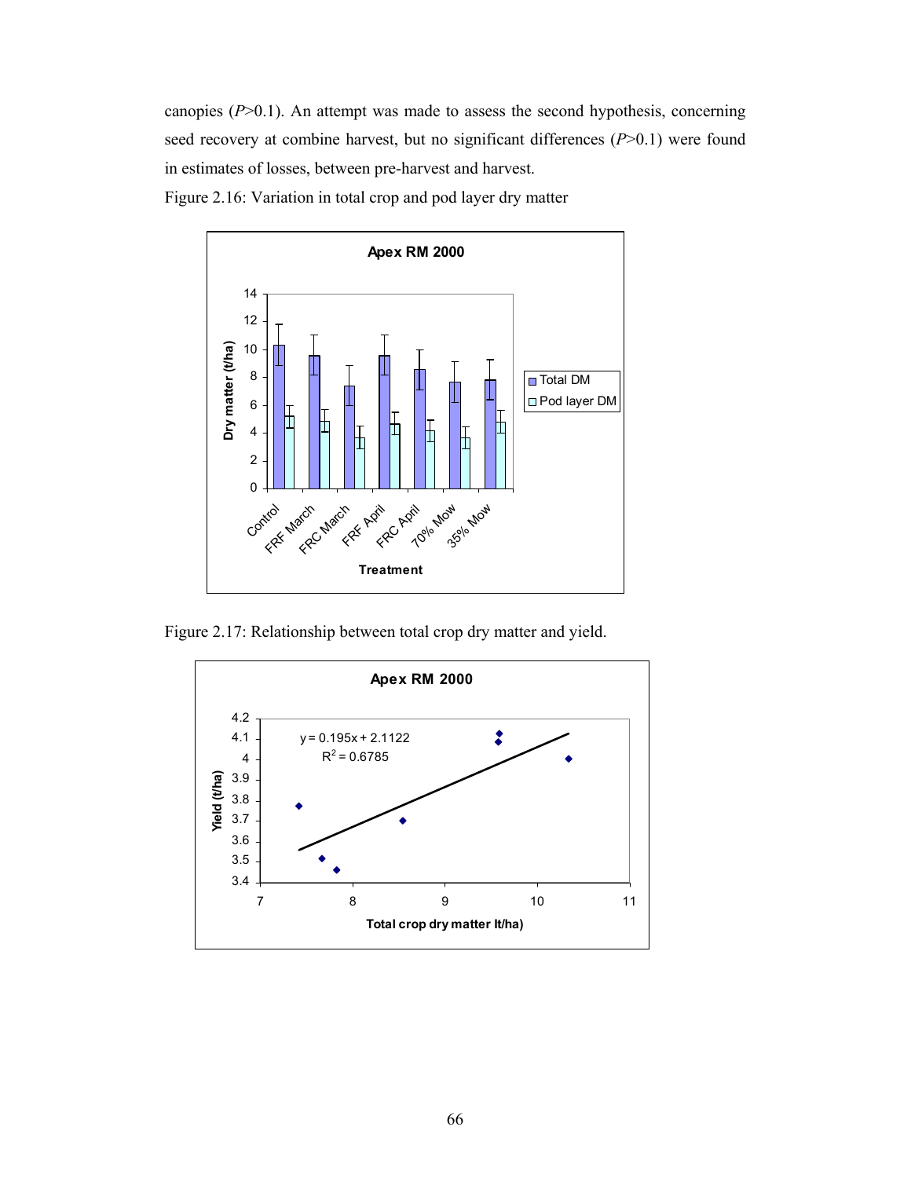canopies ($P$>0.1). An attempt was made to assess the second hypothesis, concerning seed recovery at combine harvest, but no significant differences ($P$>0.1) were found in estimates of losses, between pre-harvest and harvest.

Figure 2.16: Variation in total crop and pod layer dry matter

Figure 2.17: Relationship between total crop dry matter and yield.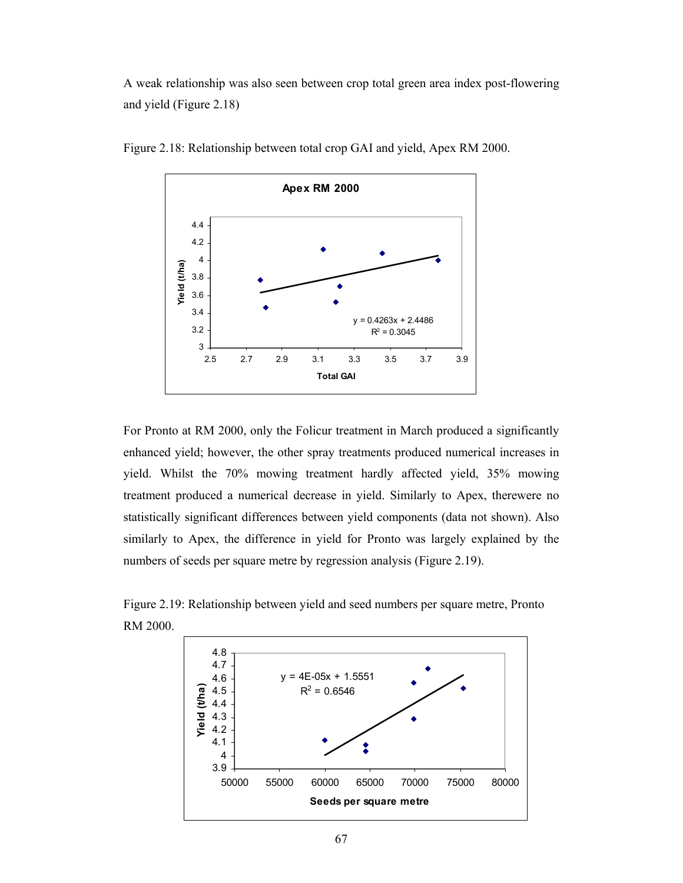A weak relationship was also seen between crop total green area index post-flowering and yield (Figure 2.18)

Figure 2.18: Relationship between total crop GAI and yield, Apex RM 2000.

For Pronto at RM 2000, only the Folicur treatment in March produced a significantly enhanced yield; however, the other spray treatments produced numerical increases in yield. Whilst the 70% mowing treatment hardly affected yield, 35% mowing treatment produced a numerical decrease in yield. Similarly to Apex, therewere no statistically significant differences between yield components (data not shown). Also similarly to Apex, the difference in yield for Pronto was largely explained by the numbers of seeds per square metre by regression analysis (Figure 2.19).

Figure 2.19: Relationship between yield and seed numbers per square metre, Pronto RM 2000.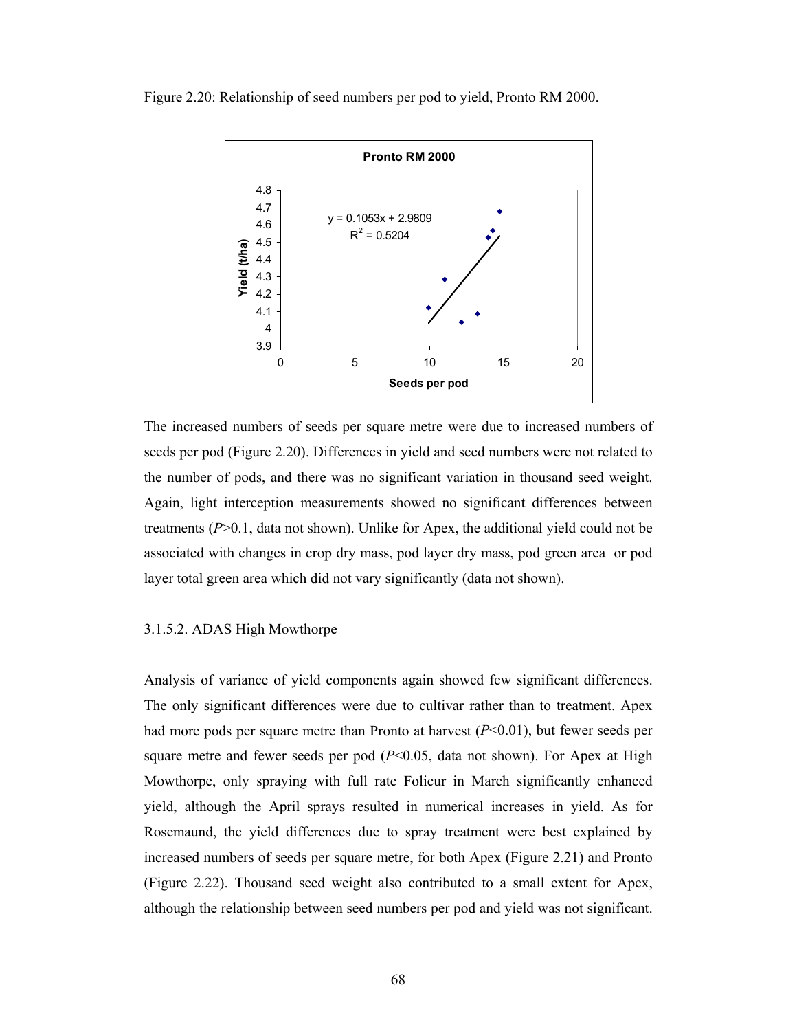Figure 2.20: Relationship of seed numbers per pod to yield, Pronto RM 2000.

The increased numbers of seeds per square metre were due to increased numbers of seeds per pod (Figure 2.20). Differences in yield and seed numbers were not related to the number of pods, and there was no significant variation in thousand seed weight. Again, light interception measurements showed no significant differences between treatments ($P$>0.1, data not shown). Unlike for Apex, the additional yield could not be associated with changes in crop dry mass, pod layer dry mass, pod green area or pod layer total green area which did not vary significantly (data not shown).

### 3.1.5.2. ADAS High Mowthorpe

Analysis of variance of yield components again showed few significant differences. The only significant differences were due to cultivar rather than to treatment. Apex had more pods per square metre than Pronto at harvest ($P$<0.01), but fewer seeds per square metre and fewer seeds per pod ($P$<0.05, data not shown). For Apex at High Mowthorpe, only spraying with full rate Folicur in March significantly enhanced yield, although the April sprays resulted in numerical increases in yield. As for Rosemaund, the yield differences due to spray treatment were best explained by increased numbers of seeds per square metre, for both Apex (Figure 2.21) and Pronto (Figure 2.22). Thousand seed weight also contributed to a small extent for Apex, although the relationship between seed numbers per pod and yield was not significant.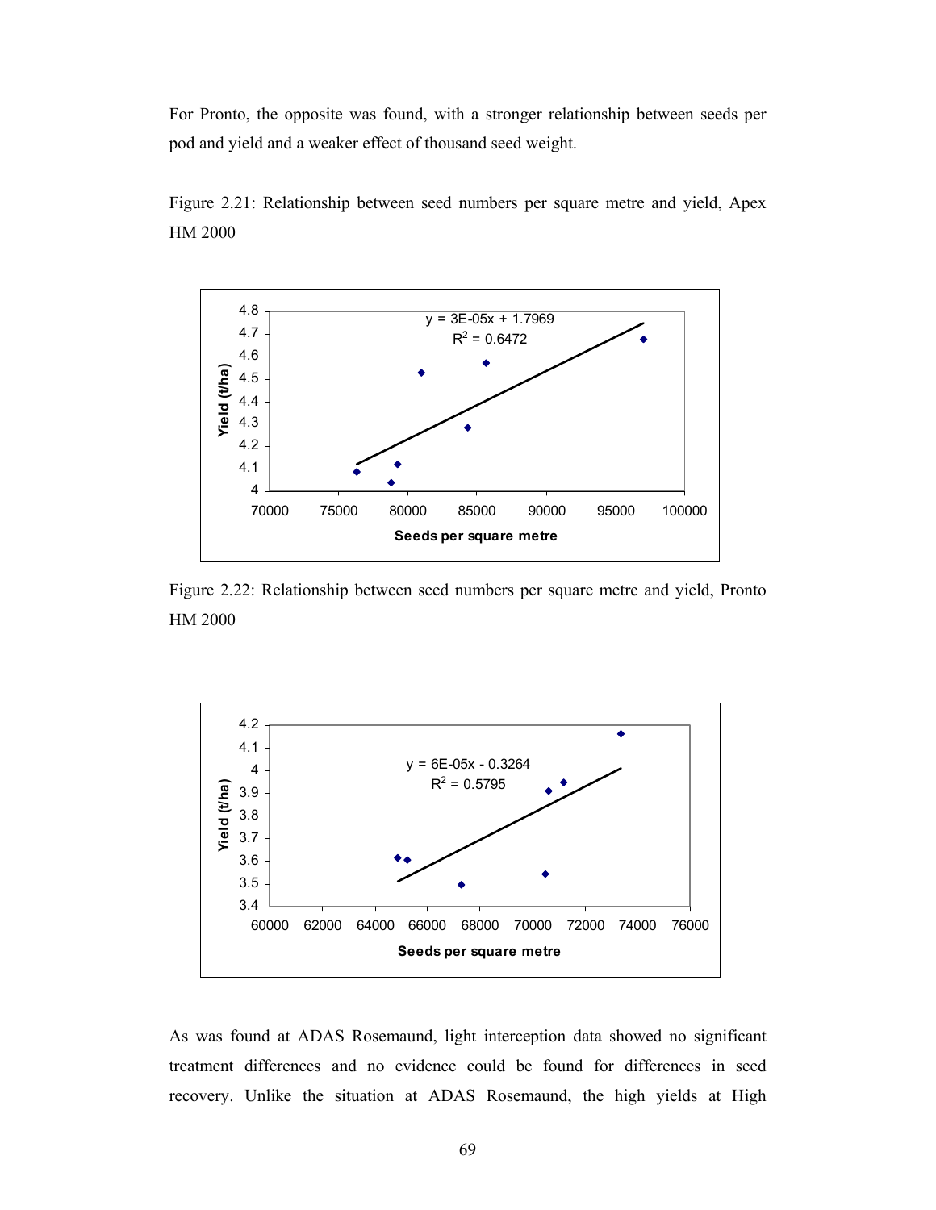For Pronto, the opposite was found, with a stronger relationship between seeds per pod and yield and a weaker effect of thousand seed weight.

Figure 2.21: Relationship between seed numbers per square metre and yield, Apex HM 2000

Figure 2.22: Relationship between seed numbers per square metre and yield, Pronto HM 2000

As was found at ADAS Rosemaund, light interception data showed no significant treatment differences and no evidence could be found for differences in seed recovery. Unlike the situation at ADAS Rosemaund, the high yields at High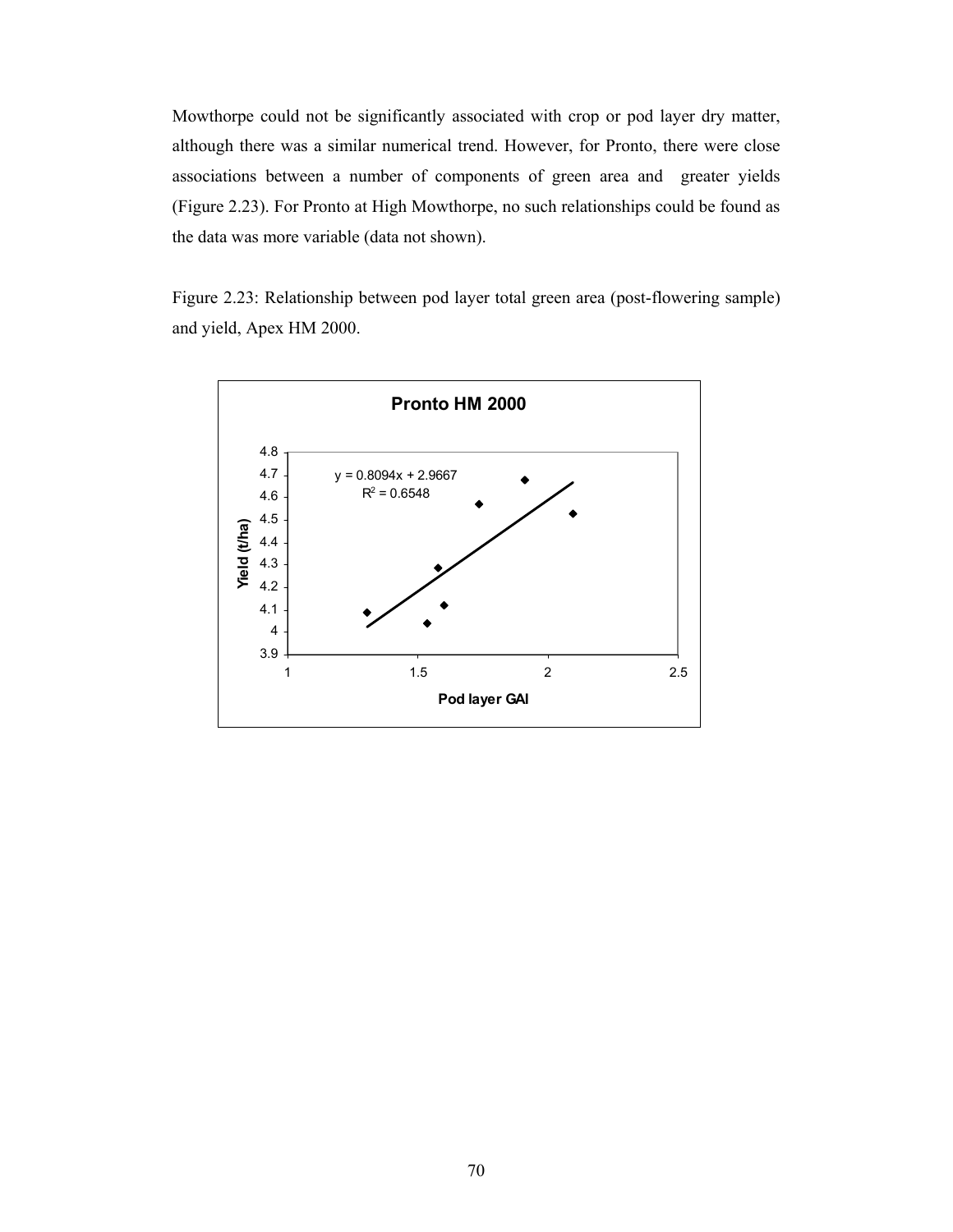Mowthorpe could not be significantly associated with crop or pod layer dry matter, although there was a similar numerical trend. However, for Pronto, there were close associations between a number of components of green area and greater yields (Figure 2.23). For Pronto at High Mowthorpe, no such relationships could be found as the data was more variable (data not shown).

Figure 2.23: Relationship between pod layer total green area (post-flowering sample) and yield, Apex HM 2000.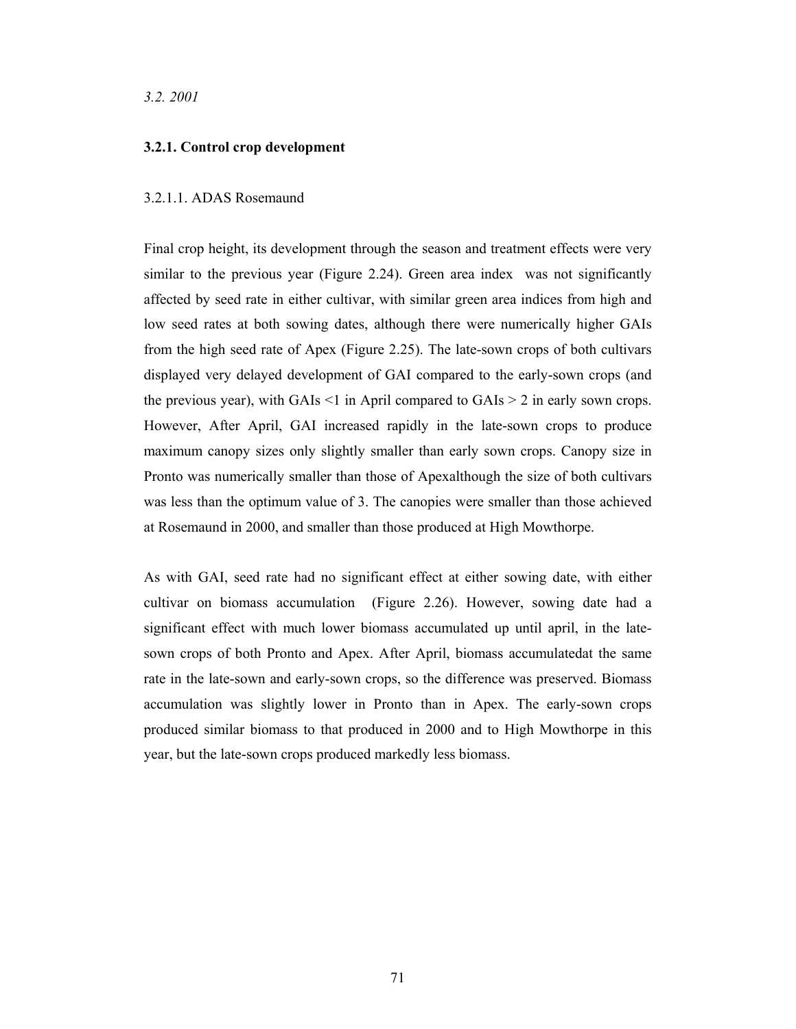*3.2. 2001*

### 3.2.1. Control crop development

#### 3.2.1.1. ADAS Rosemaund

Final crop height, its development through the season and treatment effects were very similar to the previous year (Figure 2.24). Green area index  was not significantly affected by seed rate in either cultivar, with similar green area indices from high and low seed rates at both sowing dates, although there were numerically higher GAIs from the high seed rate of Apex (Figure 2.25). The late-sown crops of both cultivars displayed very delayed development of GAI compared to the early-sown crops (and the previous year), with GAIs <1 in April compared to GAIs > 2 in early sown crops. However, After April, GAI increased rapidly in the late-sown crops to produce maximum canopy sizes only slightly smaller than early sown crops. Canopy size in Pronto was numerically smaller than those of Apexalthough the size of both cultivars was less than the optimum value of 3. The canopies were smaller than those achieved at Rosemaund in 2000, and smaller than those produced at High Mowthorpe.

As with GAI, seed rate had no significant effect at either sowing date, with either cultivar on biomass accumulation  (Figure 2.26). However, sowing date had a significant effect with much lower biomass accumulated up until april, in the late-sown crops of both Pronto and Apex. After April, biomass accumulatedat the same rate in the late-sown and early-sown crops, so the difference was preserved. Biomass accumulation was slightly lower in Pronto than in Apex. The early-sown crops produced similar biomass to that produced in 2000 and to High Mowthorpe in this year, but the late-sown crops produced markedly less biomass.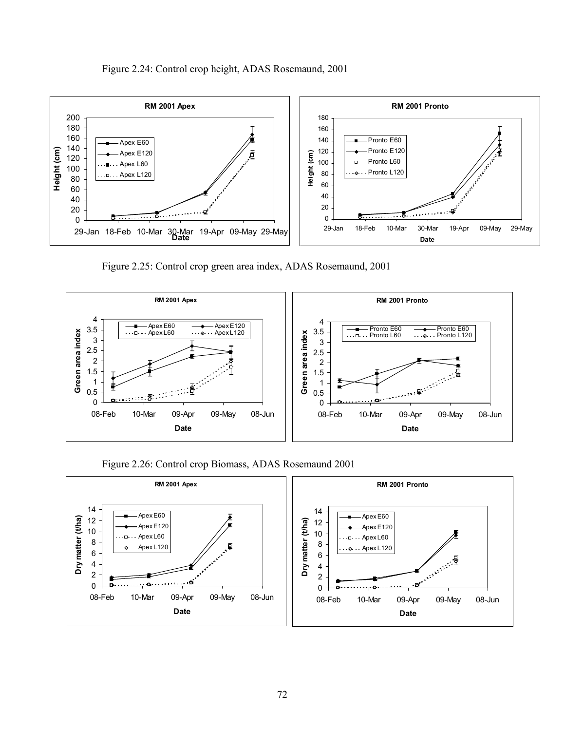Figure 2.24: Control crop height, ADAS Rosemaund, 2001

Figure 2.25: Control crop green area index, ADAS Rosemaund, 2001

Figure 2.26: Control crop Biomass, ADAS Rosemaund 2001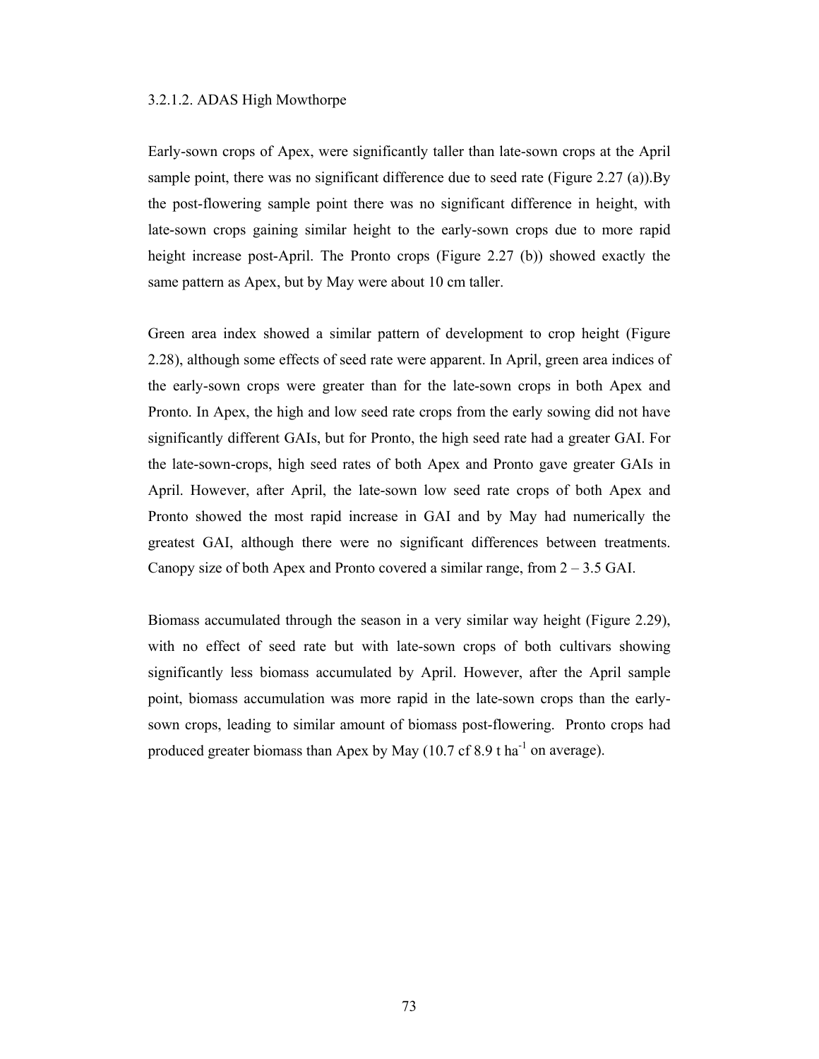### 3.2.1.2. ADAS High Mowthorpe

Early-sown crops of Apex, were significantly taller than late-sown crops at the April sample point, there was no significant difference due to seed rate (Figure 2.27 (a)).By the post-flowering sample point there was no significant difference in height, with late-sown crops gaining similar height to the early-sown crops due to more rapid height increase post-April. The Pronto crops (Figure 2.27 (b)) showed exactly the same pattern as Apex, but by May were about 10 cm taller.

Green area index showed a similar pattern of development to crop height (Figure 2.28), although some effects of seed rate were apparent. In April, green area indices of the early-sown crops were greater than for the late-sown crops in both Apex and Pronto. In Apex, the high and low seed rate crops from the early sowing did not have significantly different GAIs, but for Pronto, the high seed rate had a greater GAI. For the late-sown-crops, high seed rates of both Apex and Pronto gave greater GAIs in April. However, after April, the late-sown low seed rate crops of both Apex and Pronto showed the most rapid increase in GAI and by May had numerically the greatest GAI, although there were no significant differences between treatments. Canopy size of both Apex and Pronto covered a similar range, from 2 – 3.5 GAI.

Biomass accumulated through the season in a very similar way height (Figure 2.29), with no effect of seed rate but with late-sown crops of both cultivars showing significantly less biomass accumulated by April. However, after the April sample point, biomass accumulation was more rapid in the late-sown crops than the early-sown crops, leading to similar amount of biomass post-flowering.  Pronto crops had produced greater biomass than Apex by May (10.7 cf 8.9 t $ha^{-1}$ on average).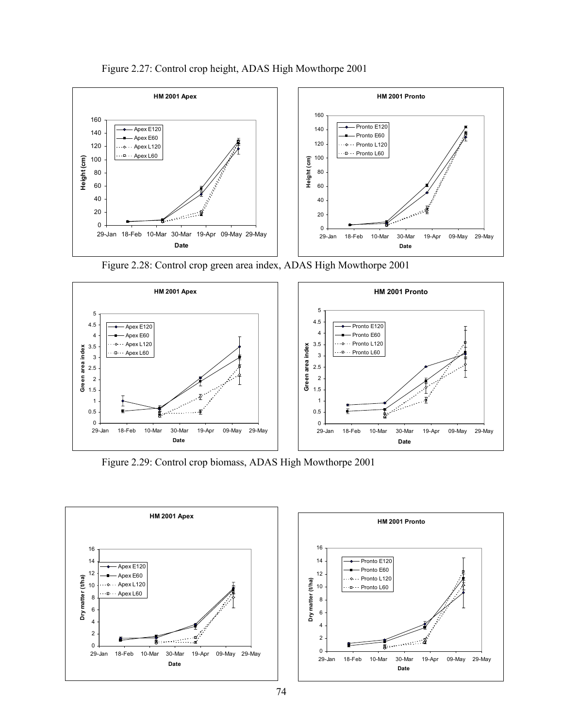Figure 2.27: Control crop height, ADAS High Mowthorpe 2001

Figure 2.28: Control crop green area index, ADAS High Mowthorpe 2001

Figure 2.29: Control crop biomass, ADAS High Mowthorpe 2001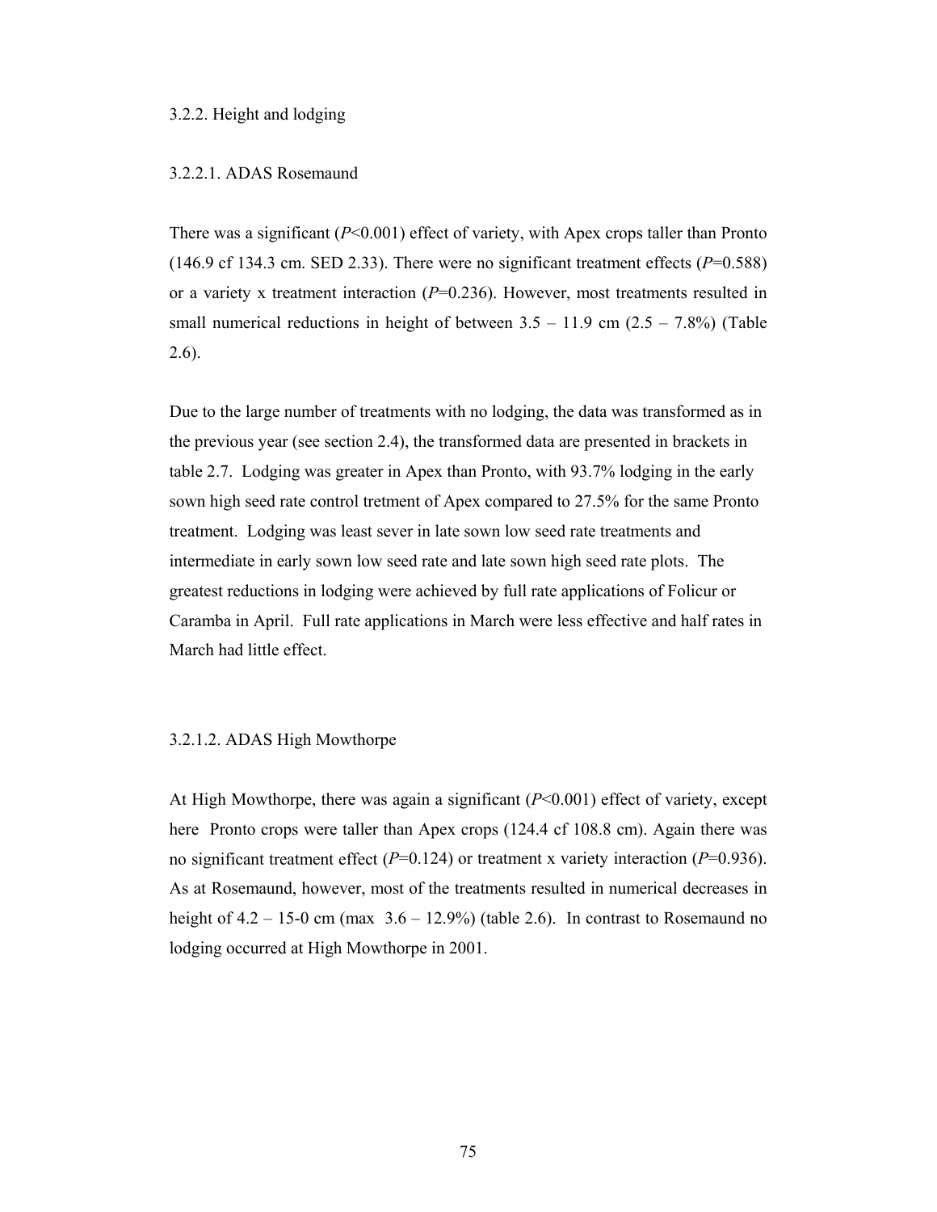### 3.2.2. Height and lodging

#### 3.2.2.1. ADAS Rosemaund

There was a significant ($P$<0.001) effect of variety, with Apex crops taller than Pronto (146.9 cf 134.3 cm. SED 2.33). There were no significant treatment effects ($P$=0.588) or a variety x treatment interaction ($P$=0.236). However, most treatments resulted in small numerical reductions in height of between 3.5 – 11.9 cm (2.5 – 7.8%) (Table 2.6).

Due to the large number of treatments with no lodging, the data was transformed as in the previous year (see section 2.4), the transformed data are presented in brackets in table 2.7. Lodging was greater in Apex than Pronto, with 93.7% lodging in the early sown high seed rate control tretment of Apex compared to 27.5% for the same Pronto treatment. Lodging was least sever in late sown low seed rate treatments and intermediate in early sown low seed rate and late sown high seed rate plots. The greatest reductions in lodging were achieved by full rate applications of Folicur or Caramba in April. Full rate applications in March were less effective and half rates in March had little effect.

#### 3.2.1.2. ADAS High Mowthorpe

At High Mowthorpe, there was again a significant ($P$<0.001) effect of variety, except here Pronto crops were taller than Apex crops (124.4 cf 108.8 cm). Again there was no significant treatment effect ($P$=0.124) or treatment x variety interaction ($P$=0.936). As at Rosemaund, however, most of the treatments resulted in numerical decreases in height of 4.2 – 15-0 cm (max 3.6 – 12.9%) (table 2.6). In contrast to Rosemaund no lodging occurred at High Mowthorpe in 2001.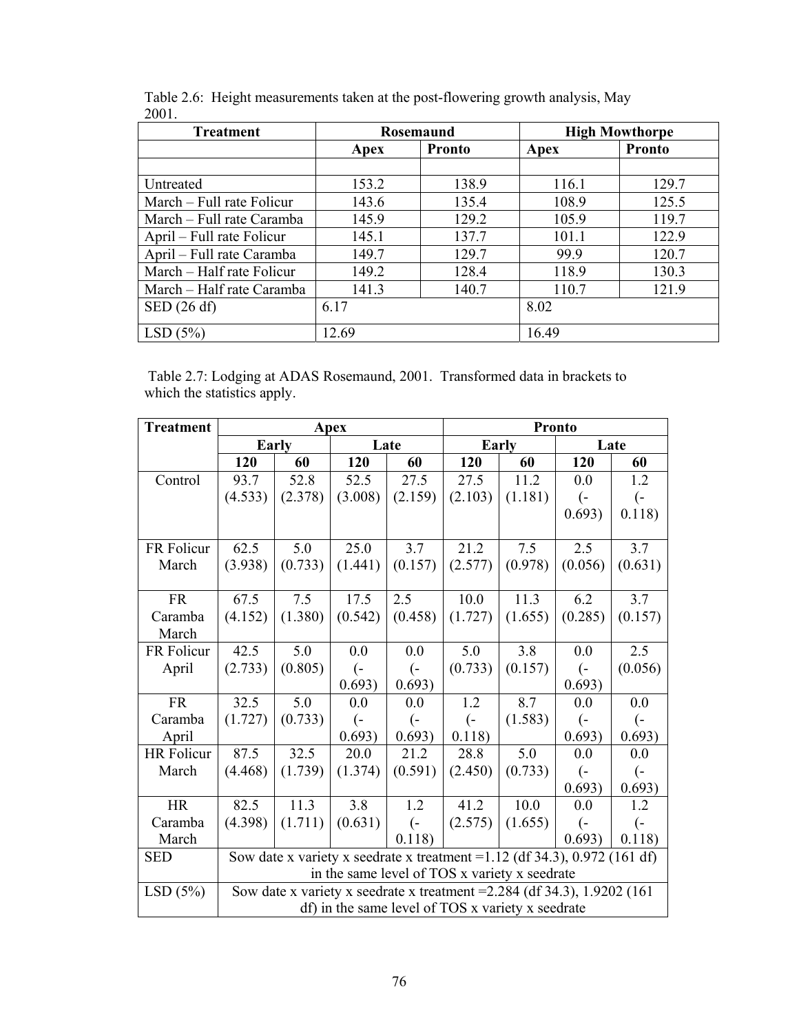Table 2.6: Height measurements taken at the post-flowering growth analysis, May 2001.

| Treatment | Rosemaund | | High Mowthorpe | |
|---|---|---|---|---|
| | Apex | Pronto | Apex | Pronto |
| | | | | |
| Untreated | 153.2 | 138.9 | 116.1 | 129.7 |
| March – Full rate Folicur | 143.6 | 135.4 | 108.9 | 125.5 |
| March – Full rate Caramba | 145.9 | 129.2 | 105.9 | 119.7 |
| April – Full rate Folicur | 145.1 | 137.7 | 101.1 | 122.9 |
| April – Full rate Caramba | 149.7 | 129.7 | 99.9 | 120.7 |
| March – Half rate Folicur | 149.2 | 128.4 | 118.9 | 130.3 |
| March – Half rate Caramba | 141.3 | 140.7 | 110.7 | 121.9 |
| SED (26 df) | 6.17 | | 8.02 | |
| LSD (5%) | 12.69 | | 16.49 | |

Table 2.7: Lodging at ADAS Rosemaund, 2001. Transformed data in brackets to which the statistics apply.

| Treatment | Apex | | | | Pronto | | | |
|---|---|---|---|---|---|---|---|---|
| | Early | | Late | | Early | | Late | |
| | 120 | 60 | 120 | 60 | 120 | 60 | 120 | 60 |
| Control | 93.7 (4.533) | 52.8 (2.378) | 52.5 (3.008) | 27.5 (2.159) | 27.5 (2.103) | 11.2 (1.181) | 0.0 (-0.693) | 1.2 (-0.118) |
| FR Folicur March | 62.5 (3.938) | 5.0 (0.733) | 25.0 (1.441) | 3.7 (0.157) | 21.2 (2.577) | 7.5 (0.978) | 2.5 (0.056) | 3.7 (0.631) |
| FR Caramba March | 67.5 (4.152) | 7.5 (1.380) | 17.5 (0.542) | 2.5 (0.458) | 10.0 (1.727) | 11.3 (1.655) | 6.2 (0.285) | 3.7 (0.157) |
| FR Folicur April | 42.5 (2.733) | 5.0 (0.805) | 0.0 (-0.693) | 0.0 (-0.693) | 5.0 (0.733) | 3.8 (0.157) | 0.0 (-0.693) | 2.5 (0.056) |
| FR Caramba April | 32.5 (1.727) | 5.0 (0.733) | 0.0 (-0.693) | 0.0 (-0.693) | 1.2 (-0.118) | 8.7 (1.583) | 0.0 (-0.693) | 0.0 (-0.693) |
| HR Folicur March | 87.5 (4.468) | 32.5 (1.739) | 20.0 (1.374) | 21.2 (0.591) | 28.8 (2.450) | 5.0 (0.733) | 0.0 (-0.693) | 0.0 (-0.693) |
| HR Caramba March | 82.5 (4.398) | 11.3 (1.711) | 3.8 (0.631) | 1.2 (-0.118) | 41.2 (2.575) | 10.0 (1.655) | 0.0 (-0.693) | 1.2 (-0.118) |
| SED | Sow date x variety x seedrate x treatment =1.12 (df 34.3), 0.972 (161 df) in the same level of TOS x variety x seedrate | | | | | | | |
| LSD (5%) | Sow date x variety x seedrate x treatment =2.284 (df 34.3), 1.9202 (161 df) in the same level of TOS x variety x seedrate | | | | | | | |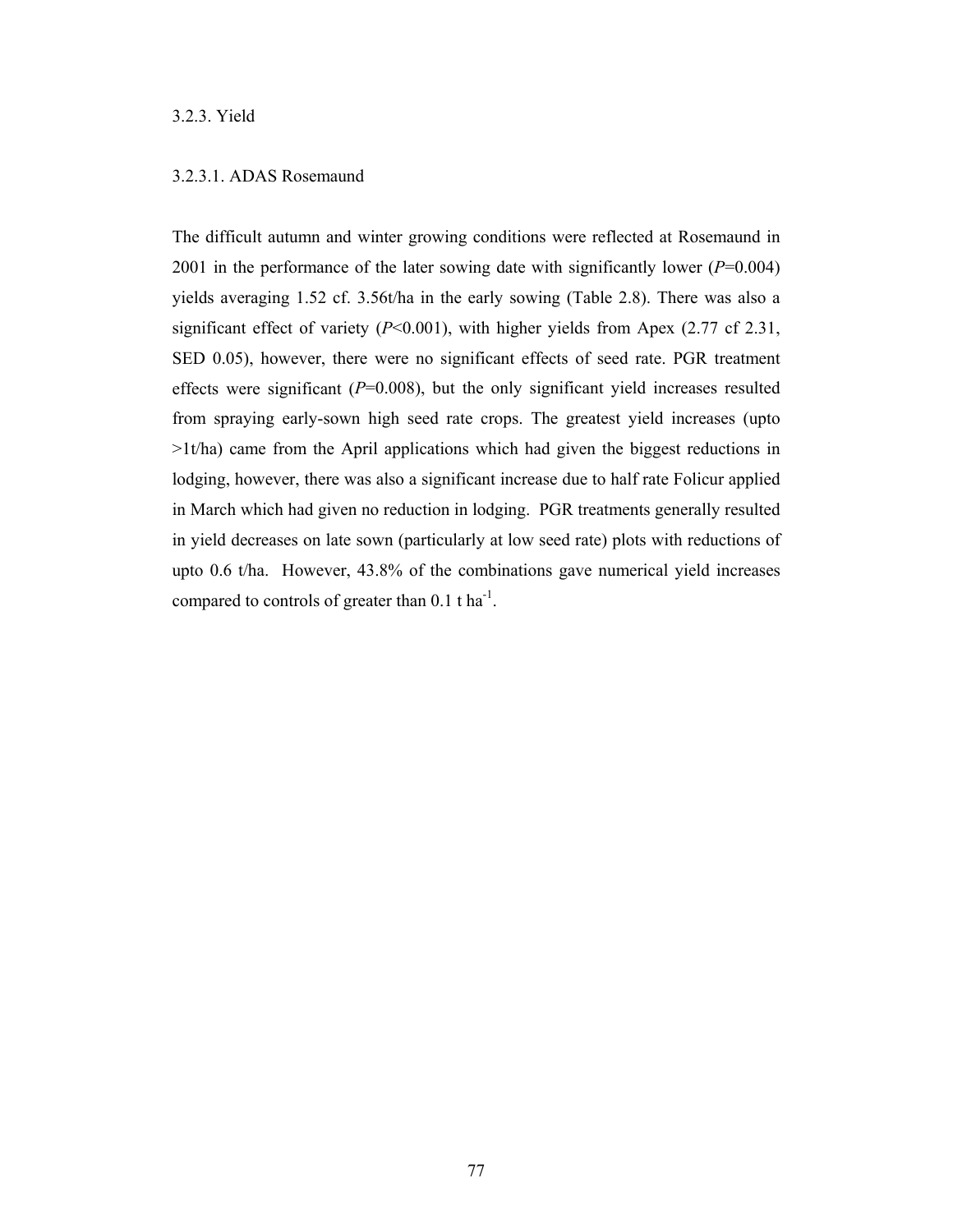### 3.2.3. Yield

#### 3.2.3.1. ADAS Rosemaund

The difficult autumn and winter growing conditions were reflected at Rosemaund in 2001 in the performance of the later sowing date with significantly lower (*P*=0.004) yields averaging 1.52 cf. 3.56t/ha in the early sowing (Table 2.8). There was also a significant effect of variety (*P*<0.001), with higher yields from Apex (2.77 cf 2.31, SED 0.05), however, there were no significant effects of seed rate. PGR treatment effects were significant (*P*=0.008), but the only significant yield increases resulted from spraying early-sown high seed rate crops. The greatest yield increases (upto >1t/ha) came from the April applications which had given the biggest reductions in lodging, however, there was also a significant increase due to half rate Folicur applied in March which had given no reduction in lodging. PGR treatments generally resulted in yield decreases on late sown (particularly at low seed rate) plots with reductions of upto 0.6 t/ha. However, 43.8% of the combinations gave numerical yield increases compared to controls of greater than 0.1 t $ha^{-1}$.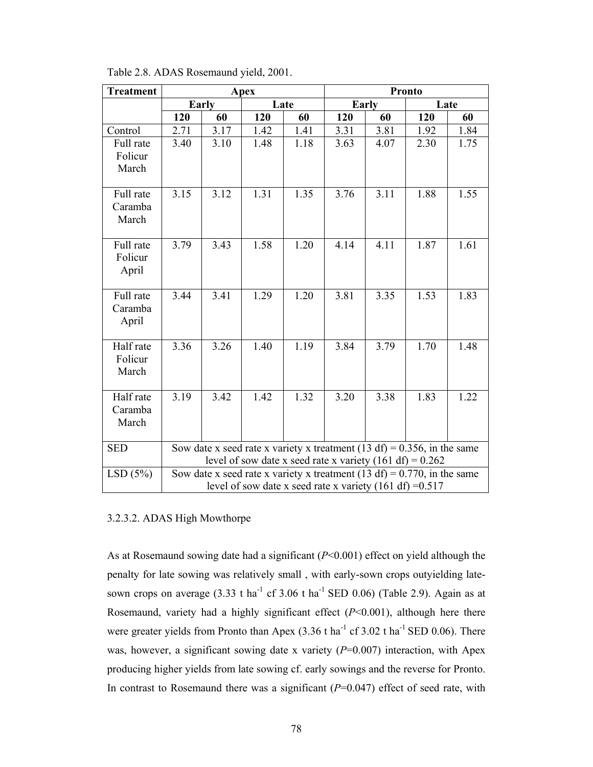Table 2.8. ADAS Rosemaund yield, 2001.

| Treatment | Apex | | | | Pronto | | | |
|---|---|---|---|---|---|---|---|---|
| | Early | | Late | | Early | | Late | |
| | 120 | 60 | 120 | 60 | 120 | 60 | 120 | 60 |
| Control | 2.71 | 3.17 | 1.42 | 1.41 | 3.31 | 3.81 | 1.92 | 1.84 |
| Full rate Folicur March | 3.40 | 3.10 | 1.48 | 1.18 | 3.63 | 4.07 | 2.30 | 1.75 |
| Full rate Caramba March | 3.15 | 3.12 | 1.31 | 1.35 | 3.76 | 3.11 | 1.88 | 1.55 |
| Full rate Folicur April | 3.79 | 3.43 | 1.58 | 1.20 | 4.14 | 4.11 | 1.87 | 1.61 |
| Full rate Caramba April | 3.44 | 3.41 | 1.29 | 1.20 | 3.81 | 3.35 | 1.53 | 1.83 |
| Half rate Folicur March | 3.36 | 3.26 | 1.40 | 1.19 | 3.84 | 3.79 | 1.70 | 1.48 |
| Half rate Caramba March | 3.19 | 3.42 | 1.42 | 1.32 | 3.20 | 3.38 | 1.83 | 1.22 |
| SED | Sow date x seed rate x variety x treatment (13 df) = 0.356, in the same level of sow date x seed rate x variety (161 df) = 0.262 | | | | | | | |
| LSD (5%) | Sow date x seed rate x variety x treatment (13 df) = 0.770, in the same level of sow date x seed rate x variety (161 df) =0.517 | | | | | | | |

3.2.3.2. ADAS High Mowthorpe

As at Rosemaund sowing date had a significant (*P*<0.001) effect on yield although the penalty for late sowing was relatively small , with early-sown crops outyielding late-sown crops on average (3.33 t $ha^{-1}$ cf 3.06 t $ha^{-1}$ SED 0.06) (Table 2.9). Again as at Rosemaund, variety had a highly significant effect (*P*<0.001), although here there were greater yields from Pronto than Apex (3.36 t $ha^{-1}$ cf 3.02 t $ha^{-1}$ SED 0.06). There was, however, a significant sowing date x variety (*P*=0.007) interaction, with Apex producing higher yields from late sowing cf. early sowings and the reverse for Pronto. In contrast to Rosemaund there was a significant (*P*=0.047) effect of seed rate, with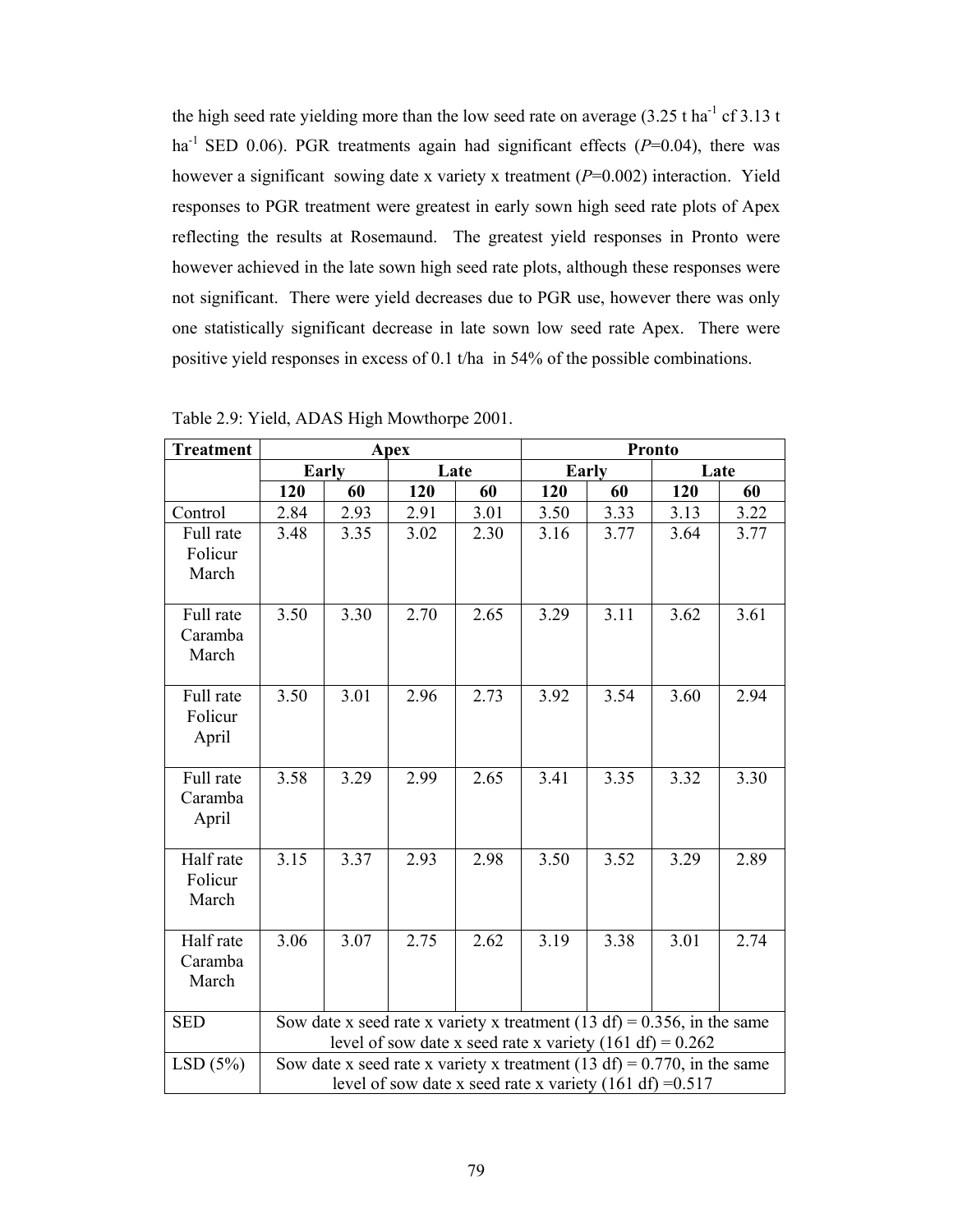the high seed rate yielding more than the low seed rate on average (3.25 t $ha^{-1}$ cf 3.13 t $ha^{-1}$ SED 0.06). PGR treatments again had significant effects (*P*=0.04), there was however a significant sowing date x variety x treatment (*P*=0.002) interaction. Yield responses to PGR treatment were greatest in early sown high seed rate plots of Apex reflecting the results at Rosemaund. The greatest yield responses in Pronto were however achieved in the late sown high seed rate plots, although these responses were not significant. There were yield decreases due to PGR use, however there was only one statistically significant decrease in late sown low seed rate Apex. There were positive yield responses in excess of 0.1 t/ha in 54% of the possible combinations.

Table 2.9: Yield, ADAS High Mowthorpe 2001.

| Treatment | Apex | | | | Pronto | | | |
|---|---|---|---|---|---|---|---|---|
| | Early | | Late | | Early | | Late | |
| | 120 | 60 | 120 | 60 | 120 | 60 | 120 | 60 |
| Control | 2.84 | 2.93 | 2.91 | 3.01 | 3.50 | 3.33 | 3.13 | 3.22 |
| Full rate Folicur March | 3.48 | 3.35 | 3.02 | 2.30 | 3.16 | 3.77 | 3.64 | 3.77 |
| Full rate Caramba March | 3.50 | 3.30 | 2.70 | 2.65 | 3.29 | 3.11 | 3.62 | 3.61 |
| Full rate Folicur April | 3.50 | 3.01 | 2.96 | 2.73 | 3.92 | 3.54 | 3.60 | 2.94 |
| Full rate Caramba April | 3.58 | 3.29 | 2.99 | 2.65 | 3.41 | 3.35 | 3.32 | 3.30 |
| Half rate Folicur March | 3.15 | 3.37 | 2.93 | 2.98 | 3.50 | 3.52 | 3.29 | 2.89 |
| Half rate Caramba March | 3.06 | 3.07 | 2.75 | 2.62 | 3.19 | 3.38 | 3.01 | 2.74 |
| SED | Sow date x seed rate x variety x treatment (13 df) = 0.356, in the same level of sow date x seed rate x variety (161 df) = 0.262 | | | | | | | |
| LSD (5%) | Sow date x seed rate x variety x treatment (13 df) = 0.770, in the same level of sow date x seed rate x variety (161 df) =0.517 | | | | | | | |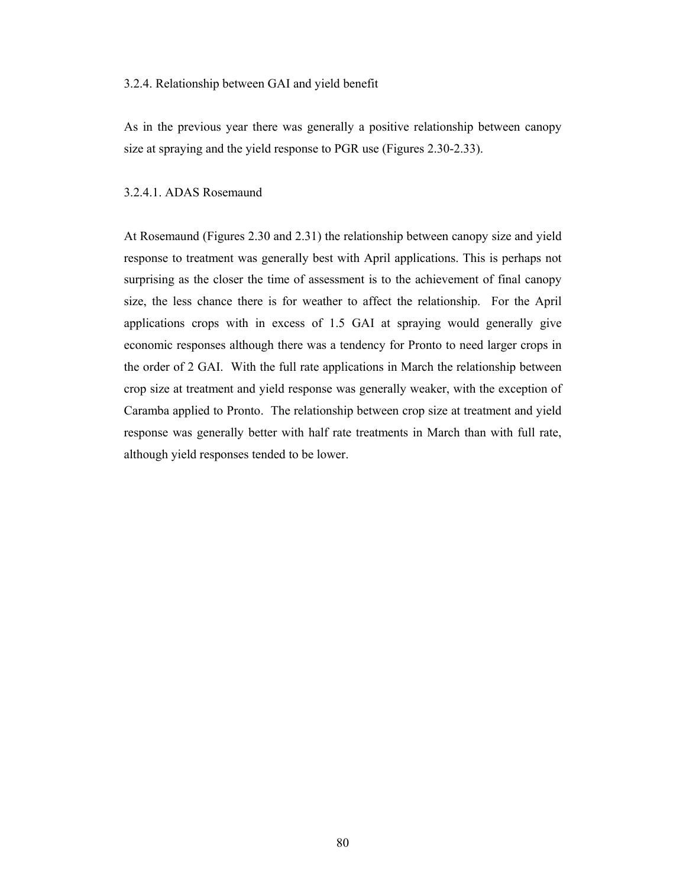### 3.2.4. Relationship between GAI and yield benefit

As in the previous year there was generally a positive relationship between canopy size at spraying and the yield response to PGR use (Figures 2.30-2.33).

#### 3.2.4.1. ADAS Rosemaund

At Rosemaund (Figures 2.30 and 2.31) the relationship between canopy size and yield response to treatment was generally best with April applications. This is perhaps not surprising as the closer the time of assessment is to the achievement of final canopy size, the less chance there is for weather to affect the relationship. For the April applications crops with in excess of 1.5 GAI at spraying would generally give economic responses although there was a tendency for Pronto to need larger crops in the order of 2 GAI. With the full rate applications in March the relationship between crop size at treatment and yield response was generally weaker, with the exception of Caramba applied to Pronto. The relationship between crop size at treatment and yield response was generally better with half rate treatments in March than with full rate, although yield responses tended to be lower.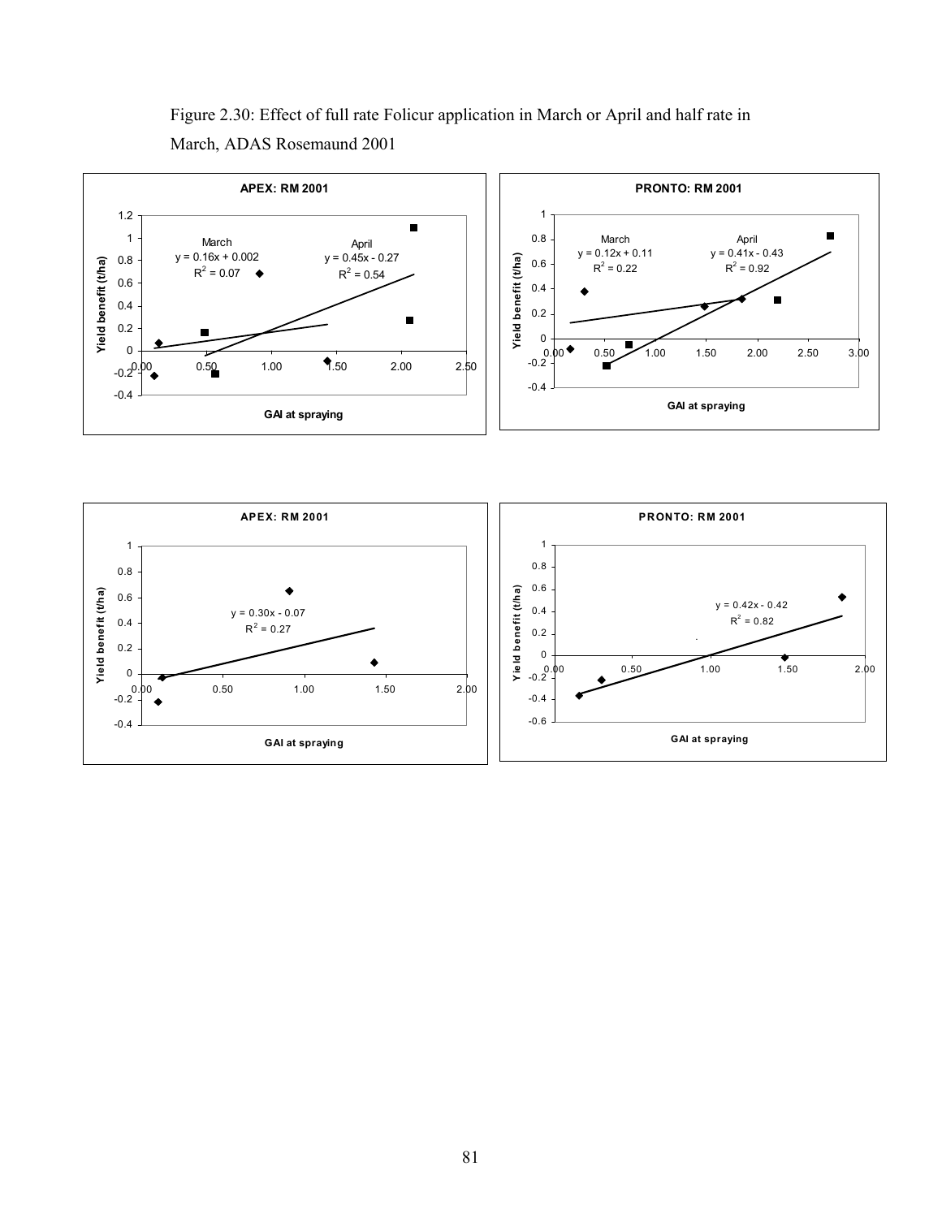Figure 2.30: Effect of full rate Folicur application in March or April and half rate in March, ADAS Rosemaund 2001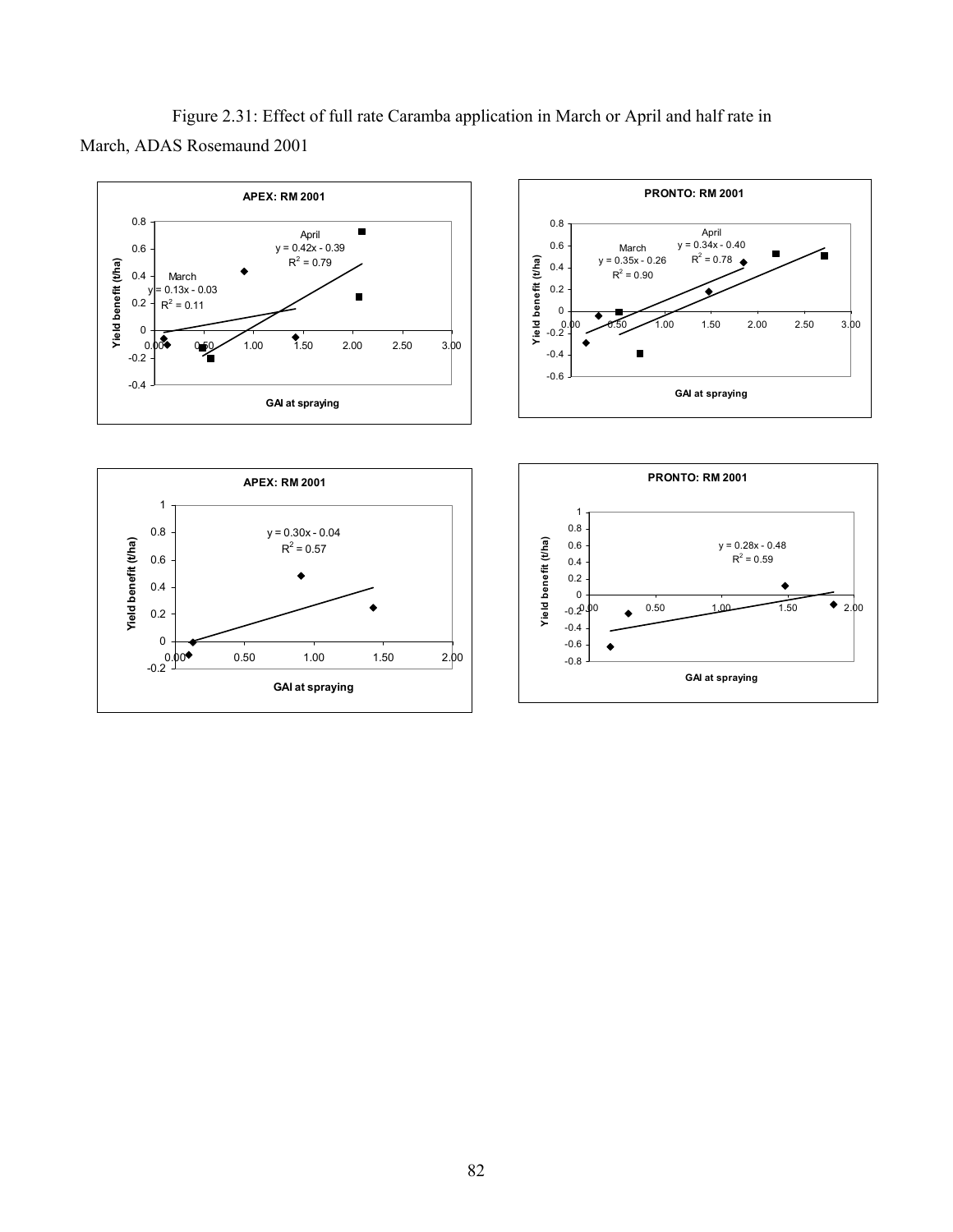Figure 2.31: Effect of full rate Caramba application in March or April and half rate in March, ADAS Rosemaund 2001

**APEX: RM 2001**

April: $y = 0.42x - 0.39$, $R^2 = 0.79$

March: $y = 0.13x - 0.03$, $R^2 = 0.11$

Yield benefit (t/ha) vs. GAI at spraying

**PRONTO: RM 2001**

March: $y = 0.35x - 0.26$, $R^2 = 0.90$

April: $y = 0.34x - 0.40$, $R^2 = 0.78$

Yield benefit (t/ha) vs. GAI at spraying

**APEX: RM 2001**

$y = 0.30x - 0.04$, $R^2 = 0.57$

Yield benefit (t/ha) vs. GAI at spraying

**PRONTO: RM 2001**

$y = 0.28x - 0.48$, $R^2 = 0.59$

Yield benefit (t/ha) vs. GAI at spraying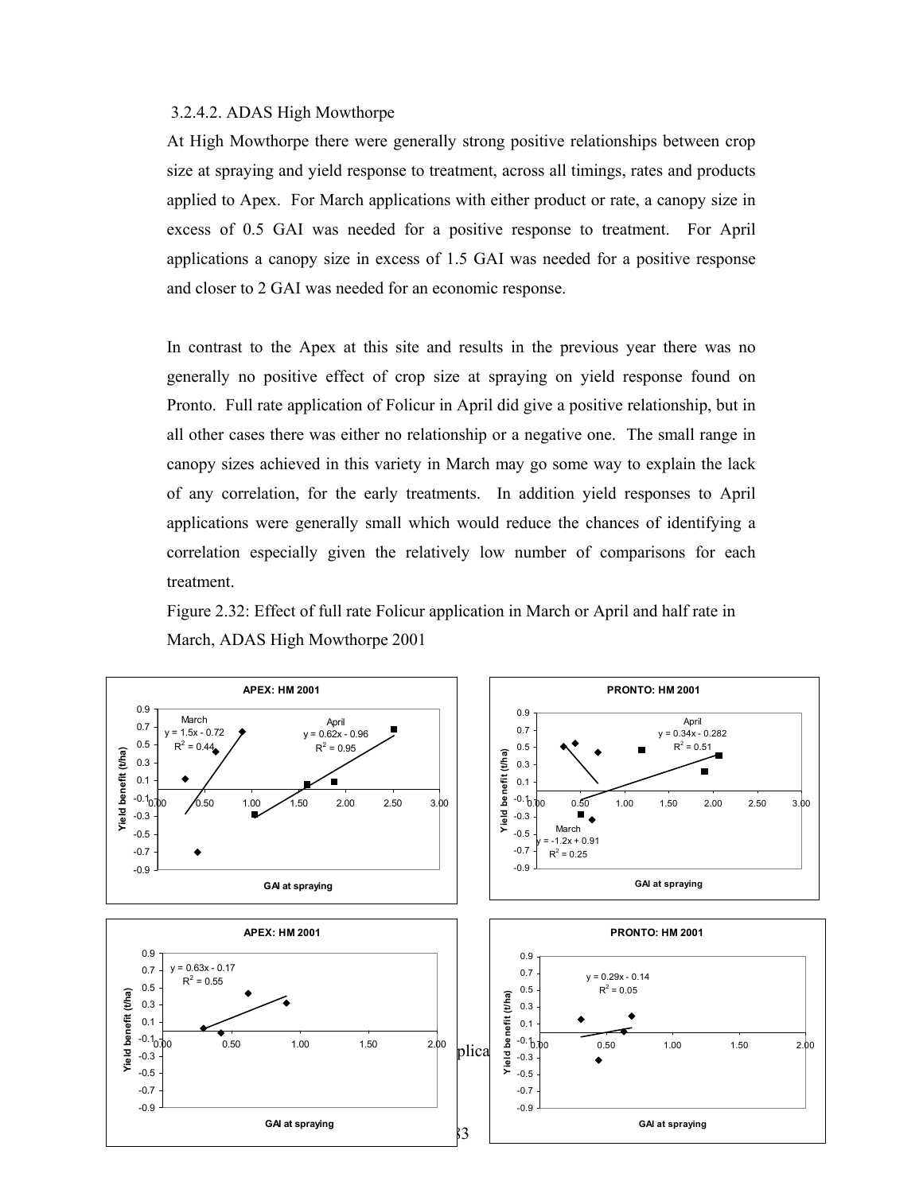3.2.4.2. ADAS High Mowthorpe

At High Mowthorpe there were generally strong positive relationships between crop size at spraying and yield response to treatment, across all timings, rates and products applied to Apex. For March applications with either product or rate, a canopy size in excess of 0.5 GAI was needed for a positive response to treatment. For April applications a canopy size in excess of 1.5 GAI was needed for a positive response and closer to 2 GAI was needed for an economic response.

In contrast to the Apex at this site and results in the previous year there was no generally no positive effect of crop size at spraying on yield response found on Pronto. Full rate application of Folicur in April did give a positive relationship, but in all other cases there was either no relationship or a negative one. The small range in canopy sizes achieved in this variety in March may go some way to explain the lack of any correlation, for the early treatments. In addition yield responses to April applications were generally small which would reduce the chances of identifying a correlation especially given the relatively low number of comparisons for each treatment.

Figure 2.32: Effect of full rate Folicur application in March or April and half rate in March, ADAS High Mowthorpe 2001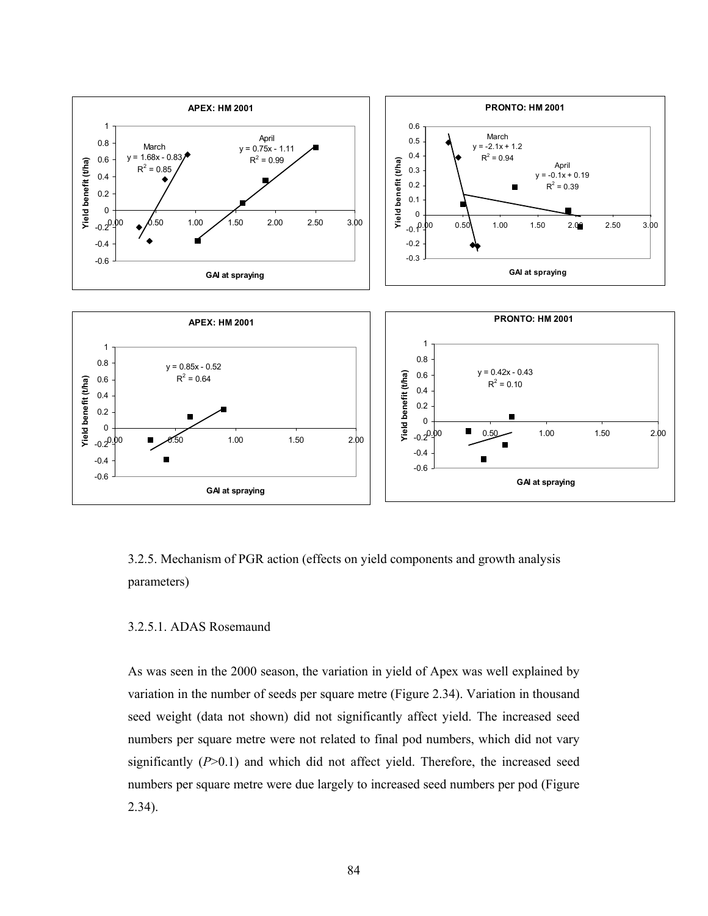### 3.2.5. Mechanism of PGR action (effects on yield components and growth analysis parameters)

#### 3.2.5.1. ADAS Rosemaund

As was seen in the 2000 season, the variation in yield of Apex was well explained by variation in the number of seeds per square metre (Figure 2.34). Variation in thousand seed weight (data not shown) did not significantly affect yield. The increased seed numbers per square metre were not related to final pod numbers, which did not vary significantly ($P$>0.1) and which did not affect yield. Therefore, the increased seed numbers per square metre were due largely to increased seed numbers per pod (Figure 2.34).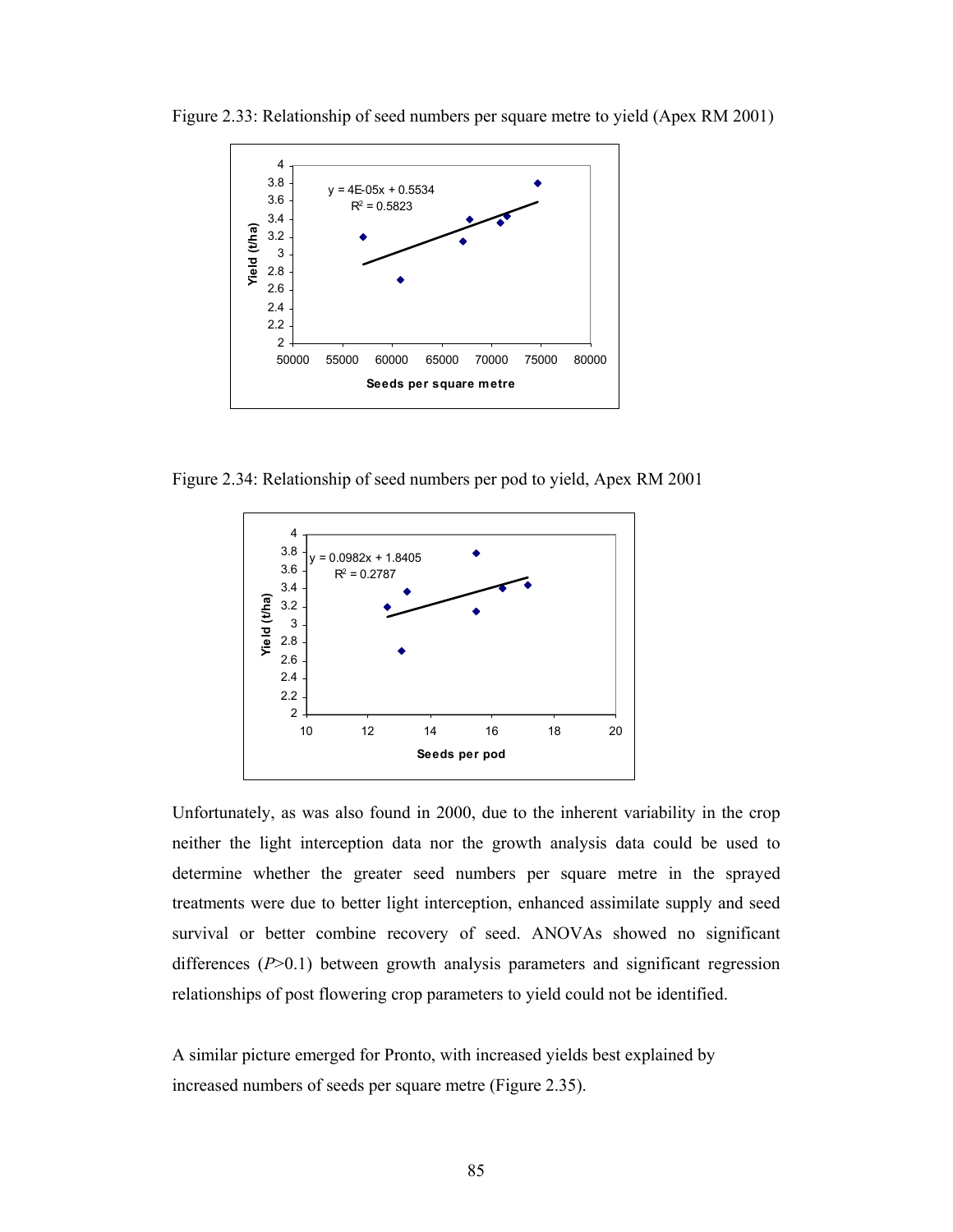Figure 2.33: Relationship of seed numbers per square metre to yield (Apex RM 2001)

Figure 2.34: Relationship of seed numbers per pod to yield, Apex RM 2001

Unfortunately, as was also found in 2000, due to the inherent variability in the crop neither the light interception data nor the growth analysis data could be used to determine whether the greater seed numbers per square metre in the sprayed treatments were due to better light interception, enhanced assimilate supply and seed survival or better combine recovery of seed. ANOVAs showed no significant differences ($P$>0.1) between growth analysis parameters and significant regression relationships of post flowering crop parameters to yield could not be identified.

A similar picture emerged for Pronto, with increased yields best explained by increased numbers of seeds per square metre (Figure 2.35).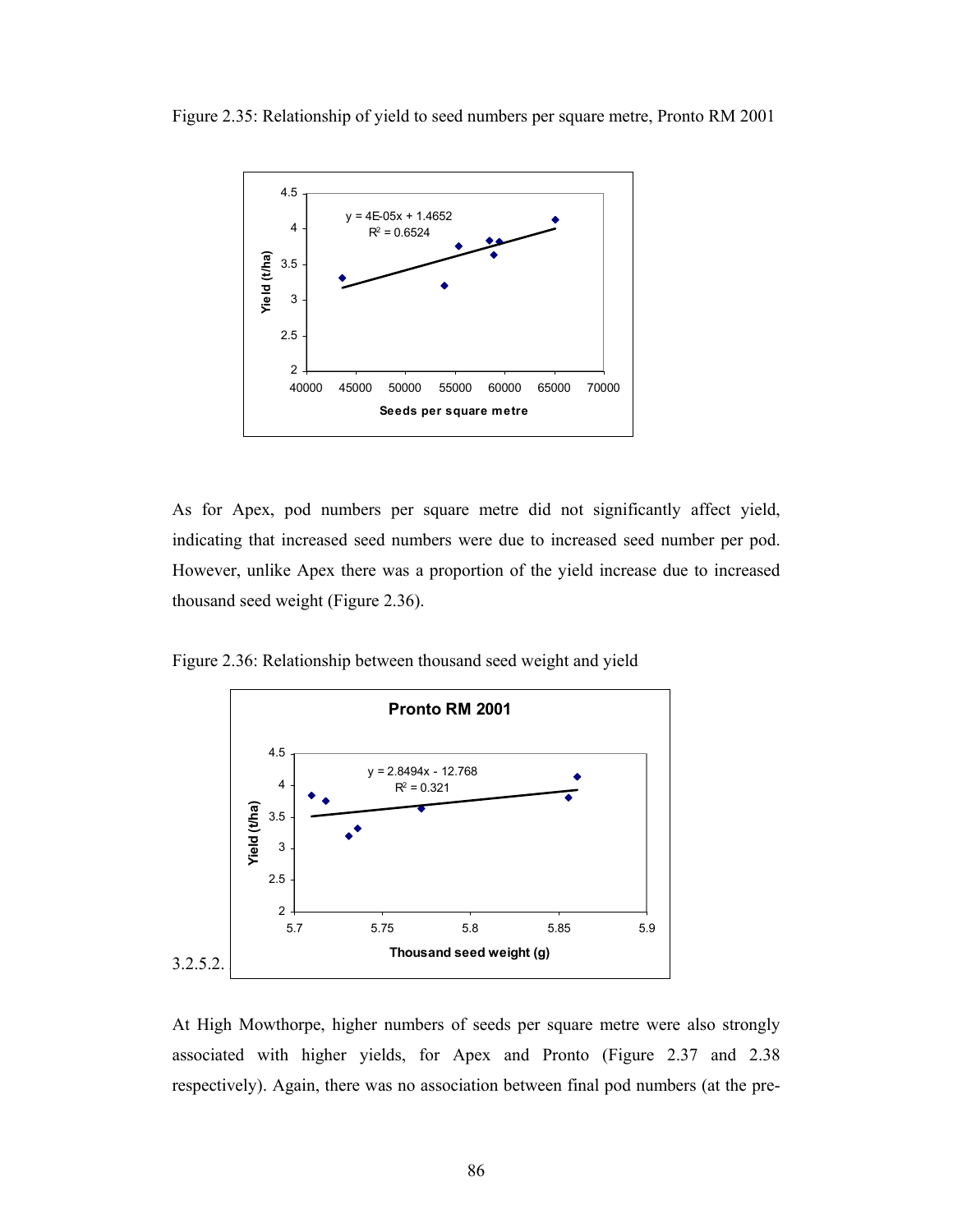Figure 2.35: Relationship of yield to seed numbers per square metre, Pronto RM 2001

As for Apex, pod numbers per square metre did not significantly affect yield, indicating that increased seed numbers were due to increased seed number per pod. However, unlike Apex there was a proportion of the yield increase due to increased thousand seed weight (Figure 2.36).

Figure 2.36: Relationship between thousand seed weight and yield

3.2.5.2.

At High Mowthorpe, higher numbers of seeds per square metre were also strongly associated with higher yields, for Apex and Pronto (Figure 2.37 and 2.38 respectively). Again, there was no association between final pod numbers (at the pre-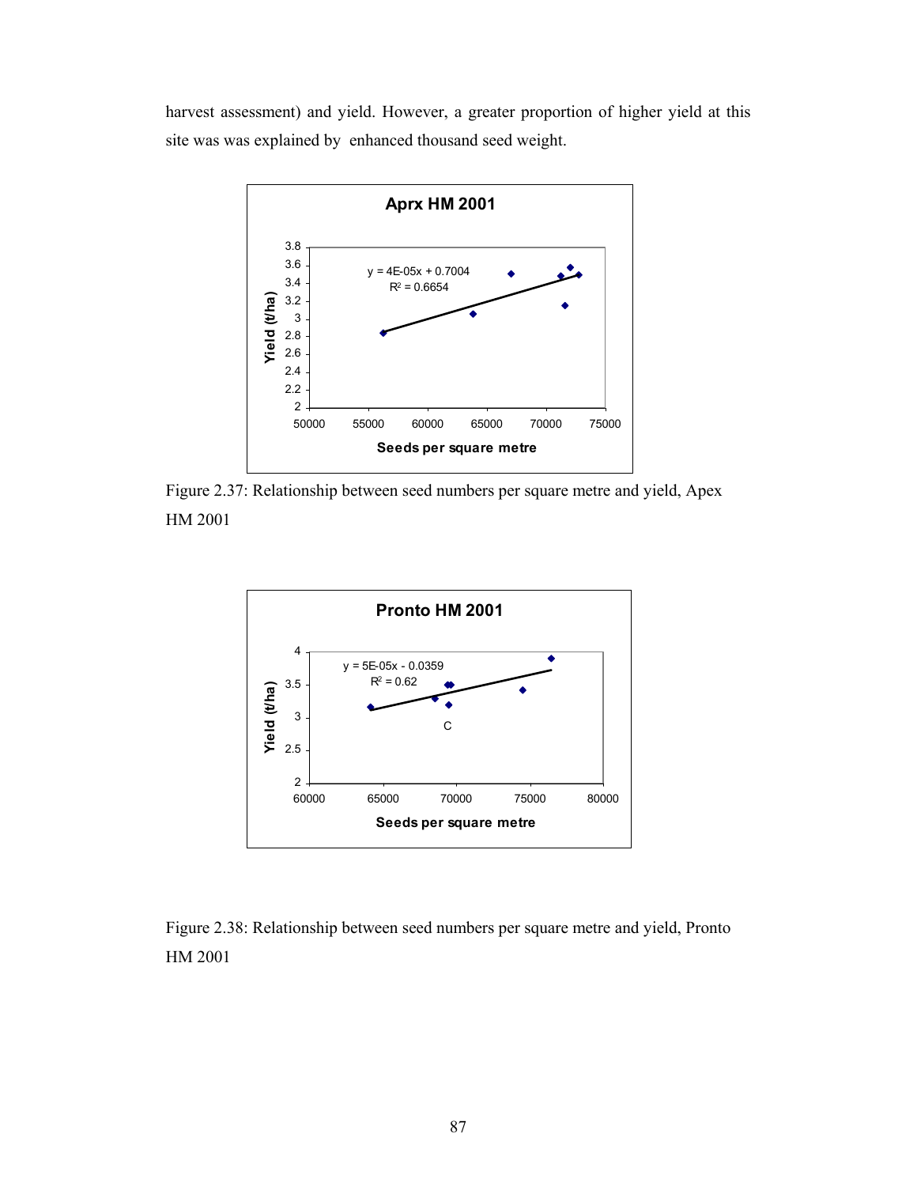harvest assessment) and yield. However, a greater proportion of higher yield at this site was was explained by enhanced thousand seed weight.

Figure 2.37: Relationship between seed numbers per square metre and yield, Apex HM 2001

Figure 2.38: Relationship between seed numbers per square metre and yield, Pronto HM 2001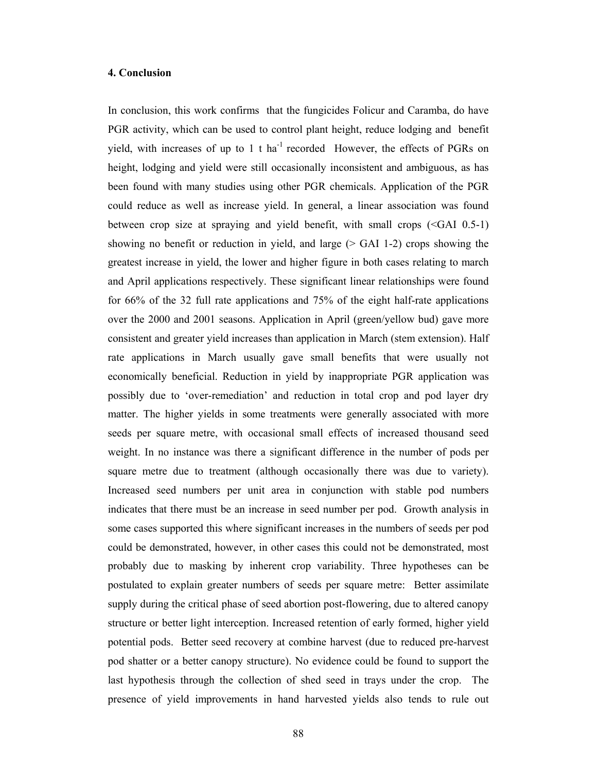**4. Conclusion**

In conclusion, this work confirms that the fungicides Folicur and Caramba, do have PGR activity, which can be used to control plant height, reduce lodging and benefit yield, with increases of up to 1 t ha$^{-1}$ recorded However, the effects of PGRs on height, lodging and yield were still occasionally inconsistent and ambiguous, as has been found with many studies using other PGR chemicals. Application of the PGR could reduce as well as increase yield. In general, a linear association was found between crop size at spraying and yield benefit, with small crops (<GAI 0.5-1) showing no benefit or reduction in yield, and large (> GAI 1-2) crops showing the greatest increase in yield, the lower and higher figure in both cases relating to march and April applications respectively. These significant linear relationships were found for 66% of the 32 full rate applications and 75% of the eight half-rate applications over the 2000 and 2001 seasons. Application in April (green/yellow bud) gave more consistent and greater yield increases than application in March (stem extension). Half rate applications in March usually gave small benefits that were usually not economically beneficial. Reduction in yield by inappropriate PGR application was possibly due to 'over-remediation' and reduction in total crop and pod layer dry matter. The higher yields in some treatments were generally associated with more seeds per square metre, with occasional small effects of increased thousand seed weight. In no instance was there a significant difference in the number of pods per square metre due to treatment (although occasionally there was due to variety). Increased seed numbers per unit area in conjunction with stable pod numbers indicates that there must be an increase in seed number per pod. Growth analysis in some cases supported this where significant increases in the numbers of seeds per pod could be demonstrated, however, in other cases this could not be demonstrated, most probably due to masking by inherent crop variability. Three hypotheses can be postulated to explain greater numbers of seeds per square metre: Better assimilate supply during the critical phase of seed abortion post-flowering, due to altered canopy structure or better light interception. Increased retention of early formed, higher yield potential pods. Better seed recovery at combine harvest (due to reduced pre-harvest pod shatter or a better canopy structure). No evidence could be found to support the last hypothesis through the collection of shed seed in trays under the crop. The presence of yield improvements in hand harvested yields also tends to rule out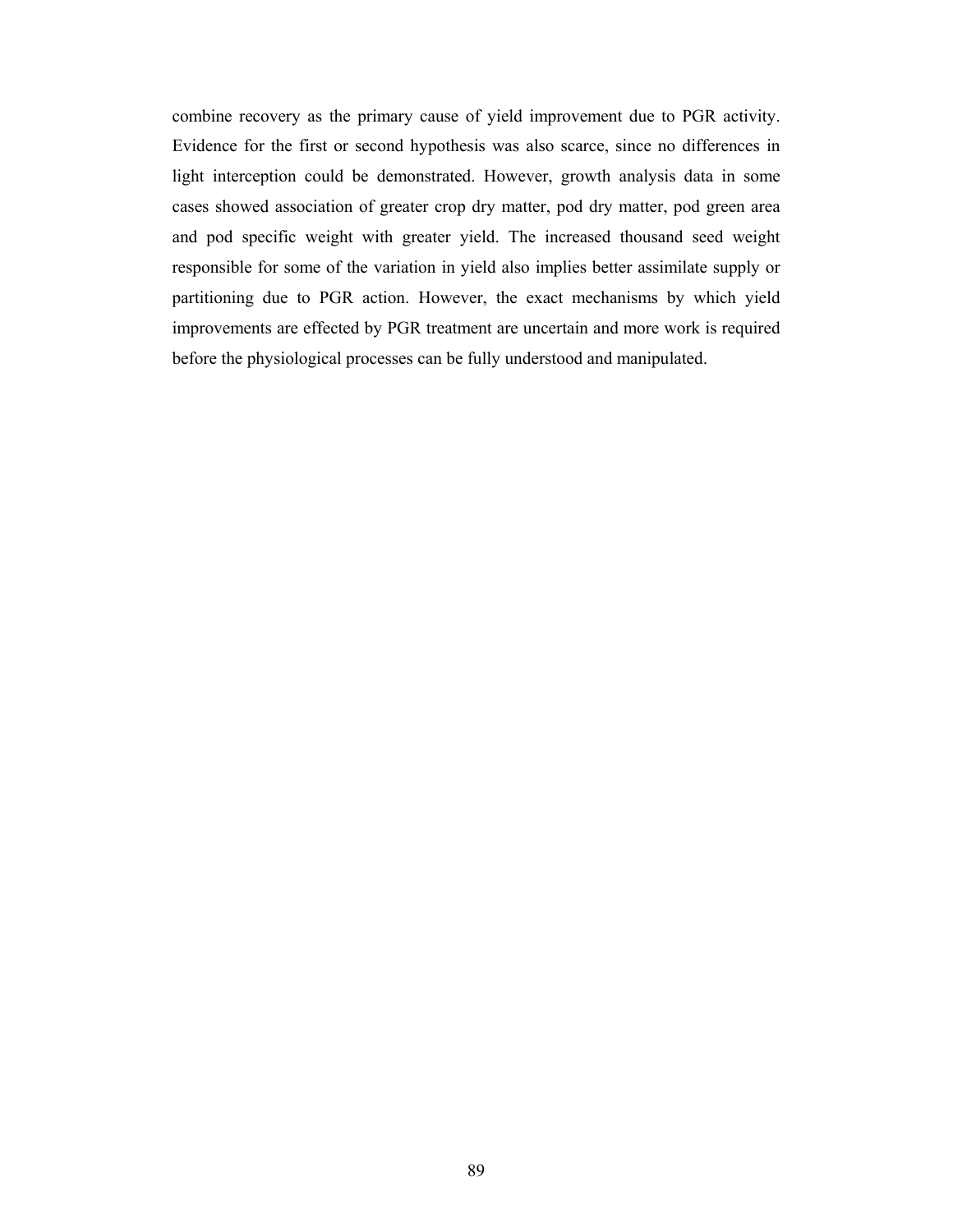combine recovery as the primary cause of yield improvement due to PGR activity. Evidence for the first or second hypothesis was also scarce, since no differences in light interception could be demonstrated. However, growth analysis data in some cases showed association of greater crop dry matter, pod dry matter, pod green area and pod specific weight with greater yield. The increased thousand seed weight responsible for some of the variation in yield also implies better assimilate supply or partitioning due to PGR action. However, the exact mechanisms by which yield improvements are effected by PGR treatment are uncertain and more work is required before the physiological processes can be fully understood and manipulated.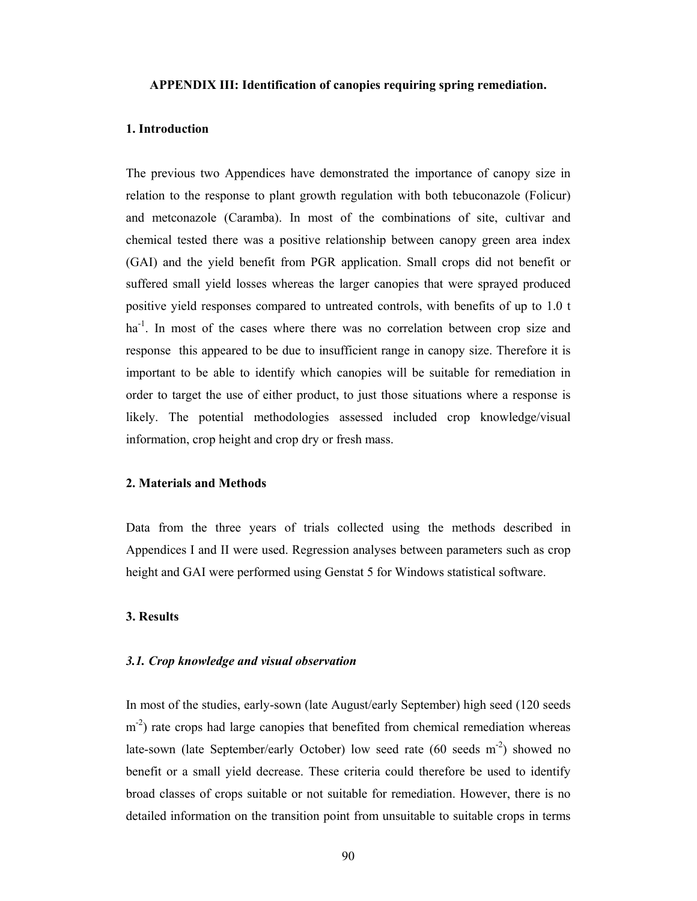## APPENDIX III: Identification of canopies requiring spring remediation.

### 1. Introduction

The previous two Appendices have demonstrated the importance of canopy size in relation to the response to plant growth regulation with both tebuconazole (Folicur) and metconazole (Caramba). In most of the combinations of site, cultivar and chemical tested there was a positive relationship between canopy green area index (GAI) and the yield benefit from PGR application. Small crops did not benefit or suffered small yield losses whereas the larger canopies that were sprayed produced positive yield responses compared to untreated controls, with benefits of up to 1.0 t $ha^{-1}$. In most of the cases where there was no correlation between crop size and response this appeared to be due to insufficient range in canopy size. Therefore it is important to be able to identify which canopies will be suitable for remediation in order to target the use of either product, to just those situations where a response is likely. The potential methodologies assessed included crop knowledge/visual information, crop height and crop dry or fresh mass.

### 2. Materials and Methods

Data from the three years of trials collected using the methods described in Appendices I and II were used. Regression analyses between parameters such as crop height and GAI were performed using Genstat 5 for Windows statistical software.

### 3. Results

#### *3.1. Crop knowledge and visual observation*

In most of the studies, early-sown (late August/early September) high seed (120 seeds $m^{-2}$) rate crops had large canopies that benefited from chemical remediation whereas late-sown (late September/early October) low seed rate (60 seeds $m^{-2}$) showed no benefit or a small yield decrease. These criteria could therefore be used to identify broad classes of crops suitable or not suitable for remediation. However, there is no detailed information on the transition point from unsuitable to suitable crops in terms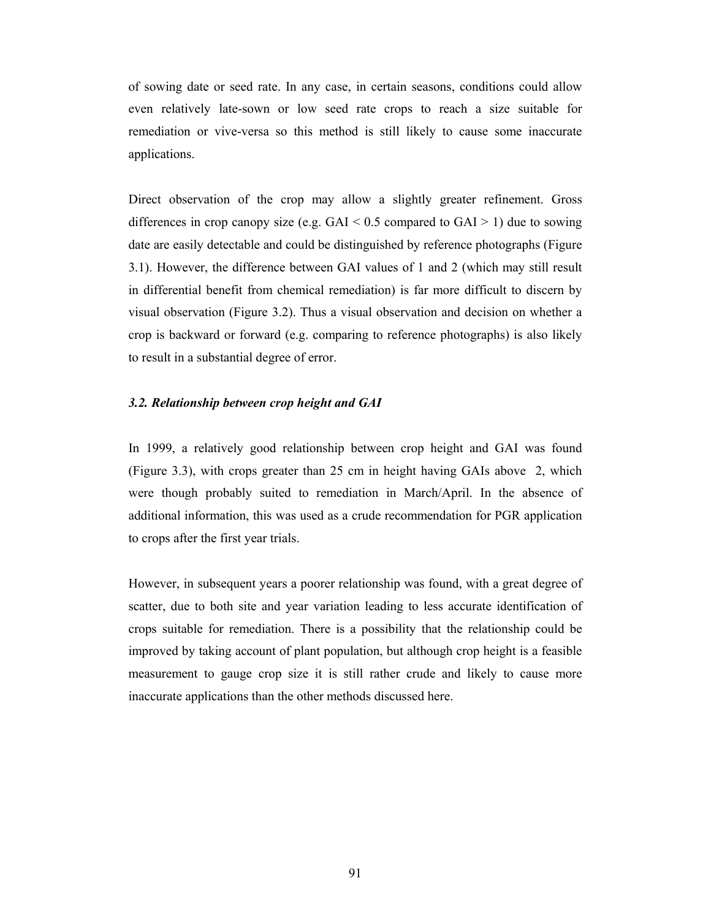of sowing date or seed rate. In any case, in certain seasons, conditions could allow even relatively late-sown or low seed rate crops to reach a size suitable for remediation or vive-versa so this method is still likely to cause some inaccurate applications.

Direct observation of the crop may allow a slightly greater refinement. Gross differences in crop canopy size (e.g. GAI < 0.5 compared to GAI > 1) due to sowing date are easily detectable and could be distinguished by reference photographs (Figure 3.1). However, the difference between GAI values of 1 and 2 (which may still result in differential benefit from chemical remediation) is far more difficult to discern by visual observation (Figure 3.2). Thus a visual observation and decision on whether a crop is backward or forward (e.g. comparing to reference photographs) is also likely to result in a substantial degree of error.

### *3.2. Relationship between crop height and GAI*

In 1999, a relatively good relationship between crop height and GAI was found (Figure 3.3), with crops greater than 25 cm in height having GAIs above 2, which were though probably suited to remediation in March/April. In the absence of additional information, this was used as a crude recommendation for PGR application to crops after the first year trials.

However, in subsequent years a poorer relationship was found, with a great degree of scatter, due to both site and year variation leading to less accurate identification of crops suitable for remediation. There is a possibility that the relationship could be improved by taking account of plant population, but although crop height is a feasible measurement to gauge crop size it is still rather crude and likely to cause more inaccurate applications than the other methods discussed here.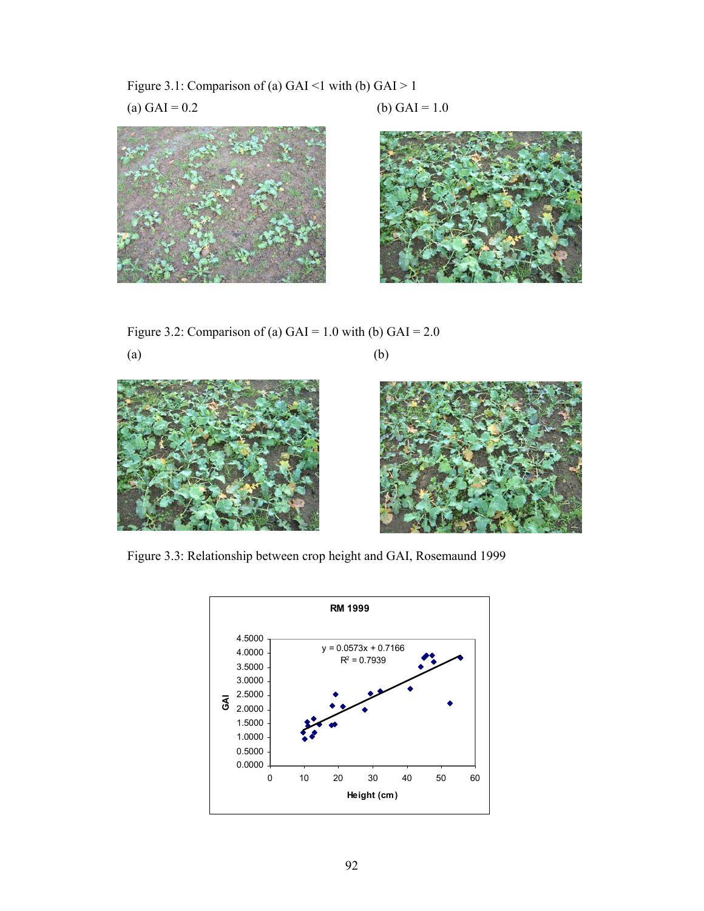Figure 3.1: Comparison of (a) GAI <1 with (b) GAI > 1

(a) GAI = 0.2

(b) GAI = 1.0

Figure 3.2: Comparison of (a) GAI = 1.0 with (b) GAI = 2.0

(a)

(b)

Figure 3.3: Relationship between crop height and GAI, Rosemaund 1999

RM 1999

$y = 0.0573x + 0.7166$

$R^2 = 0.7939$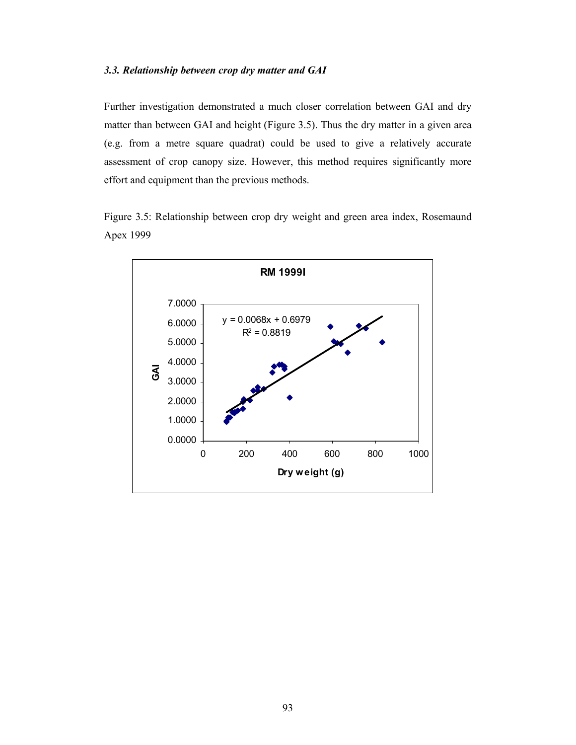### *3.3. Relationship between crop dry matter and GAI*

Further investigation demonstrated a much closer correlation between GAI and dry matter than between GAI and height (Figure 3.5). Thus the dry matter in a given area (e.g. from a metre square quadrat) could be used to give a relatively accurate assessment of crop canopy size. However, this method requires significantly more effort and equipment than the previous methods.

Figure 3.5: Relationship between crop dry weight and green area index, Rosemaund Apex 1999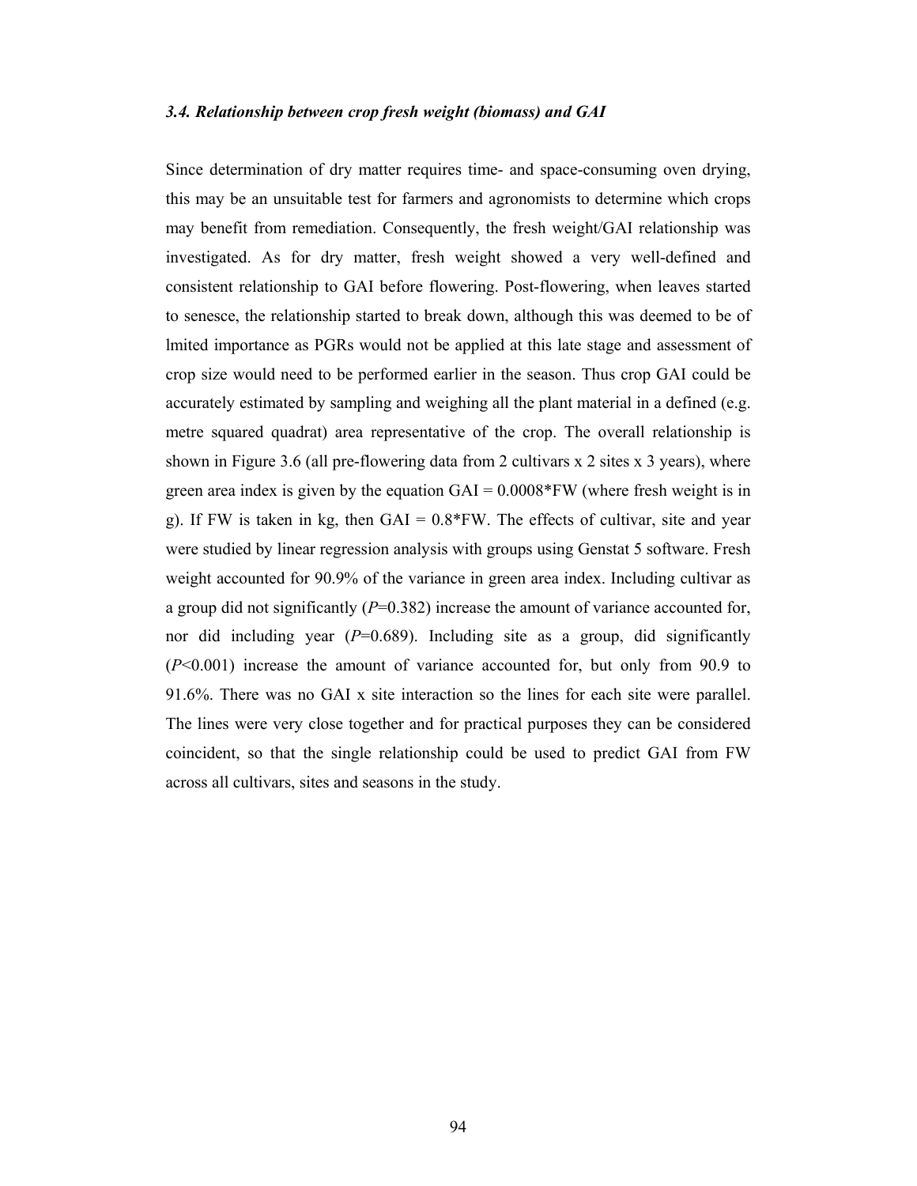### *3.4. Relationship between crop fresh weight (biomass) and GAI*

Since determination of dry matter requires time- and space-consuming oven drying, this may be an unsuitable test for farmers and agronomists to determine which crops may benefit from remediation. Consequently, the fresh weight/GAI relationship was investigated. As for dry matter, fresh weight showed a very well-defined and consistent relationship to GAI before flowering. Post-flowering, when leaves started to senesce, the relationship started to break down, although this was deemed to be of lmited importance as PGRs would not be applied at this late stage and assessment of crop size would need to be performed earlier in the season. Thus crop GAI could be accurately estimated by sampling and weighing all the plant material in a defined (e.g. metre squared quadrat) area representative of the crop. The overall relationship is shown in Figure 3.6 (all pre-flowering data from 2 cultivars x 2 sites x 3 years), where green area index is given by the equation $GAI = 0.0008*FW$ (where fresh weight is in g). If FW is taken in kg, then $GAI = 0.8*FW$. The effects of cultivar, site and year were studied by linear regression analysis with groups using Genstat 5 software. Fresh weight accounted for 90.9% of the variance in green area index. Including cultivar as a group did not significantly ($P=0.382$) increase the amount of variance accounted for, nor did including year ($P=0.689$). Including site as a group, did significantly ($P<0.001$) increase the amount of variance accounted for, but only from 90.9 to 91.6%. There was no GAI x site interaction so the lines for each site were parallel. The lines were very close together and for practical purposes they can be considered coincident, so that the single relationship could be used to predict GAI from FW across all cultivars, sites and seasons in the study.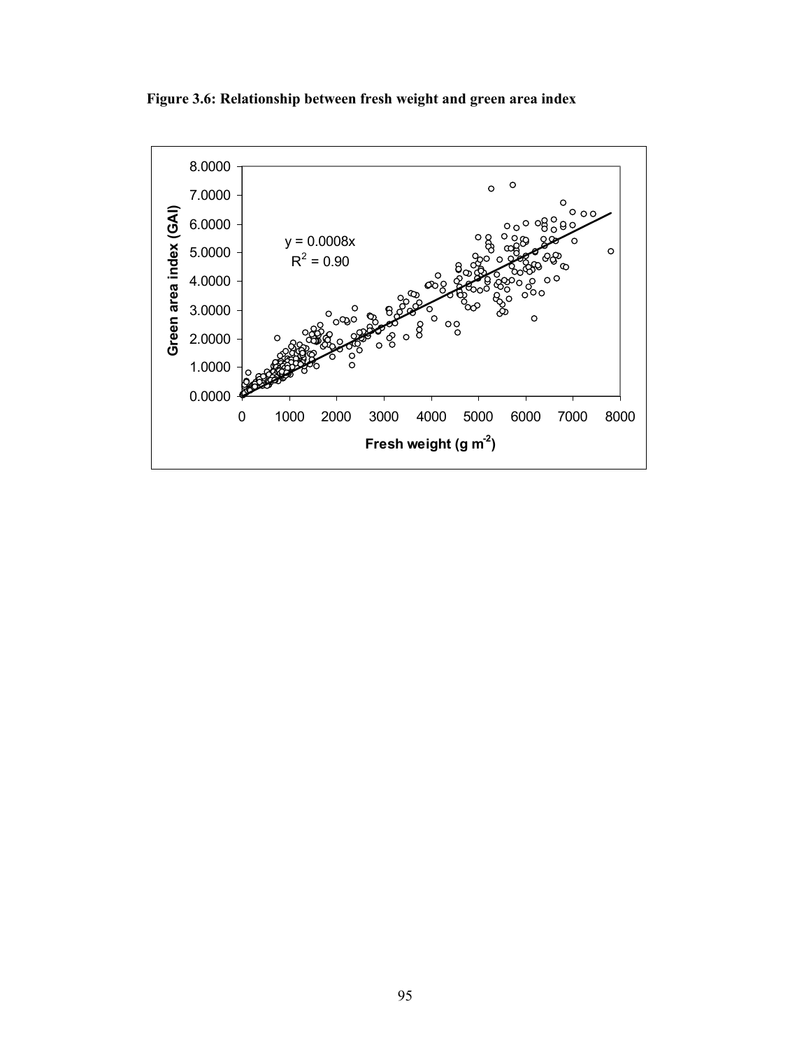**Figure 3.6: Relationship between fresh weight and green area index**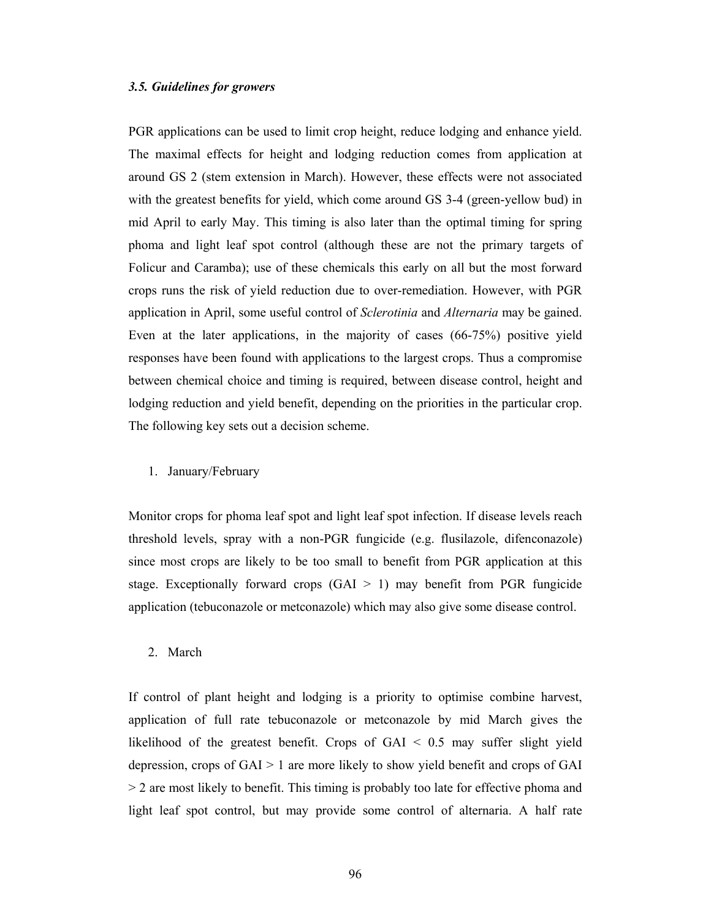### *3.5. Guidelines for growers*

PGR applications can be used to limit crop height, reduce lodging and enhance yield. The maximal effects for height and lodging reduction comes from application at around GS 2 (stem extension in March). However, these effects were not associated with the greatest benefits for yield, which come around GS 3-4 (green-yellow bud) in mid April to early May. This timing is also later than the optimal timing for spring phoma and light leaf spot control (although these are not the primary targets of Folicur and Caramba); use of these chemicals this early on all but the most forward crops runs the risk of yield reduction due to over-remediation. However, with PGR application in April, some useful control of *Sclerotinia* and *Alternaria* may be gained. Even at the later applications, in the majority of cases (66-75%) positive yield responses have been found with applications to the largest crops. Thus a compromise between chemical choice and timing is required, between disease control, height and lodging reduction and yield benefit, depending on the priorities in the particular crop. The following key sets out a decision scheme.

1. January/February

Monitor crops for phoma leaf spot and light leaf spot infection. If disease levels reach threshold levels, spray with a non-PGR fungicide (e.g. flusilazole, difenconazole) since most crops are likely to be too small to benefit from PGR application at this stage. Exceptionally forward crops (GAI > 1) may benefit from PGR fungicide application (tebuconazole or metconazole) which may also give some disease control.

2. March

If control of plant height and lodging is a priority to optimise combine harvest, application of full rate tebuconazole or metconazole by mid March gives the likelihood of the greatest benefit. Crops of GAI < 0.5 may suffer slight yield depression, crops of GAI > 1 are more likely to show yield benefit and crops of GAI > 2 are most likely to benefit. This timing is probably too late for effective phoma and light leaf spot control, but may provide some control of alternaria. A half rate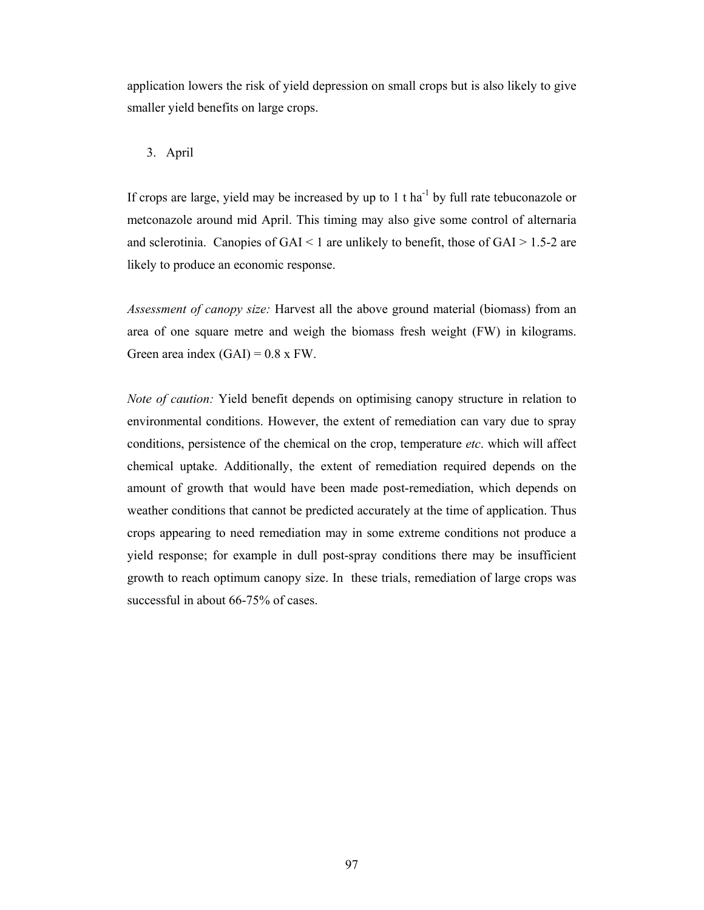application lowers the risk of yield depression on small crops but is also likely to give smaller yield benefits on large crops.

3. April

If crops are large, yield may be increased by up to 1 t $ha^{-1}$ by full rate tebuconazole or metconazole around mid April. This timing may also give some control of alternaria and sclerotinia. Canopies of GAI < 1 are unlikely to benefit, those of GAI > 1.5-2 are likely to produce an economic response.

*Assessment of canopy size:* Harvest all the above ground material (biomass) from an area of one square metre and weigh the biomass fresh weight (FW) in kilograms. Green area index (GAI) = 0.8 x FW.

*Note of caution:* Yield benefit depends on optimising canopy structure in relation to environmental conditions. However, the extent of remediation can vary due to spray conditions, persistence of the chemical on the crop, temperature *etc*. which will affect chemical uptake. Additionally, the extent of remediation required depends on the amount of growth that would have been made post-remediation, which depends on weather conditions that cannot be predicted accurately at the time of application. Thus crops appearing to need remediation may in some extreme conditions not produce a yield response; for example in dull post-spray conditions there may be insufficient growth to reach optimum canopy size. In these trials, remediation of large crops was successful in about 66-75% of cases.